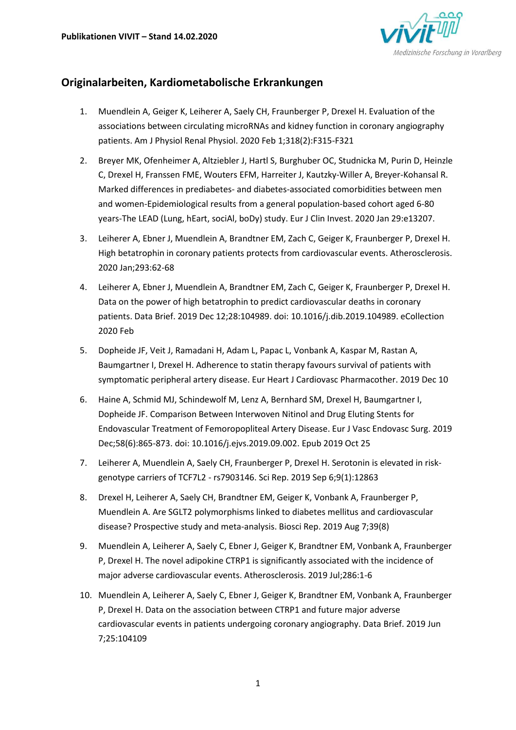**Publikationen VIVIT – Stand 14.02.2020**

## Originalarbeiten, Kardiometabolische Erkrankungen

1. Muendlein A, Geiger K, Leiherer A, Saely CH, Fraunberger P, Drexel H. Evaluation of the associations between circulating microRNAs and kidney function in coronary angiography patients. Am J Physiol Renal Physiol. 2020 Feb 1;318(2):F315-F321
2. Breyer MK, Ofenheimer A, Altziebler J, Hartl S, Burghuber OC, Studnicka M, Purin D, Heinzle C, Drexel H, Franssen FME, Wouters EFM, Harreiter J, Kautzky-Willer A, Breyer-Kohansal R. Marked differences in prediabetes- and diabetes-associated comorbidities between men and women-Epidemiological results from a general population-based cohort aged 6-80 years-The LEAD (Lung, hEart, sociAl, boDy) study. Eur J Clin Invest. 2020 Jan 29:e13207.
3. Leiherer A, Ebner J, Muendlein A, Brandtner EM, Zach C, Geiger K, Fraunberger P, Drexel H. High betatrophin in coronary patients protects from cardiovascular events. Atherosclerosis. 2020 Jan;293:62-68
4. Leiherer A, Ebner J, Muendlein A, Brandtner EM, Zach C, Geiger K, Fraunberger P, Drexel H. Data on the power of high betatrophin to predict cardiovascular deaths in coronary patients. Data Brief. 2019 Dec 12;28:104989. doi: 10.1016/j.dib.2019.104989. eCollection 2020 Feb
5. Dopheide JF, Veit J, Ramadani H, Adam L, Papac L, Vonbank A, Kaspar M, Rastan A, Baumgartner I, Drexel H. Adherence to statin therapy favours survival of patients with symptomatic peripheral artery disease. Eur Heart J Cardiovasc Pharmacother. 2019 Dec 10
6. Haine A, Schmid MJ, Schindewolf M, Lenz A, Bernhard SM, Drexel H, Baumgartner I, Dopheide JF. Comparison Between Interwoven Nitinol and Drug Eluting Stents for Endovascular Treatment of Femoropopliteal Artery Disease. Eur J Vasc Endovasc Surg. 2019 Dec;58(6):865-873. doi: 10.1016/j.ejvs.2019.09.002. Epub 2019 Oct 25
7. Leiherer A, Muendlein A, Saely CH, Fraunberger P, Drexel H. Serotonin is elevated in risk-genotype carriers of TCF7L2 - rs7903146. Sci Rep. 2019 Sep 6;9(1):12863
8. Drexel H, Leiherer A, Saely CH, Brandtner EM, Geiger K, Vonbank A, Fraunberger P, Muendlein A. Are SGLT2 polymorphisms linked to diabetes mellitus and cardiovascular disease? Prospective study and meta-analysis. Biosci Rep. 2019 Aug 7;39(8)
9. Muendlein A, Leiherer A, Saely C, Ebner J, Geiger K, Brandtner EM, Vonbank A, Fraunberger P, Drexel H. The novel adipokine CTRP1 is significantly associated with the incidence of major adverse cardiovascular events. Atherosclerosis. 2019 Jul;286:1-6
10. Muendlein A, Leiherer A, Saely C, Ebner J, Geiger K, Brandtner EM, Vonbank A, Fraunberger P, Drexel H. Data on the association between CTRP1 and future major adverse cardiovascular events in patients undergoing coronary angiography. Data Brief. 2019 Jun 7;25:104109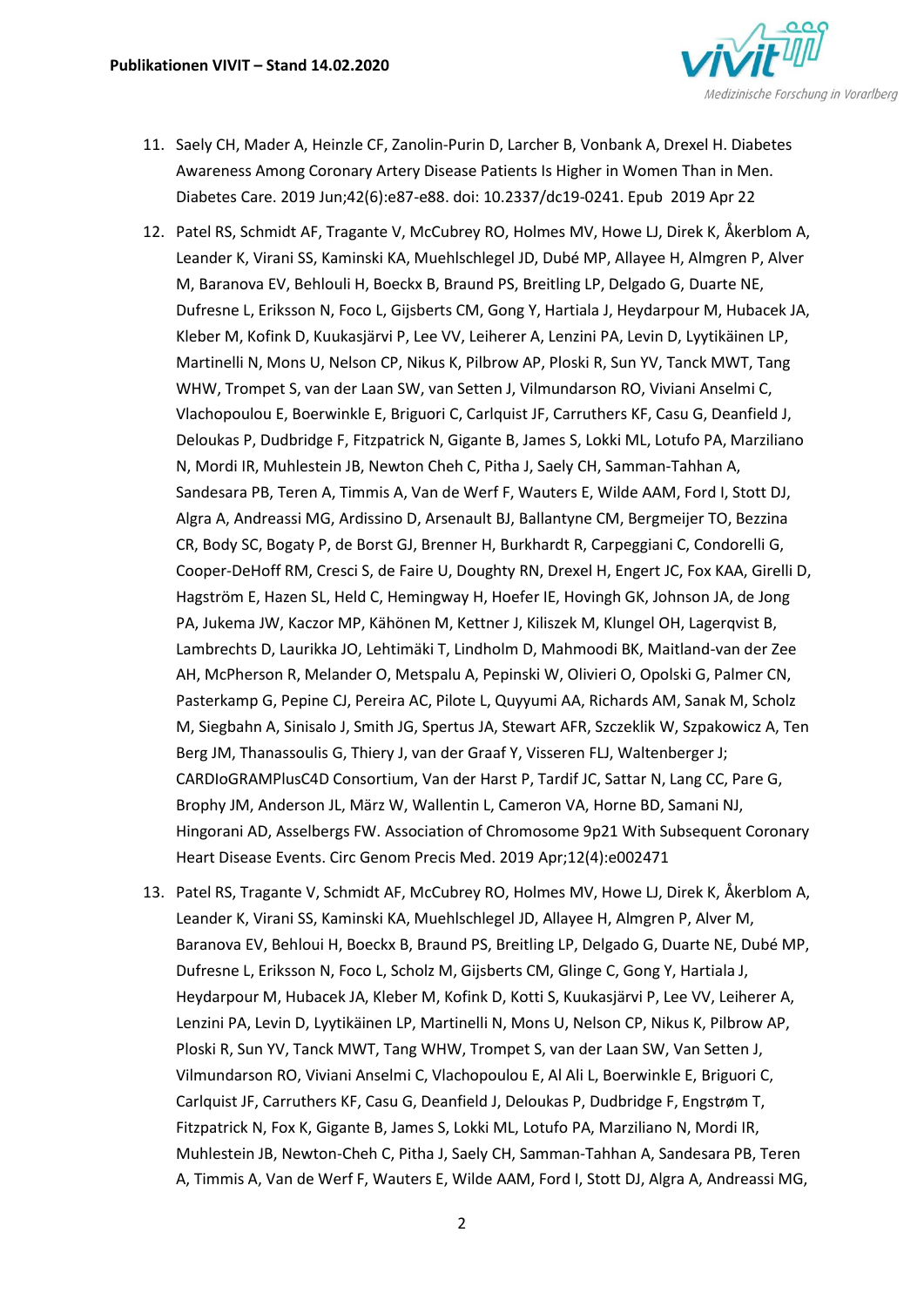11. Saely CH, Mader A, Heinzle CF, Zanolin-Purin D, Larcher B, Vonbank A, Drexel H. Diabetes Awareness Among Coronary Artery Disease Patients Is Higher in Women Than in Men. Diabetes Care. 2019 Jun;42(6):e87-e88. doi: 10.2337/dc19-0241. Epub 2019 Apr 22

12. Patel RS, Schmidt AF, Tragante V, McCubrey RO, Holmes MV, Howe LJ, Direk K, Åkerblom A, Leander K, Virani SS, Kaminski KA, Muehlschlegel JD, Dubé MP, Allayee H, Almgren P, Alver M, Baranova EV, Behlouli H, Boeckx B, Braund PS, Breitling LP, Delgado G, Duarte NE, Dufresne L, Eriksson N, Foco L, Gijsberts CM, Gong Y, Hartiala J, Heydarpour M, Hubacek JA, Kleber M, Kofink D, Kuukasjärvi P, Lee VV, Leiherer A, Lenzini PA, Levin D, Lyytikäinen LP, Martinelli N, Mons U, Nelson CP, Nikus K, Pilbrow AP, Ploski R, Sun YV, Tanck MWT, Tang WHW, Trompet S, van der Laan SW, van Setten J, Vilmundarson RO, Viviani Anselmi C, Vlachopoulou E, Boerwinkle E, Briguori C, Carlquist JF, Carruthers KF, Casu G, Deanfield J, Deloukas P, Dudbridge F, Fitzpatrick N, Gigante B, James S, Lokki ML, Lotufo PA, Marziliano N, Mordi IR, Muhlestein JB, Newton Cheh C, Pitha J, Saely CH, Samman-Tahhan A, Sandesara PB, Teren A, Timmis A, Van de Werf F, Wauters E, Wilde AAM, Ford I, Stott DJ, Algra A, Andreassi MG, Ardissino D, Arsenault BJ, Ballantyne CM, Bergmeijer TO, Bezzina CR, Body SC, Bogaty P, de Borst GJ, Brenner H, Burkhardt R, Carpeggiani C, Condorelli G, Cooper-DeHoff RM, Cresci S, de Faire U, Doughty RN, Drexel H, Engert JC, Fox KAA, Girelli D, Hagström E, Hazen SL, Held C, Hemingway H, Hoefer IE, Hovingh GK, Johnson JA, de Jong PA, Jukema JW, Kaczor MP, Kähönen M, Kettner J, Kiliszek M, Klungel OH, Lagerqvist B, Lambrechts D, Laurikka JO, Lehtimäki T, Lindholm D, Mahmoodi BK, Maitland-van der Zee AH, McPherson R, Melander O, Metspalu A, Pepinski W, Olivieri O, Opolski G, Palmer CN, Pasterkamp G, Pepine CJ, Pereira AC, Pilote L, Quyyumi AA, Richards AM, Sanak M, Scholz M, Siegbahn A, Sinisalo J, Smith JG, Spertus JA, Stewart AFR, Szczeklik W, Szpakowicz A, Ten Berg JM, Thanassoulis G, Thiery J, van der Graaf Y, Visseren FLJ, Waltenberger J; CARDIoGRAMPlusC4D Consortium, Van der Harst P, Tardif JC, Sattar N, Lang CC, Pare G, Brophy JM, Anderson JL, März W, Wallentin L, Cameron VA, Horne BD, Samani NJ, Hingorani AD, Asselbergs FW. Association of Chromosome 9p21 With Subsequent Coronary Heart Disease Events. Circ Genom Precis Med. 2019 Apr;12(4):e002471

13. Patel RS, Tragante V, Schmidt AF, McCubrey RO, Holmes MV, Howe LJ, Direk K, Åkerblom A, Leander K, Virani SS, Kaminski KA, Muehlschlegel JD, Allayee H, Almgren P, Alver M, Baranova EV, Behloui H, Boeckx B, Braund PS, Breitling LP, Delgado G, Duarte NE, Dubé MP, Dufresne L, Eriksson N, Foco L, Scholz M, Gijsberts CM, Glinge C, Gong Y, Hartiala J, Heydarpour M, Hubacek JA, Kleber M, Kofink D, Kotti S, Kuukasjärvi P, Lee VV, Leiherer A, Lenzini PA, Levin D, Lyytikäinen LP, Martinelli N, Mons U, Nelson CP, Nikus K, Pilbrow AP, Ploski R, Sun YV, Tanck MWT, Tang WHW, Trompet S, van der Laan SW, Van Setten J, Vilmundarson RO, Viviani Anselmi C, Vlachopoulou E, Al Ali L, Boerwinkle E, Briguori C, Carlquist JF, Carruthers KF, Casu G, Deanfield J, Deloukas P, Dudbridge F, Engstrøm T, Fitzpatrick N, Fox K, Gigante B, James S, Lokki ML, Lotufo PA, Marziliano N, Mordi IR, Muhlestein JB, Newton-Cheh C, Pitha J, Saely CH, Samman-Tahhan A, Sandesara PB, Teren A, Timmis A, Van de Werf F, Wauters E, Wilde AAM, Ford I, Stott DJ, Algra A, Andreassi MG,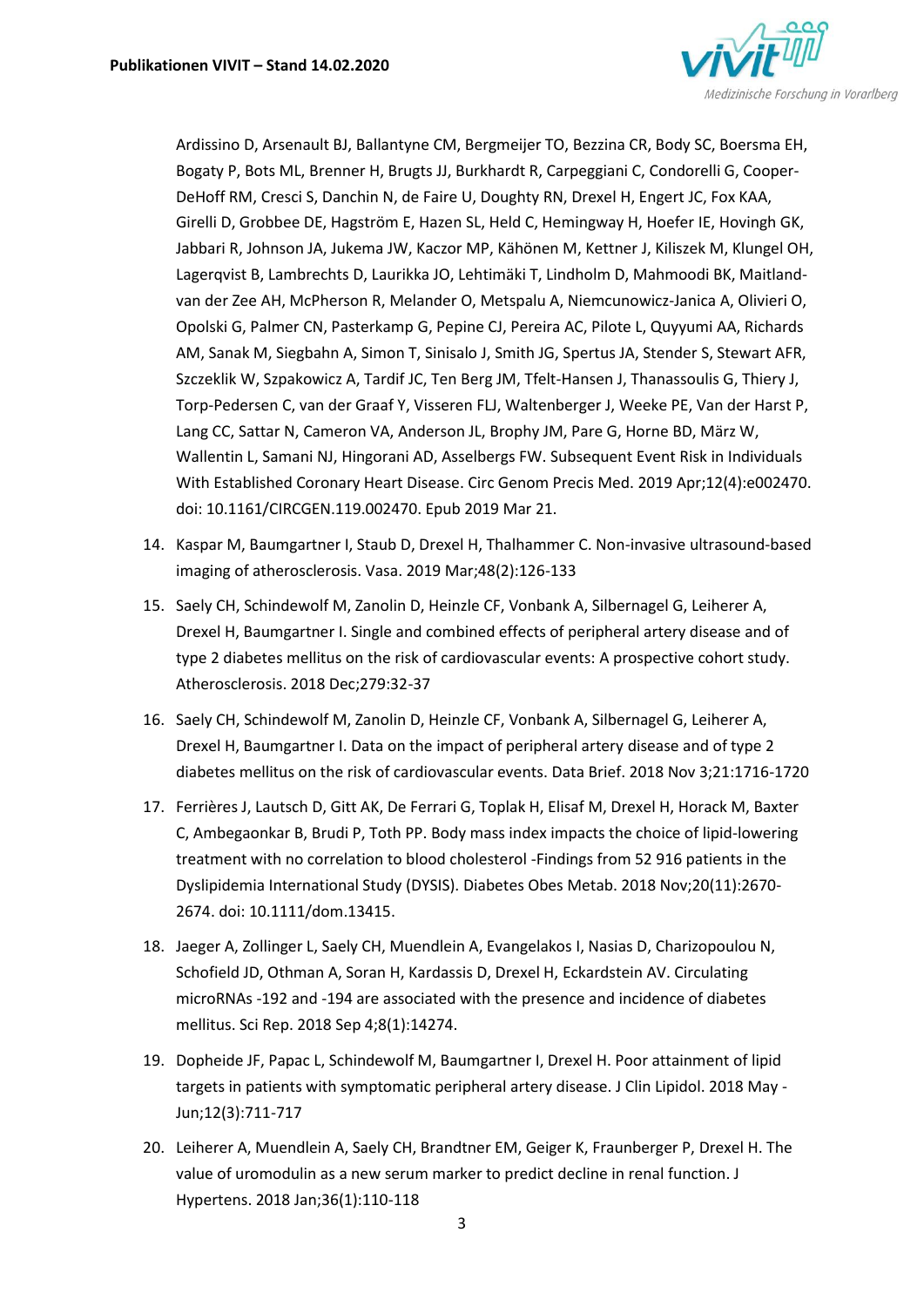Ardissino D, Arsenault BJ, Ballantyne CM, Bergmeijer TO, Bezzina CR, Body SC, Boersma EH, Bogaty P, Bots ML, Brenner H, Brugts JJ, Burkhardt R, Carpeggiani C, Condorelli G, Cooper-DeHoff RM, Cresci S, Danchin N, de Faire U, Doughty RN, Drexel H, Engert JC, Fox KAA, Girelli D, Grobbee DE, Hagström E, Hazen SL, Held C, Hemingway H, Hoefer IE, Hovingh GK, Jabbari R, Johnson JA, Jukema JW, Kaczor MP, Kähönen M, Kettner J, Kiliszek M, Klungel OH, Lagerqvist B, Lambrechts D, Laurikka JO, Lehtimäki T, Lindholm D, Mahmoodi BK, Maitland-van der Zee AH, McPherson R, Melander O, Metspalu A, Niemcunowicz-Janica A, Olivieri O, Opolski G, Palmer CN, Pasterkamp G, Pepine CJ, Pereira AC, Pilote L, Quyyumi AA, Richards AM, Sanak M, Siegbahn A, Simon T, Sinisalo J, Smith JG, Spertus JA, Stender S, Stewart AFR, Szczeklik W, Szpakowicz A, Tardif JC, Ten Berg JM, Tfelt-Hansen J, Thanassoulis G, Thiery J, Torp-Pedersen C, van der Graaf Y, Visseren FLJ, Waltenberger J, Weeke PE, Van der Harst P, Lang CC, Sattar N, Cameron VA, Anderson JL, Brophy JM, Pare G, Horne BD, März W, Wallentin L, Samani NJ, Hingorani AD, Asselbergs FW. Subsequent Event Risk in Individuals With Established Coronary Heart Disease. Circ Genom Precis Med. 2019 Apr;12(4):e002470. doi: 10.1161/CIRCGEN.119.002470. Epub 2019 Mar 21.

14. Kaspar M, Baumgartner I, Staub D, Drexel H, Thalhammer C. Non-invasive ultrasound-based imaging of atherosclerosis. Vasa. 2019 Mar;48(2):126-133
15. Saely CH, Schindewolf M, Zanolin D, Heinzle CF, Vonbank A, Silbernagel G, Leiherer A, Drexel H, Baumgartner I. Single and combined effects of peripheral artery disease and of type 2 diabetes mellitus on the risk of cardiovascular events: A prospective cohort study. Atherosclerosis. 2018 Dec;279:32-37
16. Saely CH, Schindewolf M, Zanolin D, Heinzle CF, Vonbank A, Silbernagel G, Leiherer A, Drexel H, Baumgartner I. Data on the impact of peripheral artery disease and of type 2 diabetes mellitus on the risk of cardiovascular events. Data Brief. 2018 Nov 3;21:1716-1720
17. Ferrières J, Lautsch D, Gitt AK, De Ferrari G, Toplak H, Elisaf M, Drexel H, Horack M, Baxter C, Ambegaonkar B, Brudi P, Toth PP. Body mass index impacts the choice of lipid-lowering treatment with no correlation to blood cholesterol -Findings from 52 916 patients in the Dyslipidemia International Study (DYSIS). Diabetes Obes Metab. 2018 Nov;20(11):2670-2674. doi: 10.1111/dom.13415.
18. Jaeger A, Zollinger L, Saely CH, Muendlein A, Evangelakos I, Nasias D, Charizopoulou N, Schofield JD, Othman A, Soran H, Kardassis D, Drexel H, Eckardstein AV. Circulating microRNAs -192 and -194 are associated with the presence and incidence of diabetes mellitus. Sci Rep. 2018 Sep 4;8(1):14274.
19. Dopheide JF, Papac L, Schindewolf M, Baumgartner I, Drexel H. Poor attainment of lipid targets in patients with symptomatic peripheral artery disease. J Clin Lipidol. 2018 May - Jun;12(3):711-717
20. Leiherer A, Muendlein A, Saely CH, Brandtner EM, Geiger K, Fraunberger P, Drexel H. The value of uromodulin as a new serum marker to predict decline in renal function. J Hypertens. 2018 Jan;36(1):110-118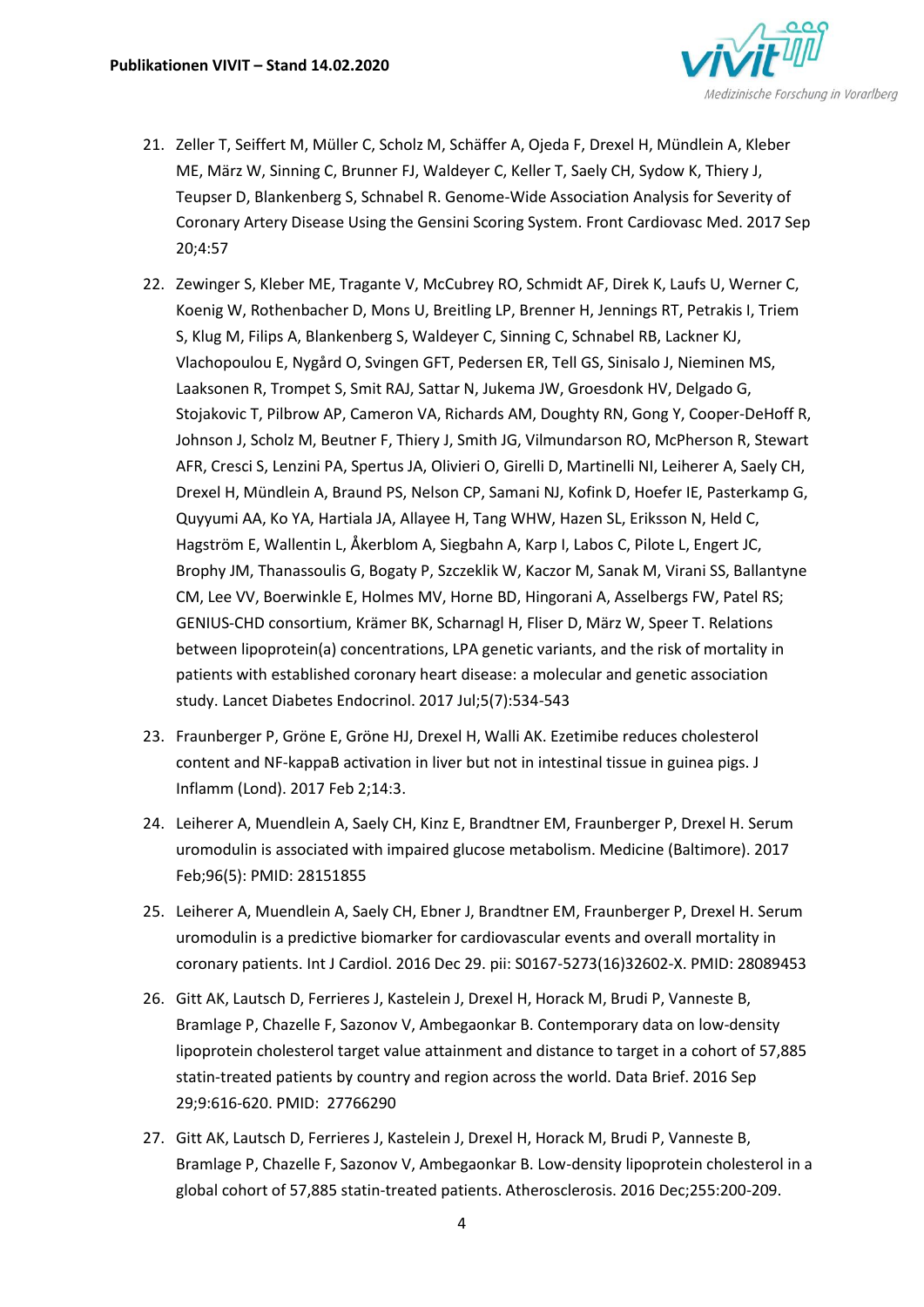21. Zeller T, Seiffert M, Müller C, Scholz M, Schäffer A, Ojeda F, Drexel H, Mündlein A, Kleber ME, März W, Sinning C, Brunner FJ, Waldeyer C, Keller T, Saely CH, Sydow K, Thiery J, Teupser D, Blankenberg S, Schnabel R. Genome-Wide Association Analysis for Severity of Coronary Artery Disease Using the Gensini Scoring System. Front Cardiovasc Med. 2017 Sep 20;4:57

22. Zewinger S, Kleber ME, Tragante V, McCubrey RO, Schmidt AF, Direk K, Laufs U, Werner C, Koenig W, Rothenbacher D, Mons U, Breitling LP, Brenner H, Jennings RT, Petrakis I, Triem S, Klug M, Filips A, Blankenberg S, Waldeyer C, Sinning C, Schnabel RB, Lackner KJ, Vlachopoulou E, Nygård O, Svingen GFT, Pedersen ER, Tell GS, Sinisalo J, Nieminen MS, Laaksonen R, Trompet S, Smit RAJ, Sattar N, Jukema JW, Groesdonk HV, Delgado G, Stojakovic T, Pilbrow AP, Cameron VA, Richards AM, Doughty RN, Gong Y, Cooper-DeHoff R, Johnson J, Scholz M, Beutner F, Thiery J, Smith JG, Vilmundarson RO, McPherson R, Stewart AFR, Cresci S, Lenzini PA, Spertus JA, Olivieri O, Girelli D, Martinelli NI, Leiherer A, Saely CH, Drexel H, Mündlein A, Braund PS, Nelson CP, Samani NJ, Kofink D, Hoefer IE, Pasterkamp G, Quyyumi AA, Ko YA, Hartiala JA, Allayee H, Tang WHW, Hazen SL, Eriksson N, Held C, Hagström E, Wallentin L, Åkerblom A, Siegbahn A, Karp I, Labos C, Pilote L, Engert JC, Brophy JM, Thanassoulis G, Bogaty P, Szczeklik W, Kaczor M, Sanak M, Virani SS, Ballantyne CM, Lee VV, Boerwinkle E, Holmes MV, Horne BD, Hingorani A, Asselbergs FW, Patel RS; GENIUS-CHD consortium, Krämer BK, Scharnagl H, Fliser D, März W, Speer T. Relations between lipoprotein(a) concentrations, LPA genetic variants, and the risk of mortality in patients with established coronary heart disease: a molecular and genetic association study. Lancet Diabetes Endocrinol. 2017 Jul;5(7):534-543

23. Fraunberger P, Gröne E, Gröne HJ, Drexel H, Walli AK. Ezetimibe reduces cholesterol content and NF-kappaB activation in liver but not in intestinal tissue in guinea pigs. J Inflamm (Lond). 2017 Feb 2;14:3.

24. Leiherer A, Muendlein A, Saely CH, Kinz E, Brandtner EM, Fraunberger P, Drexel H. Serum uromodulin is associated with impaired glucose metabolism. Medicine (Baltimore). 2017 Feb;96(5): PMID: 28151855

25. Leiherer A, Muendlein A, Saely CH, Ebner J, Brandtner EM, Fraunberger P, Drexel H. Serum uromodulin is a predictive biomarker for cardiovascular events and overall mortality in coronary patients. Int J Cardiol. 2016 Dec 29. pii: S0167-5273(16)32602-X. PMID: 28089453

26. Gitt AK, Lautsch D, Ferrieres J, Kastelein J, Drexel H, Horack M, Brudi P, Vanneste B, Bramlage P, Chazelle F, Sazonov V, Ambegaonkar B. Contemporary data on low-density lipoprotein cholesterol target value attainment and distance to target in a cohort of 57,885 statin-treated patients by country and region across the world. Data Brief. 2016 Sep 29;9:616-620. PMID: 27766290

27. Gitt AK, Lautsch D, Ferrieres J, Kastelein J, Drexel H, Horack M, Brudi P, Vanneste B, Bramlage P, Chazelle F, Sazonov V, Ambegaonkar B. Low-density lipoprotein cholesterol in a global cohort of 57,885 statin-treated patients. Atherosclerosis. 2016 Dec;255:200-209.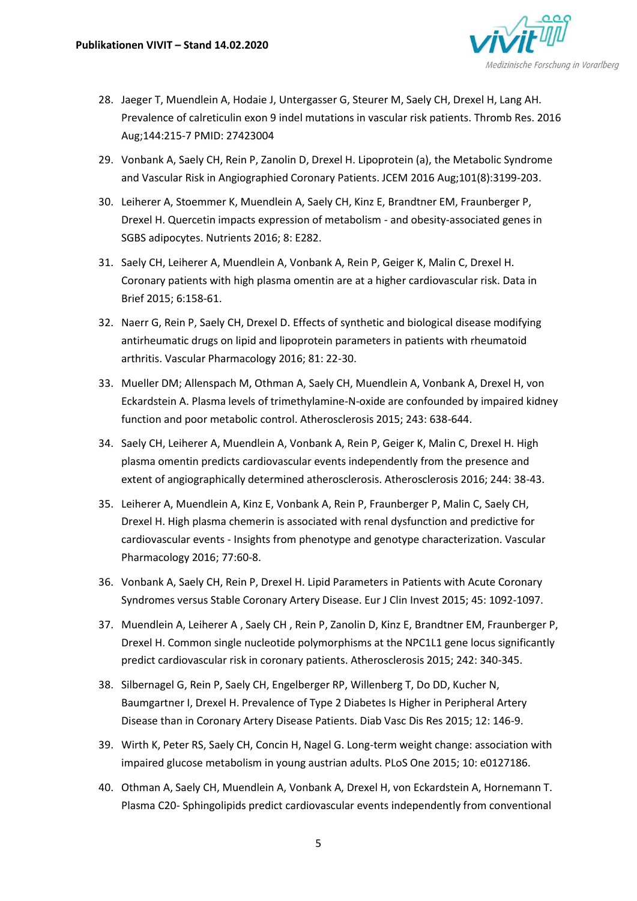28. Jaeger T, Muendlein A, Hodaie J, Untergasser G, Steurer M, Saely CH, Drexel H, Lang AH. Prevalence of calreticulin exon 9 indel mutations in vascular risk patients. Thromb Res. 2016 Aug;144:215-7 PMID: 27423004
29. Vonbank A, Saely CH, Rein P, Zanolin D, Drexel H. Lipoprotein (a), the Metabolic Syndrome and Vascular Risk in Angiographied Coronary Patients. JCEM 2016 Aug;101(8):3199-203.
30. Leiherer A, Stoemmer K, Muendlein A, Saely CH, Kinz E, Brandtner EM, Fraunberger P, Drexel H. Quercetin impacts expression of metabolism - and obesity-associated genes in SGBS adipocytes. Nutrients 2016; 8: E282.
31. Saely CH, Leiherer A, Muendlein A, Vonbank A, Rein P, Geiger K, Malin C, Drexel H. Coronary patients with high plasma omentin are at a higher cardiovascular risk. Data in Brief 2015; 6:158-61.
32. Naerr G, Rein P, Saely CH, Drexel D. Effects of synthetic and biological disease modifying antirheumatic drugs on lipid and lipoprotein parameters in patients with rheumatoid arthritis. Vascular Pharmacology 2016; 81: 22-30.
33. Mueller DM; Allenspach M, Othman A, Saely CH, Muendlein A, Vonbank A, Drexel H, von Eckardstein A. Plasma levels of trimethylamine-N-oxide are confounded by impaired kidney function and poor metabolic control. Atherosclerosis 2015; 243: 638-644.
34. Saely CH, Leiherer A, Muendlein A, Vonbank A, Rein P, Geiger K, Malin C, Drexel H. High plasma omentin predicts cardiovascular events independently from the presence and extent of angiographically determined atherosclerosis. Atherosclerosis 2016; 244: 38-43.
35. Leiherer A, Muendlein A, Kinz E, Vonbank A, Rein P, Fraunberger P, Malin C, Saely CH, Drexel H. High plasma chemerin is associated with renal dysfunction and predictive for cardiovascular events - Insights from phenotype and genotype characterization. Vascular Pharmacology 2016; 77:60-8.
36. Vonbank A, Saely CH, Rein P, Drexel H. Lipid Parameters in Patients with Acute Coronary Syndromes versus Stable Coronary Artery Disease. Eur J Clin Invest 2015; 45: 1092-1097.
37. Muendlein A, Leiherer A , Saely CH , Rein P, Zanolin D, Kinz E, Brandtner EM, Fraunberger P, Drexel H. Common single nucleotide polymorphisms at the NPC1L1 gene locus significantly predict cardiovascular risk in coronary patients. Atherosclerosis 2015; 242: 340-345.
38. Silbernagel G, Rein P, Saely CH, Engelberger RP, Willenberg T, Do DD, Kucher N, Baumgartner I, Drexel H. Prevalence of Type 2 Diabetes Is Higher in Peripheral Artery Disease than in Coronary Artery Disease Patients. Diab Vasc Dis Res 2015; 12: 146-9.
39. Wirth K, Peter RS, Saely CH, Concin H, Nagel G. Long-term weight change: association with impaired glucose metabolism in young austrian adults. PLoS One 2015; 10: e0127186.
40. Othman A, Saely CH, Muendlein A, Vonbank A, Drexel H, von Eckardstein A, Hornemann T. Plasma C20- Sphingolipids predict cardiovascular events independently from conventional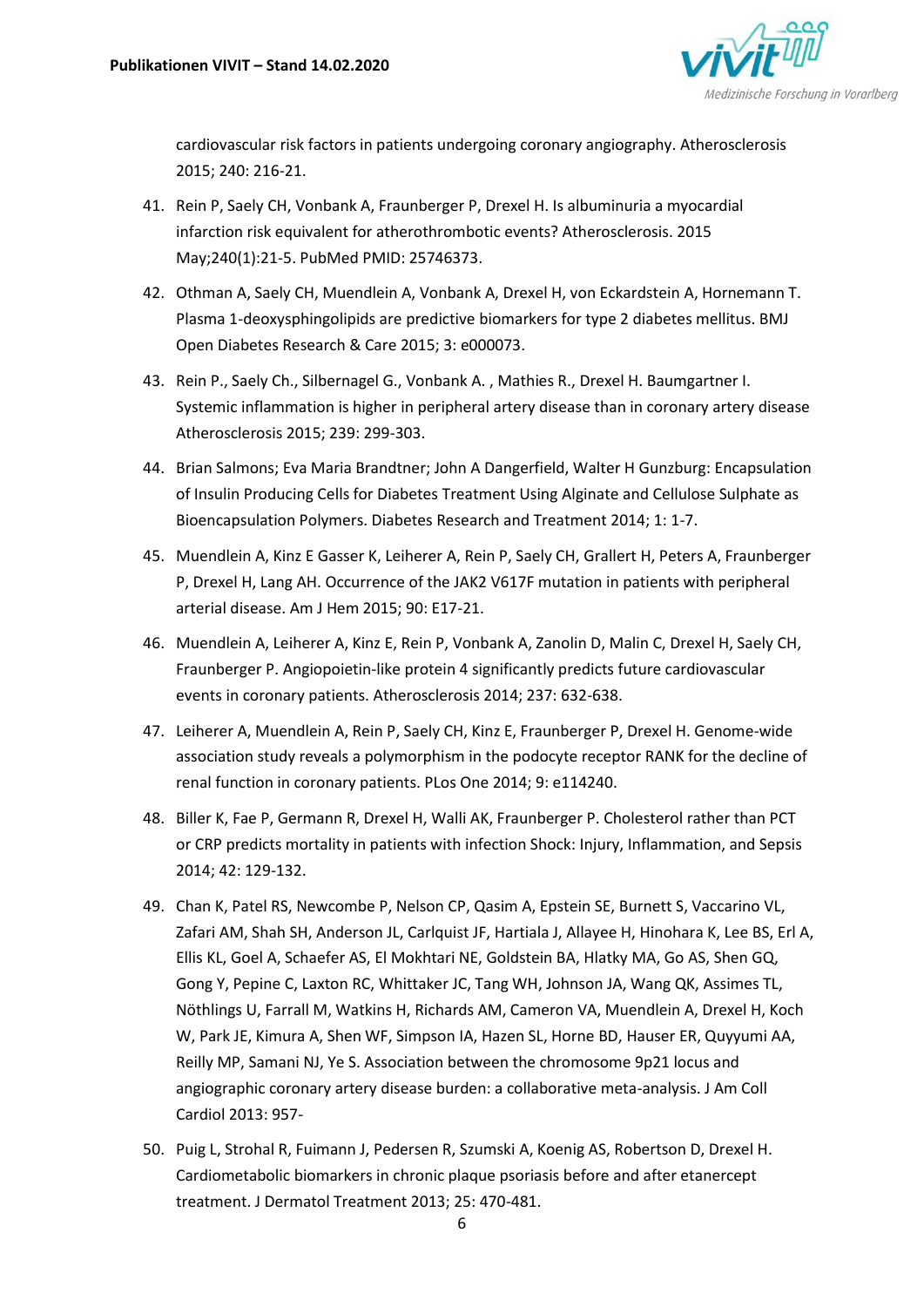cardiovascular risk factors in patients undergoing coronary angiography. Atherosclerosis 2015; 240: 216-21.

41. Rein P, Saely CH, Vonbank A, Fraunberger P, Drexel H. Is albuminuria a myocardial infarction risk equivalent for atherothrombotic events? Atherosclerosis. 2015 May;240(1):21-5. PubMed PMID: 25746373.
42. Othman A, Saely CH, Muendlein A, Vonbank A, Drexel H, von Eckardstein A, Hornemann T. Plasma 1-deoxysphingolipids are predictive biomarkers for type 2 diabetes mellitus. BMJ Open Diabetes Research & Care 2015; 3: e000073.
43. Rein P., Saely Ch., Silbernagel G., Vonbank A. , Mathies R., Drexel H. Baumgartner I. Systemic inflammation is higher in peripheral artery disease than in coronary artery disease Atherosclerosis 2015; 239: 299-303.
44. Brian Salmons; Eva Maria Brandtner; John A Dangerfield, Walter H Gunzburg: Encapsulation of Insulin Producing Cells for Diabetes Treatment Using Alginate and Cellulose Sulphate as Bioencapsulation Polymers. Diabetes Research and Treatment 2014; 1: 1-7.
45. Muendlein A, Kinz E Gasser K, Leiherer A, Rein P, Saely CH, Grallert H, Peters A, Fraunberger P, Drexel H, Lang AH. Occurrence of the JAK2 V617F mutation in patients with peripheral arterial disease. Am J Hem 2015; 90: E17-21.
46. Muendlein A, Leiherer A, Kinz E, Rein P, Vonbank A, Zanolin D, Malin C, Drexel H, Saely CH, Fraunberger P. Angiopoietin-like protein 4 significantly predicts future cardiovascular events in coronary patients. Atherosclerosis 2014; 237: 632-638.
47. Leiherer A, Muendlein A, Rein P, Saely CH, Kinz E, Fraunberger P, Drexel H. Genome-wide association study reveals a polymorphism in the podocyte receptor RANK for the decline of renal function in coronary patients. PLos One 2014; 9: e114240.
48. Biller K, Fae P, Germann R, Drexel H, Walli AK, Fraunberger P. Cholesterol rather than PCT or CRP predicts mortality in patients with infection Shock: Injury, Inflammation, and Sepsis 2014; 42: 129-132.
49. Chan K, Patel RS, Newcombe P, Nelson CP, Qasim A, Epstein SE, Burnett S, Vaccarino VL, Zafari AM, Shah SH, Anderson JL, Carlquist JF, Hartiala J, Allayee H, Hinohara K, Lee BS, Erl A, Ellis KL, Goel A, Schaefer AS, El Mokhtari NE, Goldstein BA, Hlatky MA, Go AS, Shen GQ, Gong Y, Pepine C, Laxton RC, Whittaker JC, Tang WH, Johnson JA, Wang QK, Assimes TL, Nöthlings U, Farrall M, Watkins H, Richards AM, Cameron VA, Muendlein A, Drexel H, Koch W, Park JE, Kimura A, Shen WF, Simpson IA, Hazen SL, Horne BD, Hauser ER, Quyyumi AA, Reilly MP, Samani NJ, Ye S. Association between the chromosome 9p21 locus and angiographic coronary artery disease burden: a collaborative meta-analysis. J Am Coll Cardiol 2013: 957-
50. Puig L, Strohal R, Fuimann J, Pedersen R, Szumski A, Koenig AS, Robertson D, Drexel H. Cardiometabolic biomarkers in chronic plaque psoriasis before and after etanercept treatment. J Dermatol Treatment 2013; 25: 470-481.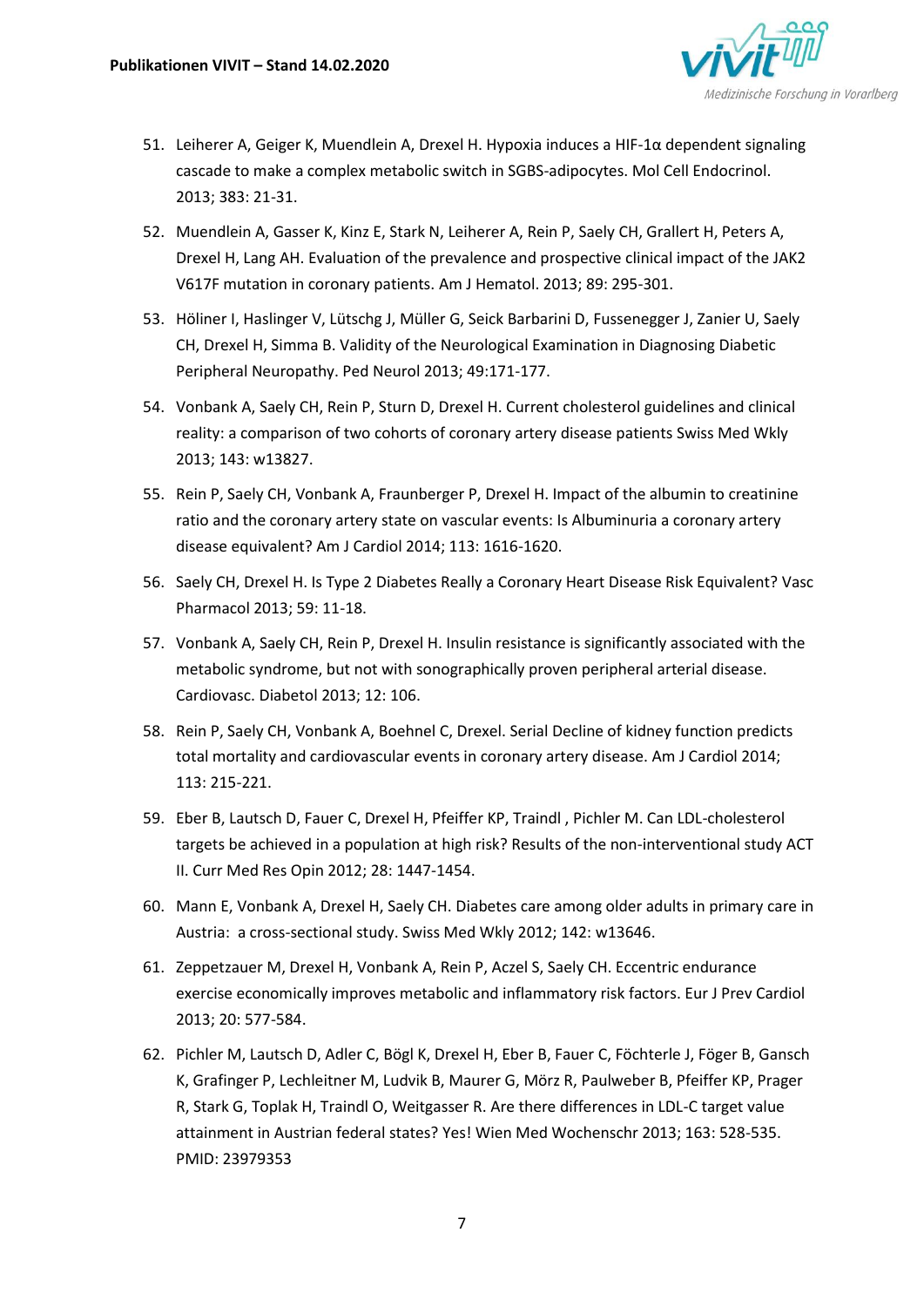51. Leiherer A, Geiger K, Muendlein A, Drexel H. Hypoxia induces a HIF-1α dependent signaling cascade to make a complex metabolic switch in SGBS-adipocytes. Mol Cell Endocrinol. 2013; 383: 21-31.
52. Muendlein A, Gasser K, Kinz E, Stark N, Leiherer A, Rein P, Saely CH, Grallert H, Peters A, Drexel H, Lang AH. Evaluation of the prevalence and prospective clinical impact of the JAK2 V617F mutation in coronary patients. Am J Hematol. 2013; 89: 295-301.
53. Höliner I, Haslinger V, Lütschg J, Müller G, Seick Barbarini D, Fussenegger J, Zanier U, Saely CH, Drexel H, Simma B. Validity of the Neurological Examination in Diagnosing Diabetic Peripheral Neuropathy. Ped Neurol 2013; 49:171-177.
54. Vonbank A, Saely CH, Rein P, Sturn D, Drexel H. Current cholesterol guidelines and clinical reality: a comparison of two cohorts of coronary artery disease patients Swiss Med Wkly 2013; 143: w13827.
55. Rein P, Saely CH, Vonbank A, Fraunberger P, Drexel H. Impact of the albumin to creatinine ratio and the coronary artery state on vascular events: Is Albuminuria a coronary artery disease equivalent? Am J Cardiol 2014; 113: 1616-1620.
56. Saely CH, Drexel H. Is Type 2 Diabetes Really a Coronary Heart Disease Risk Equivalent? Vasc Pharmacol 2013; 59: 11-18.
57. Vonbank A, Saely CH, Rein P, Drexel H. Insulin resistance is significantly associated with the metabolic syndrome, but not with sonographically proven peripheral arterial disease. Cardiovasc. Diabetol 2013; 12: 106.
58. Rein P, Saely CH, Vonbank A, Boehnel C, Drexel. Serial Decline of kidney function predicts total mortality and cardiovascular events in coronary artery disease. Am J Cardiol 2014; 113: 215-221.
59. Eber B, Lautsch D, Fauer C, Drexel H, Pfeiffer KP, Traindl , Pichler M. Can LDL-cholesterol targets be achieved in a population at high risk? Results of the non-interventional study ACT II. Curr Med Res Opin 2012; 28: 1447-1454.
60. Mann E, Vonbank A, Drexel H, Saely CH. Diabetes care among older adults in primary care in Austria: a cross-sectional study. Swiss Med Wkly 2012; 142: w13646.
61. Zeppetzauer M, Drexel H, Vonbank A, Rein P, Aczel S, Saely CH. Eccentric endurance exercise economically improves metabolic and inflammatory risk factors. Eur J Prev Cardiol 2013; 20: 577-584.
62. Pichler M, Lautsch D, Adler C, Bögl K, Drexel H, Eber B, Fauer C, Föchterle J, Föger B, Gansch K, Grafinger P, Lechleitner M, Ludvik B, Maurer G, Mörz R, Paulweber B, Pfeiffer KP, Prager R, Stark G, Toplak H, Traindl O, Weitgasser R. Are there differences in LDL-C target value attainment in Austrian federal states? Yes! Wien Med Wochenschr 2013; 163: 528-535. PMID: 23979353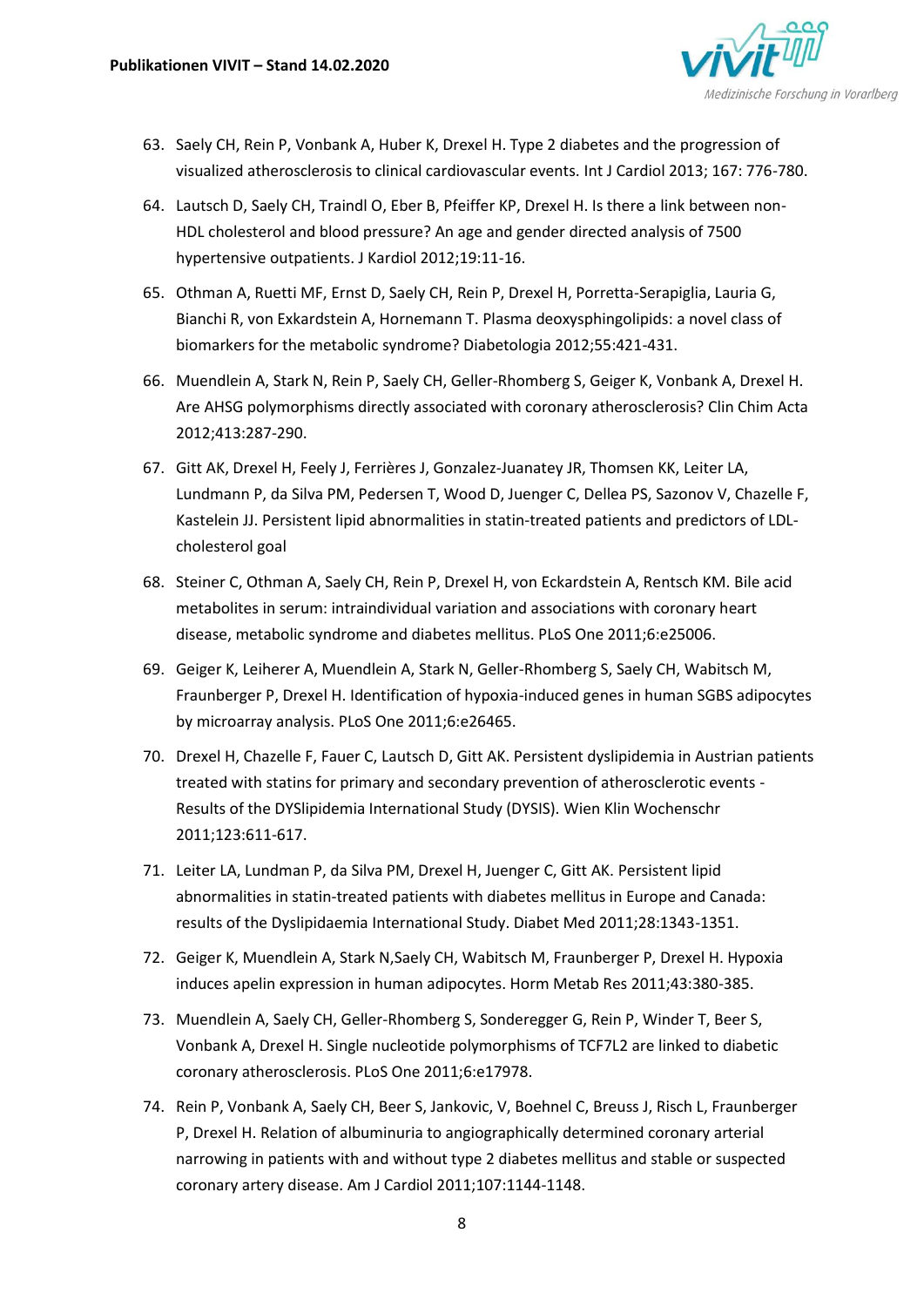63. Saely CH, Rein P, Vonbank A, Huber K, Drexel H. Type 2 diabetes and the progression of visualized atherosclerosis to clinical cardiovascular events. Int J Cardiol 2013; 167: 776-780.
64. Lautsch D, Saely CH, Traindl O, Eber B, Pfeiffer KP, Drexel H. Is there a link between non-HDL cholesterol and blood pressure? An age and gender directed analysis of 7500 hypertensive outpatients. J Kardiol 2012;19:11-16.
65. Othman A, Ruetti MF, Ernst D, Saely CH, Rein P, Drexel H, Porretta-Serapiglia, Lauria G, Bianchi R, von Exkardstein A, Hornemann T. Plasma deoxysphingolipids: a novel class of biomarkers for the metabolic syndrome? Diabetologia 2012;55:421-431.
66. Muendlein A, Stark N, Rein P, Saely CH, Geller-Rhomberg S, Geiger K, Vonbank A, Drexel H. Are AHSG polymorphisms directly associated with coronary atherosclerosis? Clin Chim Acta 2012;413:287-290.
67. Gitt AK, Drexel H, Feely J, Ferrières J, Gonzalez-Juanatey JR, Thomsen KK, Leiter LA, Lundmann P, da Silva PM, Pedersen T, Wood D, Juenger C, Dellea PS, Sazonov V, Chazelle F, Kastelein JJ. Persistent lipid abnormalities in statin-treated patients and predictors of LDL-cholesterol goal
68. Steiner C, Othman A, Saely CH, Rein P, Drexel H, von Eckardstein A, Rentsch KM. Bile acid metabolites in serum: intraindividual variation and associations with coronary heart disease, metabolic syndrome and diabetes mellitus. PLoS One 2011;6:e25006.
69. Geiger K, Leiherer A, Muendlein A, Stark N, Geller-Rhomberg S, Saely CH, Wabitsch M, Fraunberger P, Drexel H. Identification of hypoxia-induced genes in human SGBS adipocytes by microarray analysis. PLoS One 2011;6:e26465.
70. Drexel H, Chazelle F, Fauer C, Lautsch D, Gitt AK. Persistent dyslipidemia in Austrian patients treated with statins for primary and secondary prevention of atherosclerotic events - Results of the DYSlipidemia International Study (DYSIS). Wien Klin Wochenschr 2011;123:611-617.
71. Leiter LA, Lundman P, da Silva PM, Drexel H, Juenger C, Gitt AK. Persistent lipid abnormalities in statin-treated patients with diabetes mellitus in Europe and Canada: results of the Dyslipidaemia International Study. Diabet Med 2011;28:1343-1351.
72. Geiger K, Muendlein A, Stark N,Saely CH, Wabitsch M, Fraunberger P, Drexel H. Hypoxia induces apelin expression in human adipocytes. Horm Metab Res 2011;43:380-385.
73. Muendlein A, Saely CH, Geller-Rhomberg S, Sonderegger G, Rein P, Winder T, Beer S, Vonbank A, Drexel H. Single nucleotide polymorphisms of TCF7L2 are linked to diabetic coronary atherosclerosis. PLoS One 2011;6:e17978.
74. Rein P, Vonbank A, Saely CH, Beer S, Jankovic, V, Boehnel C, Breuss J, Risch L, Fraunberger P, Drexel H. Relation of albuminuria to angiographically determined coronary arterial narrowing in patients with and without type 2 diabetes mellitus and stable or suspected coronary artery disease. Am J Cardiol 2011;107:1144-1148.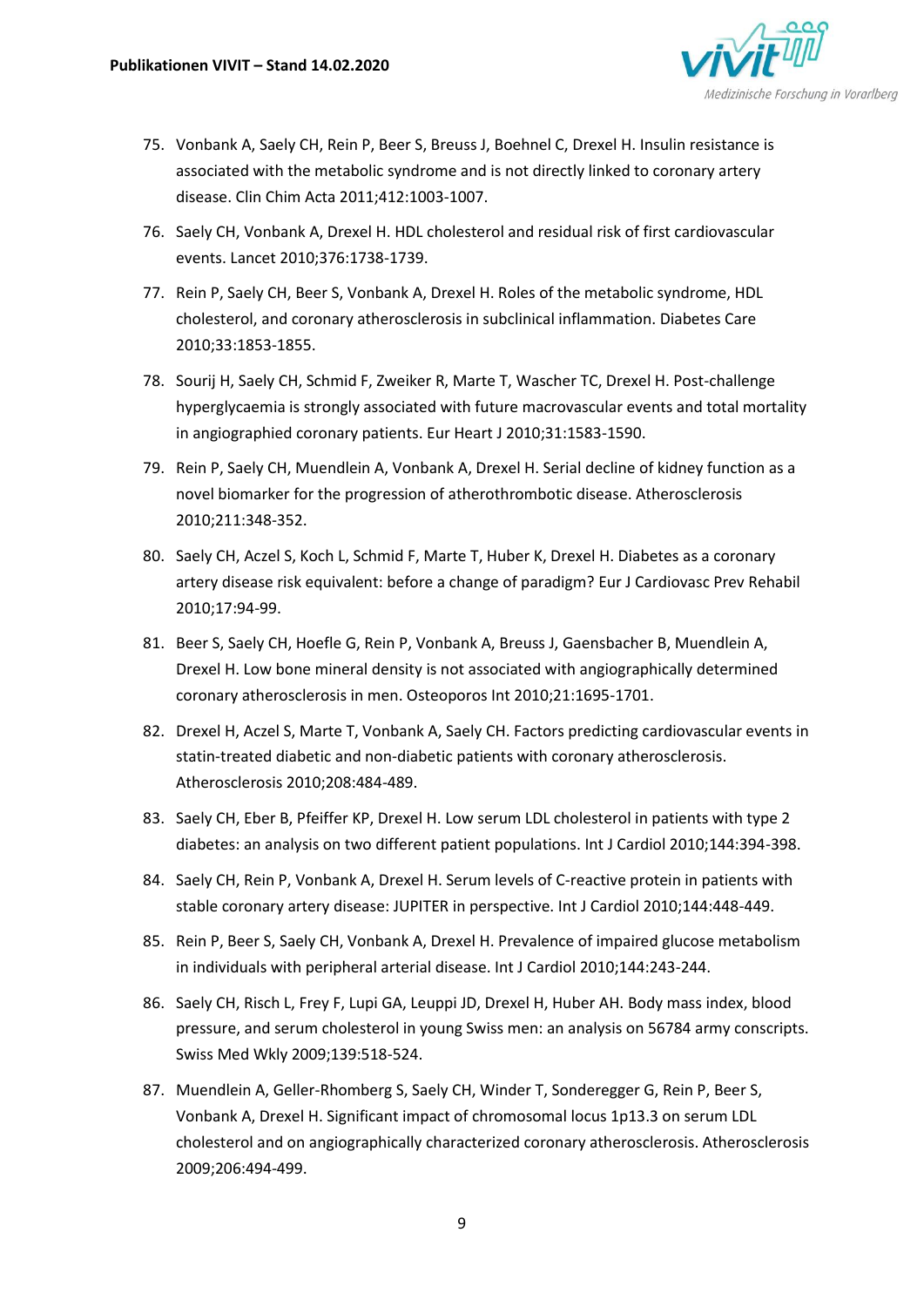75. Vonbank A, Saely CH, Rein P, Beer S, Breuss J, Boehnel C, Drexel H. Insulin resistance is associated with the metabolic syndrome and is not directly linked to coronary artery disease. Clin Chim Acta 2011;412:1003-1007.
76. Saely CH, Vonbank A, Drexel H. HDL cholesterol and residual risk of first cardiovascular events. Lancet 2010;376:1738-1739.
77. Rein P, Saely CH, Beer S, Vonbank A, Drexel H. Roles of the metabolic syndrome, HDL cholesterol, and coronary atherosclerosis in subclinical inflammation. Diabetes Care 2010;33:1853-1855.
78. Sourij H, Saely CH, Schmid F, Zweiker R, Marte T, Wascher TC, Drexel H. Post-challenge hyperglycaemia is strongly associated with future macrovascular events and total mortality in angiographied coronary patients. Eur Heart J 2010;31:1583-1590.
79. Rein P, Saely CH, Muendlein A, Vonbank A, Drexel H. Serial decline of kidney function as a novel biomarker for the progression of atherothrombotic disease. Atherosclerosis 2010;211:348-352.
80. Saely CH, Aczel S, Koch L, Schmid F, Marte T, Huber K, Drexel H. Diabetes as a coronary artery disease risk equivalent: before a change of paradigm? Eur J Cardiovasc Prev Rehabil 2010;17:94-99.
81. Beer S, Saely CH, Hoefle G, Rein P, Vonbank A, Breuss J, Gaensbacher B, Muendlein A, Drexel H. Low bone mineral density is not associated with angiographically determined coronary atherosclerosis in men. Osteoporos Int 2010;21:1695-1701.
82. Drexel H, Aczel S, Marte T, Vonbank A, Saely CH. Factors predicting cardiovascular events in statin-treated diabetic and non-diabetic patients with coronary atherosclerosis. Atherosclerosis 2010;208:484-489.
83. Saely CH, Eber B, Pfeiffer KP, Drexel H. Low serum LDL cholesterol in patients with type 2 diabetes: an analysis on two different patient populations. Int J Cardiol 2010;144:394-398.
84. Saely CH, Rein P, Vonbank A, Drexel H. Serum levels of C-reactive protein in patients with stable coronary artery disease: JUPITER in perspective. Int J Cardiol 2010;144:448-449.
85. Rein P, Beer S, Saely CH, Vonbank A, Drexel H. Prevalence of impaired glucose metabolism in individuals with peripheral arterial disease. Int J Cardiol 2010;144:243-244.
86. Saely CH, Risch L, Frey F, Lupi GA, Leuppi JD, Drexel H, Huber AH. Body mass index, blood pressure, and serum cholesterol in young Swiss men: an analysis on 56784 army conscripts. Swiss Med Wkly 2009;139:518-524.
87. Muendlein A, Geller-Rhomberg S, Saely CH, Winder T, Sonderegger G, Rein P, Beer S, Vonbank A, Drexel H. Significant impact of chromosomal locus 1p13.3 on serum LDL cholesterol and on angiographically characterized coronary atherosclerosis. Atherosclerosis 2009;206:494-499.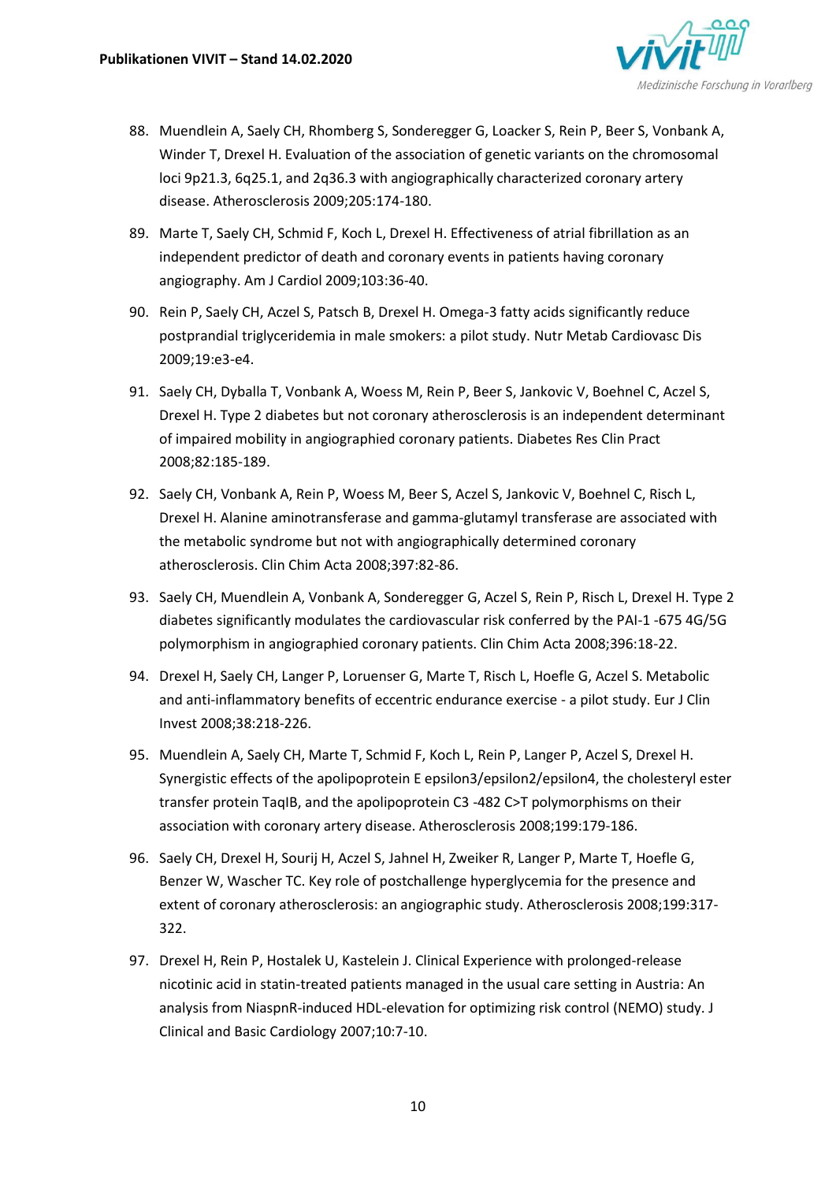88. Muendlein A, Saely CH, Rhomberg S, Sonderegger G, Loacker S, Rein P, Beer S, Vonbank A, Winder T, Drexel H. Evaluation of the association of genetic variants on the chromosomal loci 9p21.3, 6q25.1, and 2q36.3 with angiographically characterized coronary artery disease. Atherosclerosis 2009;205:174-180.
89. Marte T, Saely CH, Schmid F, Koch L, Drexel H. Effectiveness of atrial fibrillation as an independent predictor of death and coronary events in patients having coronary angiography. Am J Cardiol 2009;103:36-40.
90. Rein P, Saely CH, Aczel S, Patsch B, Drexel H. Omega-3 fatty acids significantly reduce postprandial triglyceridemia in male smokers: a pilot study. Nutr Metab Cardiovasc Dis 2009;19:e3-e4.
91. Saely CH, Dyballa T, Vonbank A, Woess M, Rein P, Beer S, Jankovic V, Boehnel C, Aczel S, Drexel H. Type 2 diabetes but not coronary atherosclerosis is an independent determinant of impaired mobility in angiographied coronary patients. Diabetes Res Clin Pract 2008;82:185-189.
92. Saely CH, Vonbank A, Rein P, Woess M, Beer S, Aczel S, Jankovic V, Boehnel C, Risch L, Drexel H. Alanine aminotransferase and gamma-glutamyl transferase are associated with the metabolic syndrome but not with angiographically determined coronary atherosclerosis. Clin Chim Acta 2008;397:82-86.
93. Saely CH, Muendlein A, Vonbank A, Sonderegger G, Aczel S, Rein P, Risch L, Drexel H. Type 2 diabetes significantly modulates the cardiovascular risk conferred by the PAI-1 -675 4G/5G polymorphism in angiographied coronary patients. Clin Chim Acta 2008;396:18-22.
94. Drexel H, Saely CH, Langer P, Loruenser G, Marte T, Risch L, Hoefle G, Aczel S. Metabolic and anti-inflammatory benefits of eccentric endurance exercise - a pilot study. Eur J Clin Invest 2008;38:218-226.
95. Muendlein A, Saely CH, Marte T, Schmid F, Koch L, Rein P, Langer P, Aczel S, Drexel H. Synergistic effects of the apolipoprotein E epsilon3/epsilon2/epsilon4, the cholesteryl ester transfer protein TaqIB, and the apolipoprotein C3 -482 C>T polymorphisms on their association with coronary artery disease. Atherosclerosis 2008;199:179-186.
96. Saely CH, Drexel H, Sourij H, Aczel S, Jahnel H, Zweiker R, Langer P, Marte T, Hoefle G, Benzer W, Wascher TC. Key role of postchallenge hyperglycemia for the presence and extent of coronary atherosclerosis: an angiographic study. Atherosclerosis 2008;199:317-322.
97. Drexel H, Rein P, Hostalek U, Kastelein J. Clinical Experience with prolonged-release nicotinic acid in statin-treated patients managed in the usual care setting in Austria: An analysis from NiaspnR-induced HDL-elevation for optimizing risk control (NEMO) study. J Clinical and Basic Cardiology 2007;10:7-10.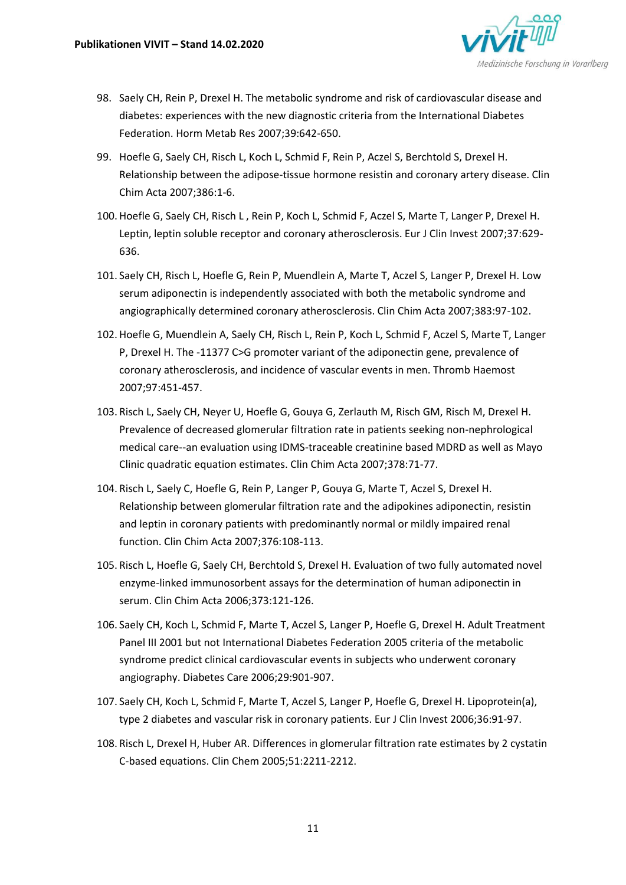98. Saely CH, Rein P, Drexel H. The metabolic syndrome and risk of cardiovascular disease and diabetes: experiences with the new diagnostic criteria from the International Diabetes Federation. Horm Metab Res 2007;39:642-650.
99. Hoefle G, Saely CH, Risch L, Koch L, Schmid F, Rein P, Aczel S, Berchtold S, Drexel H. Relationship between the adipose-tissue hormone resistin and coronary artery disease. Clin Chim Acta 2007;386:1-6.
100. Hoefle G, Saely CH, Risch L , Rein P, Koch L, Schmid F, Aczel S, Marte T, Langer P, Drexel H. Leptin, leptin soluble receptor and coronary atherosclerosis. Eur J Clin Invest 2007;37:629-636.
101. Saely CH, Risch L, Hoefle G, Rein P, Muendlein A, Marte T, Aczel S, Langer P, Drexel H. Low serum adiponectin is independently associated with both the metabolic syndrome and angiographically determined coronary atherosclerosis. Clin Chim Acta 2007;383:97-102.
102. Hoefle G, Muendlein A, Saely CH, Risch L, Rein P, Koch L, Schmid F, Aczel S, Marte T, Langer P, Drexel H. The -11377 C>G promoter variant of the adiponectin gene, prevalence of coronary atherosclerosis, and incidence of vascular events in men. Thromb Haemost 2007;97:451-457.
103. Risch L, Saely CH, Neyer U, Hoefle G, Gouya G, Zerlauth M, Risch GM, Risch M, Drexel H. Prevalence of decreased glomerular filtration rate in patients seeking non-nephrological medical care--an evaluation using IDMS-traceable creatinine based MDRD as well as Mayo Clinic quadratic equation estimates. Clin Chim Acta 2007;378:71-77.
104. Risch L, Saely C, Hoefle G, Rein P, Langer P, Gouya G, Marte T, Aczel S, Drexel H. Relationship between glomerular filtration rate and the adipokines adiponectin, resistin and leptin in coronary patients with predominantly normal or mildly impaired renal function. Clin Chim Acta 2007;376:108-113.
105. Risch L, Hoefle G, Saely CH, Berchtold S, Drexel H. Evaluation of two fully automated novel enzyme-linked immunosorbent assays for the determination of human adiponectin in serum. Clin Chim Acta 2006;373:121-126.
106. Saely CH, Koch L, Schmid F, Marte T, Aczel S, Langer P, Hoefle G, Drexel H. Adult Treatment Panel III 2001 but not International Diabetes Federation 2005 criteria of the metabolic syndrome predict clinical cardiovascular events in subjects who underwent coronary angiography. Diabetes Care 2006;29:901-907.
107. Saely CH, Koch L, Schmid F, Marte T, Aczel S, Langer P, Hoefle G, Drexel H. Lipoprotein(a), type 2 diabetes and vascular risk in coronary patients. Eur J Clin Invest 2006;36:91-97.
108. Risch L, Drexel H, Huber AR. Differences in glomerular filtration rate estimates by 2 cystatin C-based equations. Clin Chem 2005;51:2211-2212.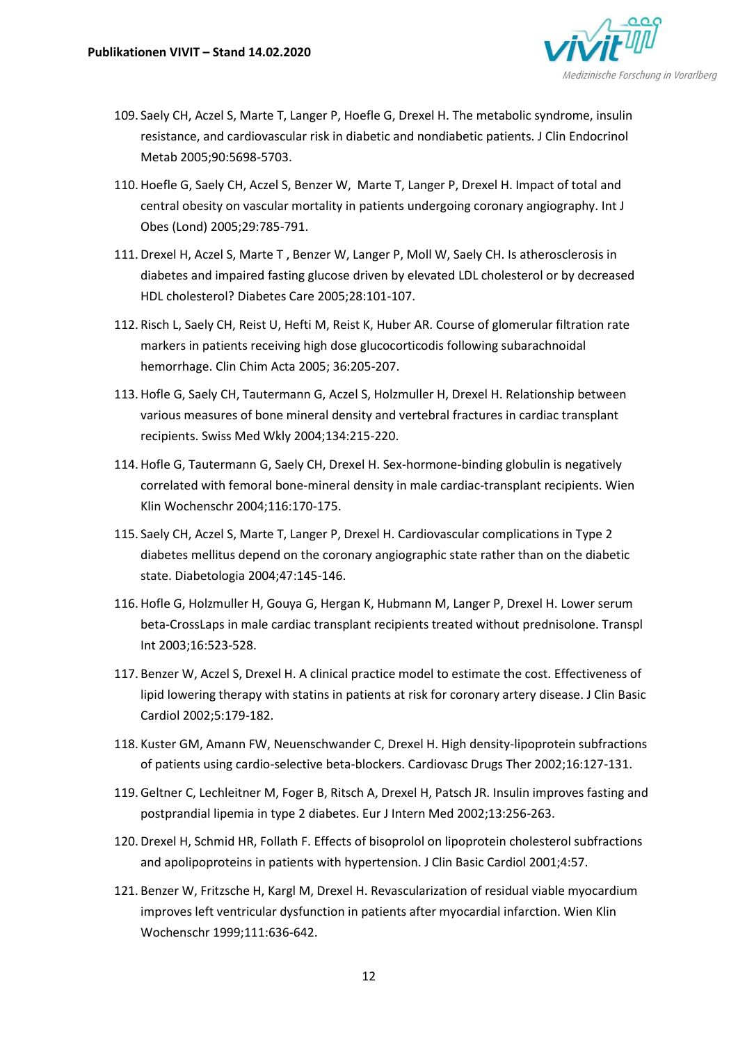109. Saely CH, Aczel S, Marte T, Langer P, Hoefle G, Drexel H. The metabolic syndrome, insulin resistance, and cardiovascular risk in diabetic and nondiabetic patients. J Clin Endocrinol Metab 2005;90:5698-5703.
110. Hoefle G, Saely CH, Aczel S, Benzer W, Marte T, Langer P, Drexel H. Impact of total and central obesity on vascular mortality in patients undergoing coronary angiography. Int J Obes (Lond) 2005;29:785-791.
111. Drexel H, Aczel S, Marte T , Benzer W, Langer P, Moll W, Saely CH. Is atherosclerosis in diabetes and impaired fasting glucose driven by elevated LDL cholesterol or by decreased HDL cholesterol? Diabetes Care 2005;28:101-107.
112. Risch L, Saely CH, Reist U, Hefti M, Reist K, Huber AR. Course of glomerular filtration rate markers in patients receiving high dose glucocorticodis following subarachnoidal hemorrhage. Clin Chim Acta 2005; 36:205-207.
113. Hofle G, Saely CH, Tautermann G, Aczel S, Holzmuller H, Drexel H. Relationship between various measures of bone mineral density and vertebral fractures in cardiac transplant recipients. Swiss Med Wkly 2004;134:215-220.
114. Hofle G, Tautermann G, Saely CH, Drexel H. Sex-hormone-binding globulin is negatively correlated with femoral bone-mineral density in male cardiac-transplant recipients. Wien Klin Wochenschr 2004;116:170-175.
115. Saely CH, Aczel S, Marte T, Langer P, Drexel H. Cardiovascular complications in Type 2 diabetes mellitus depend on the coronary angiographic state rather than on the diabetic state. Diabetologia 2004;47:145-146.
116. Hofle G, Holzmuller H, Gouya G, Hergan K, Hubmann M, Langer P, Drexel H. Lower serum beta-CrossLaps in male cardiac transplant recipients treated without prednisolone. Transpl Int 2003;16:523-528.
117. Benzer W, Aczel S, Drexel H. A clinical practice model to estimate the cost. Effectiveness of lipid lowering therapy with statins in patients at risk for coronary artery disease. J Clin Basic Cardiol 2002;5:179-182.
118. Kuster GM, Amann FW, Neuenschwander C, Drexel H. High density-lipoprotein subfractions of patients using cardio-selective beta-blockers. Cardiovasc Drugs Ther 2002;16:127-131.
119. Geltner C, Lechleitner M, Foger B, Ritsch A, Drexel H, Patsch JR. Insulin improves fasting and postprandial lipemia in type 2 diabetes. Eur J Intern Med 2002;13:256-263.
120. Drexel H, Schmid HR, Follath F. Effects of bisoprolol on lipoprotein cholesterol subfractions and apolipoproteins in patients with hypertension. J Clin Basic Cardiol 2001;4:57.
121. Benzer W, Fritzsche H, Kargl M, Drexel H. Revascularization of residual viable myocardium improves left ventricular dysfunction in patients after myocardial infarction. Wien Klin Wochenschr 1999;111:636-642.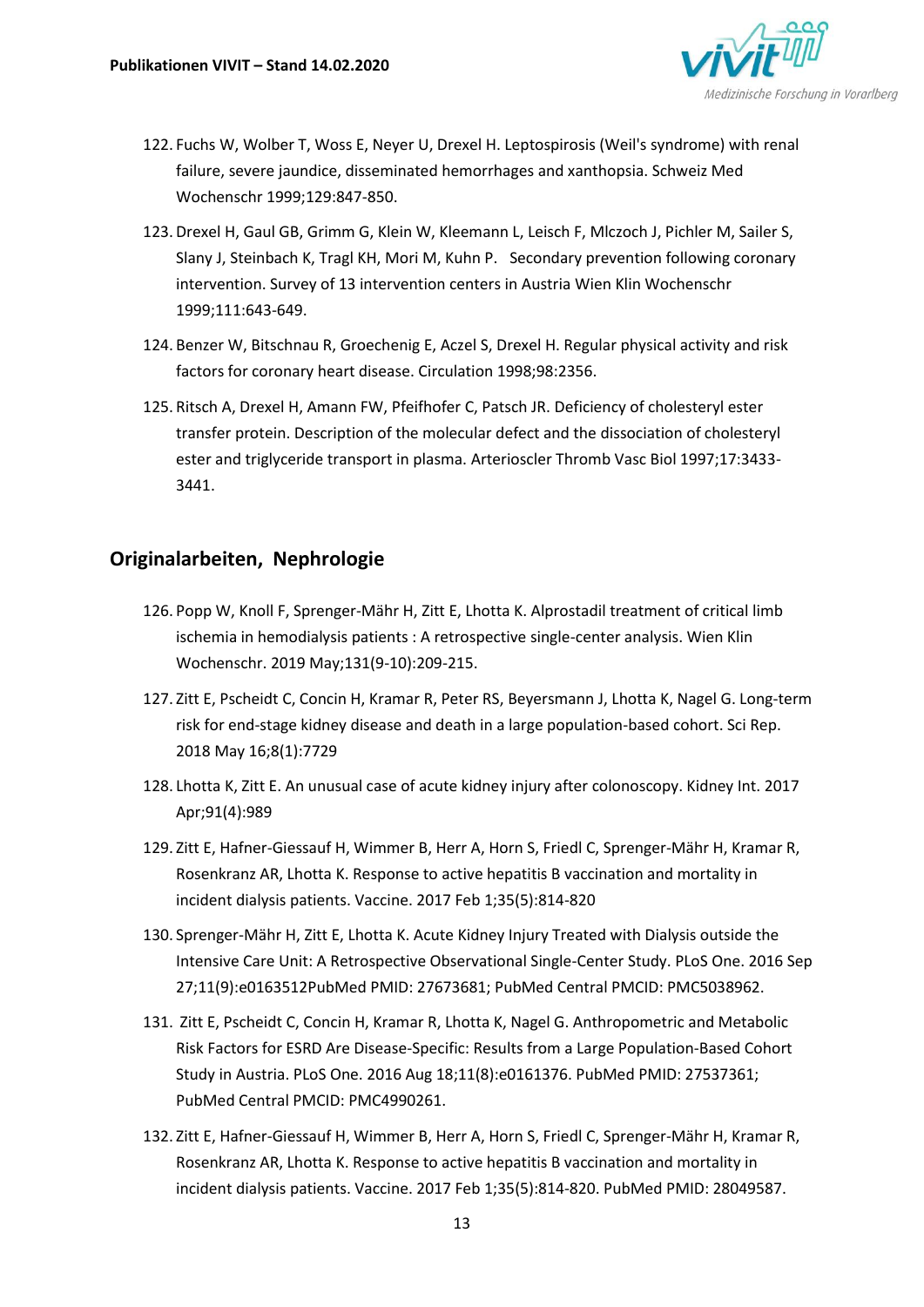122. Fuchs W, Wolber T, Woss E, Neyer U, Drexel H. Leptospirosis (Weil's syndrome) with renal failure, severe jaundice, disseminated hemorrhages and xanthopsia. Schweiz Med Wochenschr 1999;129:847-850.

123. Drexel H, Gaul GB, Grimm G, Klein W, Kleemann L, Leisch F, Mlczoch J, Pichler M, Sailer S, Slany J, Steinbach K, Tragl KH, Mori M, Kuhn P. Secondary prevention following coronary intervention. Survey of 13 intervention centers in Austria Wien Klin Wochenschr 1999;111:643-649.

124. Benzer W, Bitschnau R, Groechenig E, Aczel S, Drexel H. Regular physical activity and risk factors for coronary heart disease. Circulation 1998;98:2356.

125. Ritsch A, Drexel H, Amann FW, Pfeifhofer C, Patsch JR. Deficiency of cholesteryl ester transfer protein. Description of the molecular defect and the dissociation of cholesteryl ester and triglyceride transport in plasma. Arterioscler Thromb Vasc Biol 1997;17:3433-3441.

## Originalarbeiten, Nephrologie

126. Popp W, Knoll F, Sprenger-Mähr H, Zitt E, Lhotta K. Alprostadil treatment of critical limb ischemia in hemodialysis patients : A retrospective single-center analysis. Wien Klin Wochenschr. 2019 May;131(9-10):209-215.

127. Zitt E, Pscheidt C, Concin H, Kramar R, Peter RS, Beyersmann J, Lhotta K, Nagel G. Long-term risk for end-stage kidney disease and death in a large population-based cohort. Sci Rep. 2018 May 16;8(1):7729

128. Lhotta K, Zitt E. An unusual case of acute kidney injury after colonoscopy. Kidney Int. 2017 Apr;91(4):989

129. Zitt E, Hafner-Giessauf H, Wimmer B, Herr A, Horn S, Friedl C, Sprenger-Mähr H, Kramar R, Rosenkranz AR, Lhotta K. Response to active hepatitis B vaccination and mortality in incident dialysis patients. Vaccine. 2017 Feb 1;35(5):814-820

130. Sprenger-Mähr H, Zitt E, Lhotta K. Acute Kidney Injury Treated with Dialysis outside the Intensive Care Unit: A Retrospective Observational Single-Center Study. PLoS One. 2016 Sep 27;11(9):e0163512PubMed PMID: 27673681; PubMed Central PMCID: PMC5038962.

131. Zitt E, Pscheidt C, Concin H, Kramar R, Lhotta K, Nagel G. Anthropometric and Metabolic Risk Factors for ESRD Are Disease-Specific: Results from a Large Population-Based Cohort Study in Austria. PLoS One. 2016 Aug 18;11(8):e0161376. PubMed PMID: 27537361; PubMed Central PMCID: PMC4990261.

132. Zitt E, Hafner-Giessauf H, Wimmer B, Herr A, Horn S, Friedl C, Sprenger-Mähr H, Kramar R, Rosenkranz AR, Lhotta K. Response to active hepatitis B vaccination and mortality in incident dialysis patients. Vaccine. 2017 Feb 1;35(5):814-820. PubMed PMID: 28049587.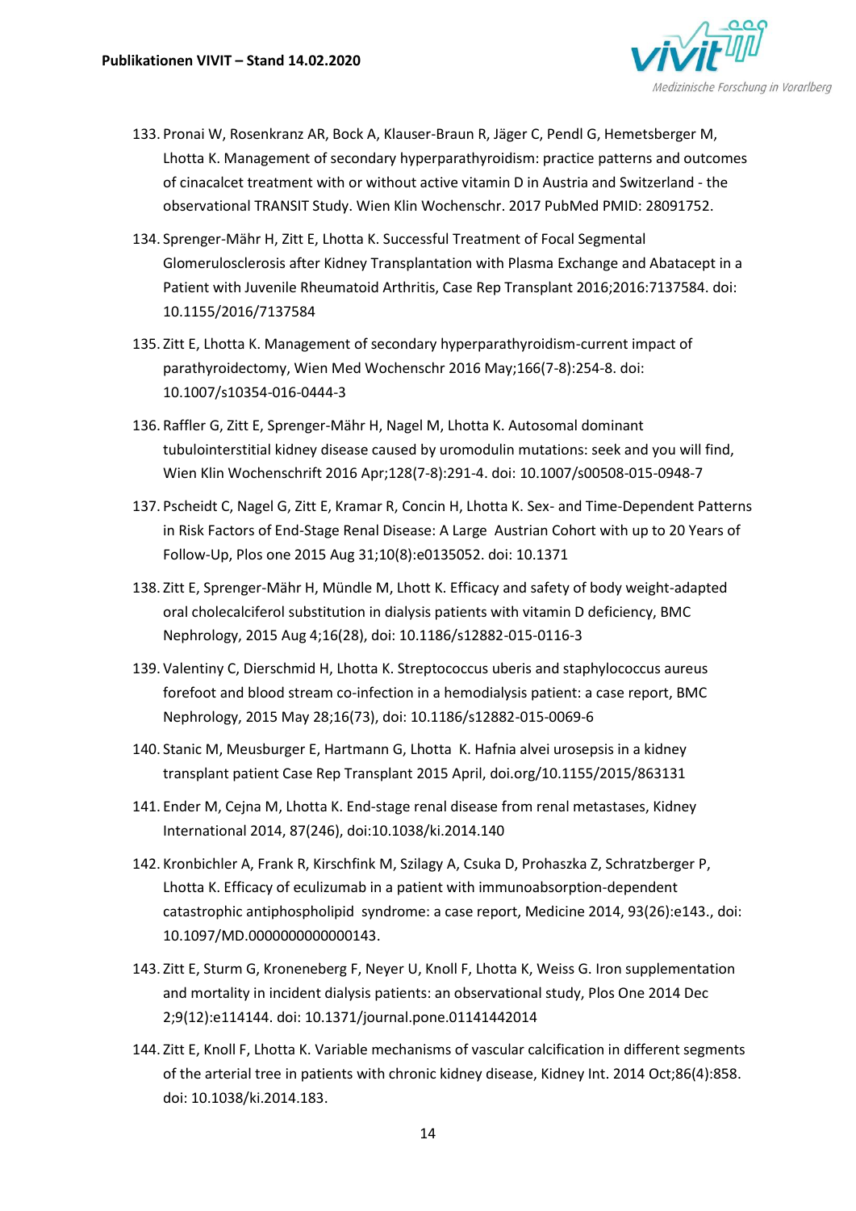133. Pronai W, Rosenkranz AR, Bock A, Klauser-Braun R, Jäger C, Pendl G, Hemetsberger M, Lhotta K. Management of secondary hyperparathyroidism: practice patterns and outcomes of cinacalcet treatment with or without active vitamin D in Austria and Switzerland - the observational TRANSIT Study. Wien Klin Wochenschr. 2017 PubMed PMID: 28091752.
134. Sprenger-Mähr H, Zitt E, Lhotta K. Successful Treatment of Focal Segmental Glomerulosclerosis after Kidney Transplantation with Plasma Exchange and Abatacept in a Patient with Juvenile Rheumatoid Arthritis, Case Rep Transplant 2016;2016:7137584. doi: 10.1155/2016/7137584
135. Zitt E, Lhotta K. Management of secondary hyperparathyroidism-current impact of parathyroidectomy, Wien Med Wochenschr 2016 May;166(7-8):254-8. doi: 10.1007/s10354-016-0444-3
136. Raffler G, Zitt E, Sprenger-Mähr H, Nagel M, Lhotta K. Autosomal dominant tubulointerstitial kidney disease caused by uromodulin mutations: seek and you will find, Wien Klin Wochenschrift 2016 Apr;128(7-8):291-4. doi: 10.1007/s00508-015-0948-7
137. Pscheidt C, Nagel G, Zitt E, Kramar R, Concin H, Lhotta K. Sex- and Time-Dependent Patterns in Risk Factors of End-Stage Renal Disease: A Large Austrian Cohort with up to 20 Years of Follow-Up, Plos one 2015 Aug 31;10(8):e0135052. doi: 10.1371
138. Zitt E, Sprenger-Mähr H, Mündle M, Lhott K. Efficacy and safety of body weight-adapted oral cholecalciferol substitution in dialysis patients with vitamin D deficiency, BMC Nephrology, 2015 Aug 4;16(28), doi: 10.1186/s12882-015-0116-3
139. Valentiny C, Dierschmid H, Lhotta K. Streptococcus uberis and staphylococcus aureus forefoot and blood stream co-infection in a hemodialysis patient: a case report, BMC Nephrology, 2015 May 28;16(73), doi: 10.1186/s12882-015-0069-6
140. Stanic M, Meusburger E, Hartmann G, Lhotta K. Hafnia alvei urosepsis in a kidney transplant patient Case Rep Transplant 2015 April, doi.org/10.1155/2015/863131
141. Ender M, Cejna M, Lhotta K. End-stage renal disease from renal metastases, Kidney International 2014, 87(246), doi:10.1038/ki.2014.140
142. Kronbichler A, Frank R, Kirschfink M, Szilagy A, Csuka D, Prohaszka Z, Schratzberger P, Lhotta K. Efficacy of eculizumab in a patient with immunoabsorption-dependent catastrophic antiphospholipid syndrome: a case report, Medicine 2014, 93(26):e143., doi: 10.1097/MD.0000000000000143.
143. Zitt E, Sturm G, Kroneneberg F, Neyer U, Knoll F, Lhotta K, Weiss G. Iron supplementation and mortality in incident dialysis patients: an observational study, Plos One 2014 Dec 2;9(12):e114144. doi: 10.1371/journal.pone.01141442014
144. Zitt E, Knoll F, Lhotta K. Variable mechanisms of vascular calcification in different segments of the arterial tree in patients with chronic kidney disease, Kidney Int. 2014 Oct;86(4):858. doi: 10.1038/ki.2014.183.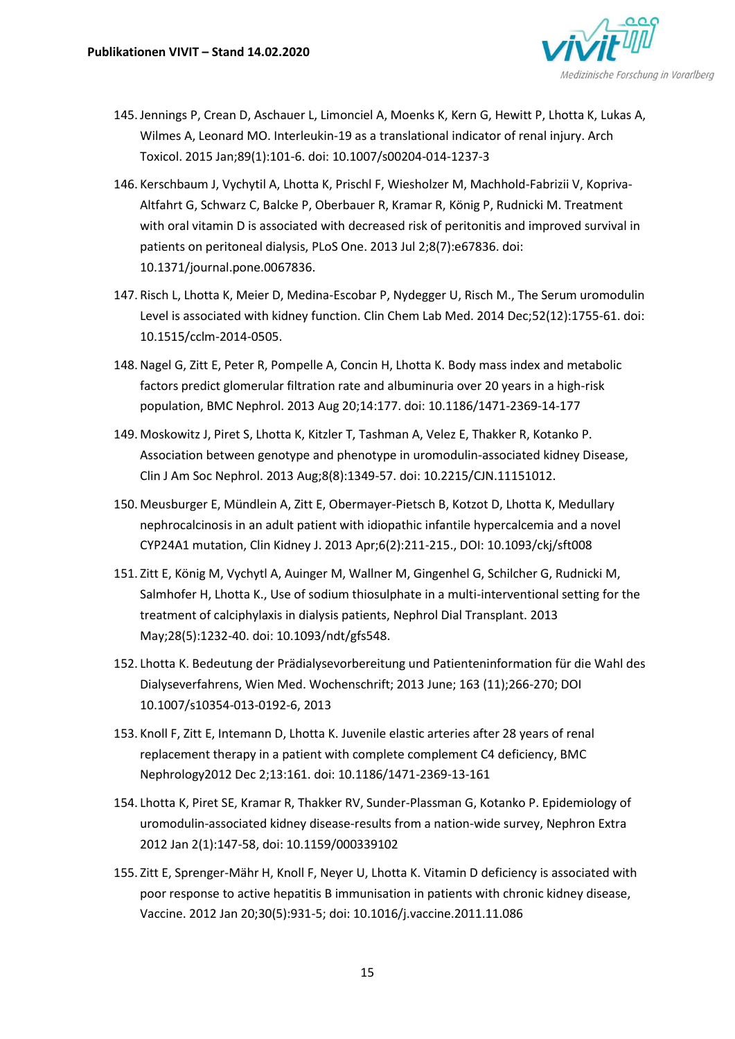145. Jennings P, Crean D, Aschauer L, Limonciel A, Moenks K, Kern G, Hewitt P, Lhotta K, Lukas A, Wilmes A, Leonard MO. Interleukin-19 as a translational indicator of renal injury. Arch Toxicol. 2015 Jan;89(1):101-6. doi: 10.1007/s00204-014-1237-3

146. Kerschbaum J, Vychytil A, Lhotta K, Prischl F, Wiesholzer M, Machhold-Fabrizii V, Kopriva-Altfahrt G, Schwarz C, Balcke P, Oberbauer R, Kramar R, König P, Rudnicki M. Treatment with oral vitamin D is associated with decreased risk of peritonitis and improved survival in patients on peritoneal dialysis, PLoS One. 2013 Jul 2;8(7):e67836. doi: 10.1371/journal.pone.0067836.

147. Risch L, Lhotta K, Meier D, Medina-Escobar P, Nydegger U, Risch M., The Serum uromodulin Level is associated with kidney function. Clin Chem Lab Med. 2014 Dec;52(12):1755-61. doi: 10.1515/cclm-2014-0505.

148. Nagel G, Zitt E, Peter R, Pompelle A, Concin H, Lhotta K. Body mass index and metabolic factors predict glomerular filtration rate and albuminuria over 20 years in a high-risk population, BMC Nephrol. 2013 Aug 20;14:177. doi: 10.1186/1471-2369-14-177

149. Moskowitz J, Piret S, Lhotta K, Kitzler T, Tashman A, Velez E, Thakker R, Kotanko P. Association between genotype and phenotype in uromodulin-associated kidney Disease, Clin J Am Soc Nephrol. 2013 Aug;8(8):1349-57. doi: 10.2215/CJN.11151012.

150. Meusburger E, Mündlein A, Zitt E, Obermayer-Pietsch B, Kotzot D, Lhotta K, Medullary nephrocalcinosis in an adult patient with idiopathic infantile hypercalcemia and a novel CYP24A1 mutation, Clin Kidney J. 2013 Apr;6(2):211-215., DOI: 10.1093/ckj/sft008

151. Zitt E, König M, Vychytl A, Auinger M, Wallner M, Gingenhel G, Schilcher G, Rudnicki M, Salmhofer H, Lhotta K., Use of sodium thiosulphate in a multi-interventional setting for the treatment of calciphylaxis in dialysis patients, Nephrol Dial Transplant. 2013 May;28(5):1232-40. doi: 10.1093/ndt/gfs548.

152. Lhotta K. Bedeutung der Prädialysevorbereitung und Patienteninformation für die Wahl des Dialyseverfahrens, Wien Med. Wochenschrift; 2013 June; 163 (11);266-270; DOI 10.1007/s10354-013-0192-6, 2013

153. Knoll F, Zitt E, Intemann D, Lhotta K. Juvenile elastic arteries after 28 years of renal replacement therapy in a patient with complete complement C4 deficiency, BMC Nephrology2012 Dec 2;13:161. doi: 10.1186/1471-2369-13-161

154. Lhotta K, Piret SE, Kramar R, Thakker RV, Sunder-Plassman G, Kotanko P. Epidemiology of uromodulin-associated kidney disease-results from a nation-wide survey, Nephron Extra 2012 Jan 2(1):147-58, doi: 10.1159/000339102

155. Zitt E, Sprenger-Mähr H, Knoll F, Neyer U, Lhotta K. Vitamin D deficiency is associated with poor response to active hepatitis B immunisation in patients with chronic kidney disease, Vaccine. 2012 Jan 20;30(5):931-5; doi: 10.1016/j.vaccine.2011.11.086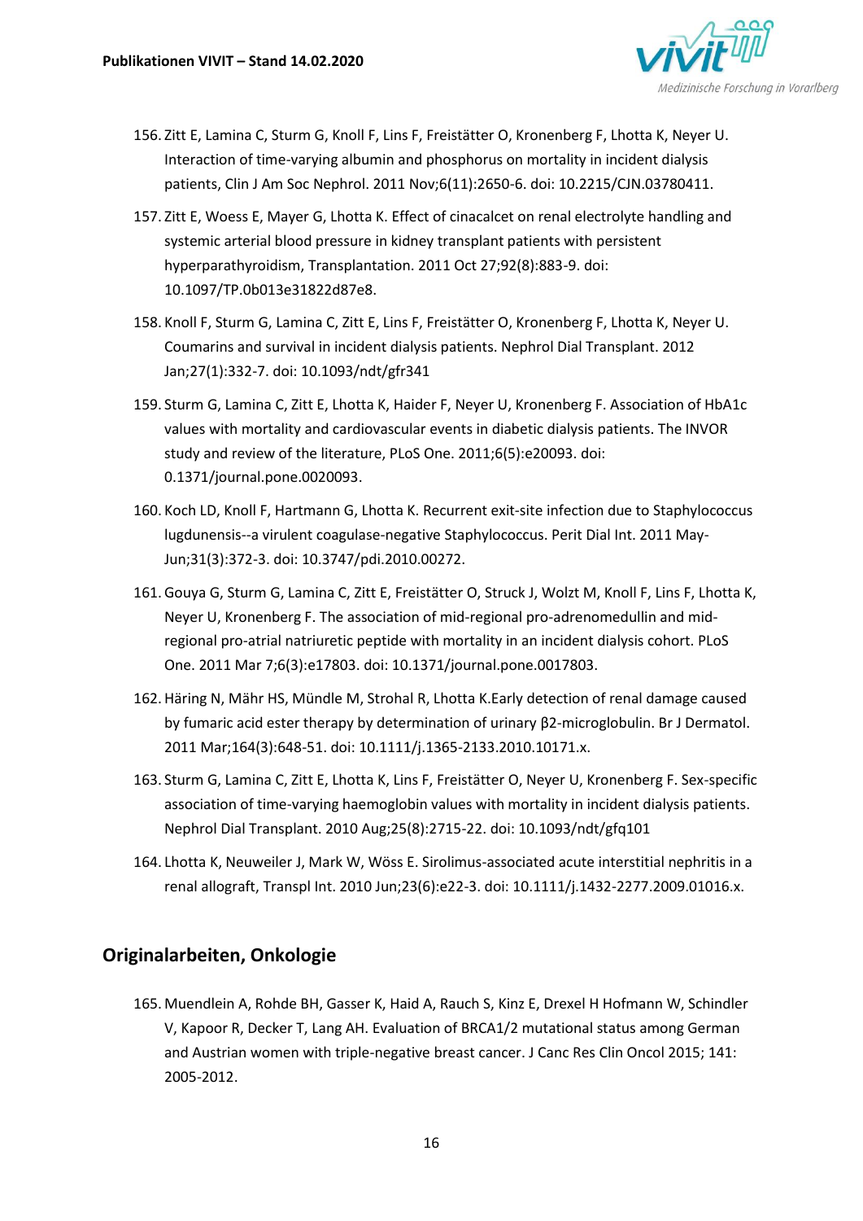156. Zitt E, Lamina C, Sturm G, Knoll F, Lins F, Freistätter O, Kronenberg F, Lhotta K, Neyer U. Interaction of time-varying albumin and phosphorus on mortality in incident dialysis patients, Clin J Am Soc Nephrol. 2011 Nov;6(11):2650-6. doi: 10.2215/CJN.03780411.

157. Zitt E, Woess E, Mayer G, Lhotta K. Effect of cinacalcet on renal electrolyte handling and systemic arterial blood pressure in kidney transplant patients with persistent hyperparathyroidism, Transplantation. 2011 Oct 27;92(8):883-9. doi: 10.1097/TP.0b013e31822d87e8.

158. Knoll F, Sturm G, Lamina C, Zitt E, Lins F, Freistätter O, Kronenberg F, Lhotta K, Neyer U. Coumarins and survival in incident dialysis patients. Nephrol Dial Transplant. 2012 Jan;27(1):332-7. doi: 10.1093/ndt/gfr341

159. Sturm G, Lamina C, Zitt E, Lhotta K, Haider F, Neyer U, Kronenberg F. Association of HbA1c values with mortality and cardiovascular events in diabetic dialysis patients. The INVOR study and review of the literature, PLoS One. 2011;6(5):e20093. doi: 0.1371/journal.pone.0020093.

160. Koch LD, Knoll F, Hartmann G, Lhotta K. Recurrent exit-site infection due to Staphylococcus lugdunensis--a virulent coagulase-negative Staphylococcus. Perit Dial Int. 2011 May-Jun;31(3):372-3. doi: 10.3747/pdi.2010.00272.

161. Gouya G, Sturm G, Lamina C, Zitt E, Freistätter O, Struck J, Wolzt M, Knoll F, Lins F, Lhotta K, Neyer U, Kronenberg F. The association of mid-regional pro-adrenomedullin and mid-regional pro-atrial natriuretic peptide with mortality in an incident dialysis cohort. PLoS One. 2011 Mar 7;6(3):e17803. doi: 10.1371/journal.pone.0017803.

162. Häring N, Mähr HS, Mündle M, Strohal R, Lhotta K.Early detection of renal damage caused by fumaric acid ester therapy by determination of urinary β2-microglobulin. Br J Dermatol. 2011 Mar;164(3):648-51. doi: 10.1111/j.1365-2133.2010.10171.x.

163. Sturm G, Lamina C, Zitt E, Lhotta K, Lins F, Freistätter O, Neyer U, Kronenberg F. Sex-specific association of time-varying haemoglobin values with mortality in incident dialysis patients. Nephrol Dial Transplant. 2010 Aug;25(8):2715-22. doi: 10.1093/ndt/gfq101

164. Lhotta K, Neuweiler J, Mark W, Wöss E. Sirolimus-associated acute interstitial nephritis in a renal allograft, Transpl Int. 2010 Jun;23(6):e22-3. doi: 10.1111/j.1432-2277.2009.01016.x.

## Originalarbeiten, Onkologie

165. Muendlein A, Rohde BH, Gasser K, Haid A, Rauch S, Kinz E, Drexel H Hofmann W, Schindler V, Kapoor R, Decker T, Lang AH. Evaluation of BRCA1/2 mutational status among German and Austrian women with triple-negative breast cancer. J Canc Res Clin Oncol 2015; 141: 2005-2012.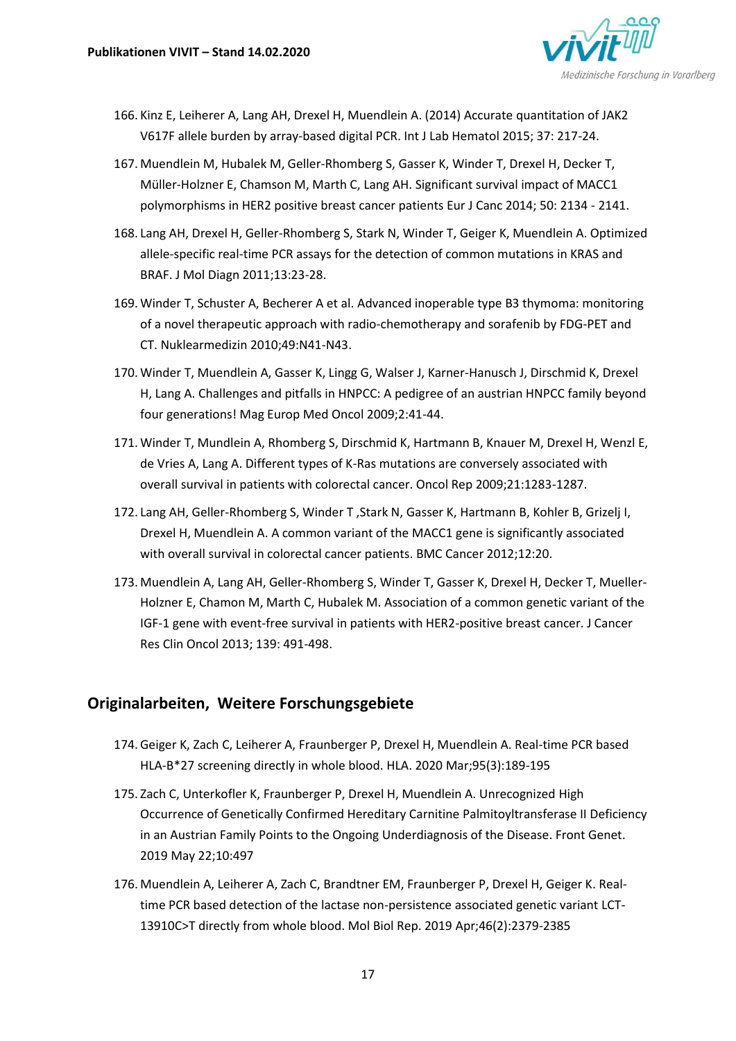166. Kinz E, Leiherer A, Lang AH, Drexel H, Muendlein A. (2014) Accurate quantitation of JAK2 V617F allele burden by array-based digital PCR. Int J Lab Hematol 2015; 37: 217-24.
167. Muendlein M, Hubalek M, Geller-Rhomberg S, Gasser K, Winder T, Drexel H, Decker T, Müller-Holzner E, Chamson M, Marth C, Lang AH. Significant survival impact of MACC1 polymorphisms in HER2 positive breast cancer patients Eur J Canc 2014; 50: 2134 - 2141.
168. Lang AH, Drexel H, Geller-Rhomberg S, Stark N, Winder T, Geiger K, Muendlein A. Optimized allele-specific real-time PCR assays for the detection of common mutations in KRAS and BRAF. J Mol Diagn 2011;13:23-28.
169. Winder T, Schuster A, Becherer A et al. Advanced inoperable type B3 thymoma: monitoring of a novel therapeutic approach with radio-chemotherapy and sorafenib by FDG-PET and CT. Nuklearmedizin 2010;49:N41-N43.
170. Winder T, Muendlein A, Gasser K, Lingg G, Walser J, Karner-Hanusch J, Dirschmid K, Drexel H, Lang A. Challenges and pitfalls in HNPCC: A pedigree of an austrian HNPCC family beyond four generations! Mag Europ Med Oncol 2009;2:41-44.
171. Winder T, Mundlein A, Rhomberg S, Dirschmid K, Hartmann B, Knauer M, Drexel H, Wenzl E, de Vries A, Lang A. Different types of K-Ras mutations are conversely associated with overall survival in patients with colorectal cancer. Oncol Rep 2009;21:1283-1287.
172. Lang AH, Geller-Rhomberg S, Winder T ,Stark N, Gasser K, Hartmann B, Kohler B, Grizelj I, Drexel H, Muendlein A. A common variant of the MACC1 gene is significantly associated with overall survival in colorectal cancer patients. BMC Cancer 2012;12:20.
173. Muendlein A, Lang AH, Geller-Rhomberg S, Winder T, Gasser K, Drexel H, Decker T, Mueller-Holzner E, Chamon M, Marth C, Hubalek M. Association of a common genetic variant of the IGF-1 gene with event-free survival in patients with HER2-positive breast cancer. J Cancer Res Clin Oncol 2013; 139: 491-498.

## Originalarbeiten, Weitere Forschungsgebiete

174. Geiger K, Zach C, Leiherer A, Fraunberger P, Drexel H, Muendlein A. Real-time PCR based HLA-B*27 screening directly in whole blood. HLA. 2020 Mar;95(3):189-195
175. Zach C, Unterkofler K, Fraunberger P, Drexel H, Muendlein A. Unrecognized High Occurrence of Genetically Confirmed Hereditary Carnitine Palmitoyltransferase II Deficiency in an Austrian Family Points to the Ongoing Underdiagnosis of the Disease. Front Genet. 2019 May 22;10:497
176. Muendlein A, Leiherer A, Zach C, Brandtner EM, Fraunberger P, Drexel H, Geiger K. Real-time PCR based detection of the lactase non-persistence associated genetic variant LCT-13910C>T directly from whole blood. Mol Biol Rep. 2019 Apr;46(2):2379-2385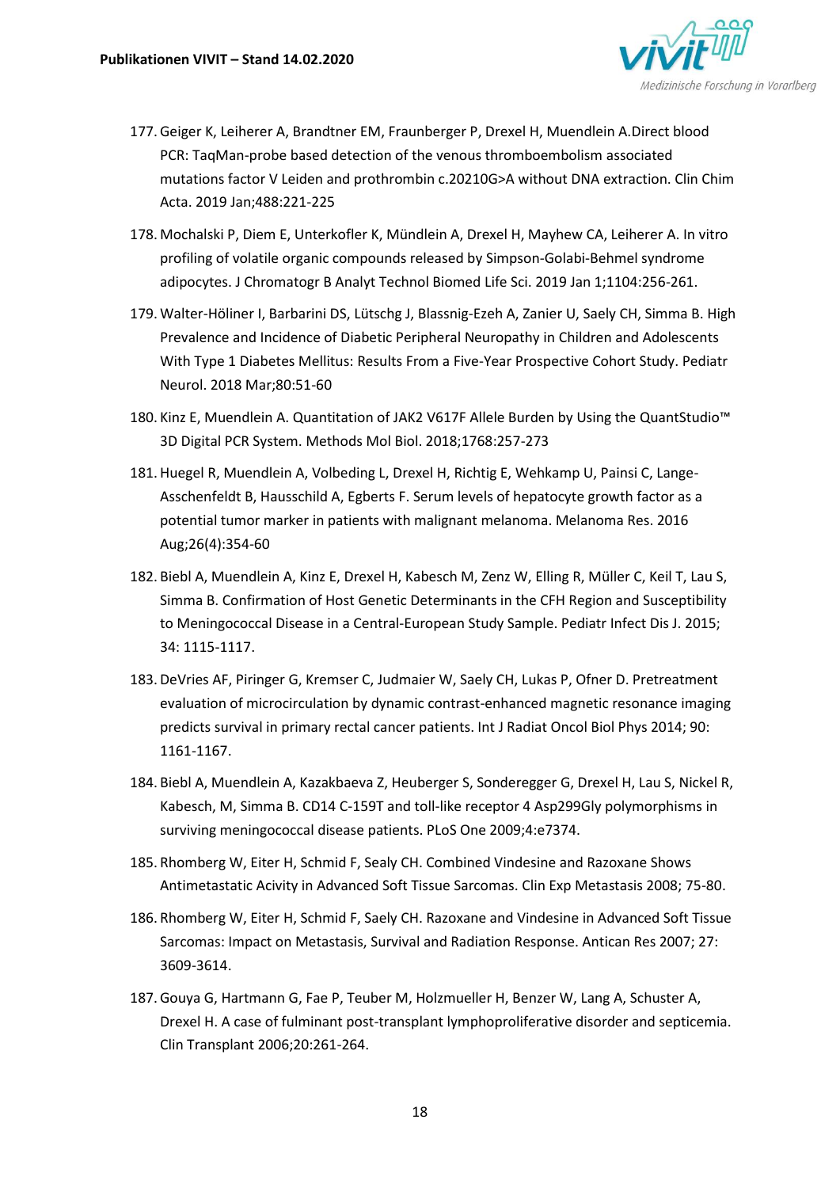177. Geiger K, Leiherer A, Brandtner EM, Fraunberger P, Drexel H, Muendlein A.Direct blood PCR: TaqMan-probe based detection of the venous thromboembolism associated mutations factor V Leiden and prothrombin c.20210G>A without DNA extraction. Clin Chim Acta. 2019 Jan;488:221-225

178. Mochalski P, Diem E, Unterkofler K, Mündlein A, Drexel H, Mayhew CA, Leiherer A. In vitro profiling of volatile organic compounds released by Simpson-Golabi-Behmel syndrome adipocytes. J Chromatogr B Analyt Technol Biomed Life Sci. 2019 Jan 1;1104:256-261.

179. Walter-Höliner I, Barbarini DS, Lütschg J, Blassnig-Ezeh A, Zanier U, Saely CH, Simma B. High Prevalence and Incidence of Diabetic Peripheral Neuropathy in Children and Adolescents With Type 1 Diabetes Mellitus: Results From a Five-Year Prospective Cohort Study. Pediatr Neurol. 2018 Mar;80:51-60

180. Kinz E, Muendlein A. Quantitation of JAK2 V617F Allele Burden by Using the QuantStudio™ 3D Digital PCR System. Methods Mol Biol. 2018;1768:257-273

181. Huegel R, Muendlein A, Volbeding L, Drexel H, Richtig E, Wehkamp U, Painsi C, Lange-Asschenfeldt B, Hausschild A, Egberts F. Serum levels of hepatocyte growth factor as a potential tumor marker in patients with malignant melanoma. Melanoma Res. 2016 Aug;26(4):354-60

182. Biebl A, Muendlein A, Kinz E, Drexel H, Kabesch M, Zenz W, Elling R, Müller C, Keil T, Lau S, Simma B. Confirmation of Host Genetic Determinants in the CFH Region and Susceptibility to Meningococcal Disease in a Central-European Study Sample. Pediatr Infect Dis J. 2015; 34: 1115-1117.

183. DeVries AF, Piringer G, Kremser C, Judmaier W, Saely CH, Lukas P, Ofner D. Pretreatment evaluation of microcirculation by dynamic contrast-enhanced magnetic resonance imaging predicts survival in primary rectal cancer patients. Int J Radiat Oncol Biol Phys 2014; 90: 1161-1167.

184. Biebl A, Muendlein A, Kazakbaeva Z, Heuberger S, Sonderegger G, Drexel H, Lau S, Nickel R, Kabesch, M, Simma B. CD14 C-159T and toll-like receptor 4 Asp299Gly polymorphisms in surviving meningococcal disease patients. PLoS One 2009;4:e7374.

185. Rhomberg W, Eiter H, Schmid F, Sealy CH. Combined Vindesine and Razoxane Shows Antimetastatic Acivity in Advanced Soft Tissue Sarcomas. Clin Exp Metastasis 2008; 75-80.

186. Rhomberg W, Eiter H, Schmid F, Saely CH. Razoxane and Vindesine in Advanced Soft Tissue Sarcomas: Impact on Metastasis, Survival and Radiation Response. Antican Res 2007; 27: 3609-3614.

187. Gouya G, Hartmann G, Fae P, Teuber M, Holzmueller H, Benzer W, Lang A, Schuster A, Drexel H. A case of fulminant post-transplant lymphoproliferative disorder and septicemia. Clin Transplant 2006;20:261-264.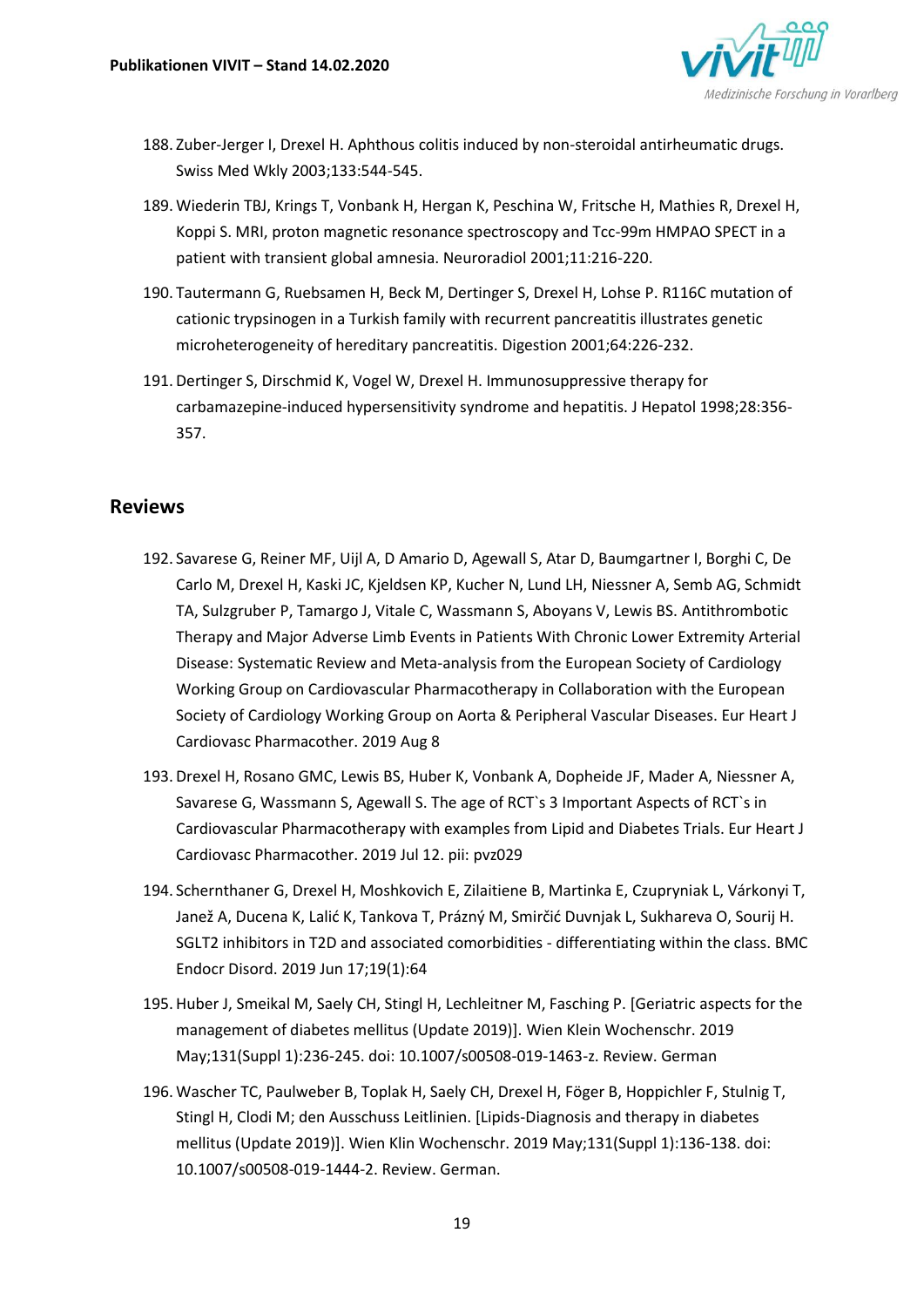188. Zuber-Jerger I, Drexel H. Aphthous colitis induced by non-steroidal antirheumatic drugs. Swiss Med Wkly 2003;133:544-545.
189. Wiederin TBJ, Krings T, Vonbank H, Hergan K, Peschina W, Fritsche H, Mathies R, Drexel H, Koppi S. MRI, proton magnetic resonance spectroscopy and Tcc-99m HMPAO SPECT in a patient with transient global amnesia. Neuroradiol 2001;11:216-220.
190. Tautermann G, Ruebsamen H, Beck M, Dertinger S, Drexel H, Lohse P. R116C mutation of cationic trypsinogen in a Turkish family with recurrent pancreatitis illustrates genetic microheterogeneity of hereditary pancreatitis. Digestion 2001;64:226-232.
191. Dertinger S, Dirschmid K, Vogel W, Drexel H. Immunosuppressive therapy for carbamazepine-induced hypersensitivity syndrome and hepatitis. J Hepatol 1998;28:356-357.

## Reviews

192. Savarese G, Reiner MF, Uijl A, D Amario D, Agewall S, Atar D, Baumgartner I, Borghi C, De Carlo M, Drexel H, Kaski JC, Kjeldsen KP, Kucher N, Lund LH, Niessner A, Semb AG, Schmidt TA, Sulzgruber P, Tamargo J, Vitale C, Wassmann S, Aboyans V, Lewis BS. Antithrombotic Therapy and Major Adverse Limb Events in Patients With Chronic Lower Extremity Arterial Disease: Systematic Review and Meta-analysis from the European Society of Cardiology Working Group on Cardiovascular Pharmacotherapy in Collaboration with the European Society of Cardiology Working Group on Aorta & Peripheral Vascular Diseases. Eur Heart J Cardiovasc Pharmacother. 2019 Aug 8
193. Drexel H, Rosano GMC, Lewis BS, Huber K, Vonbank A, Dopheide JF, Mader A, Niessner A, Savarese G, Wassmann S, Agewall S. The age of RCT`s 3 Important Aspects of RCT`s in Cardiovascular Pharmacotherapy with examples from Lipid and Diabetes Trials. Eur Heart J Cardiovasc Pharmacother. 2019 Jul 12. pii: pvz029
194. Schernthaner G, Drexel H, Moshkovich E, Zilaitiene B, Martinka E, Czupryniak L, Várkonyi T, Janež A, Ducena K, Lalić K, Tankova T, Prázný M, Smirčić Duvnjak L, Sukhareva O, Sourij H. SGLT2 inhibitors in T2D and associated comorbidities - differentiating within the class. BMC Endocr Disord. 2019 Jun 17;19(1):64
195. Huber J, Smeikal M, Saely CH, Stingl H, Lechleitner M, Fasching P. [Geriatric aspects for the management of diabetes mellitus (Update 2019)]. Wien Klein Wochenschr. 2019 May;131(Suppl 1):236-245. doi: 10.1007/s00508-019-1463-z. Review. German
196. Wascher TC, Paulweber B, Toplak H, Saely CH, Drexel H, Föger B, Hoppichler F, Stulnig T, Stingl H, Clodi M; den Ausschuss Leitlinien. [Lipids-Diagnosis and therapy in diabetes mellitus (Update 2019)]. Wien Klin Wochenschr. 2019 May;131(Suppl 1):136-138. doi: 10.1007/s00508-019-1444-2. Review. German.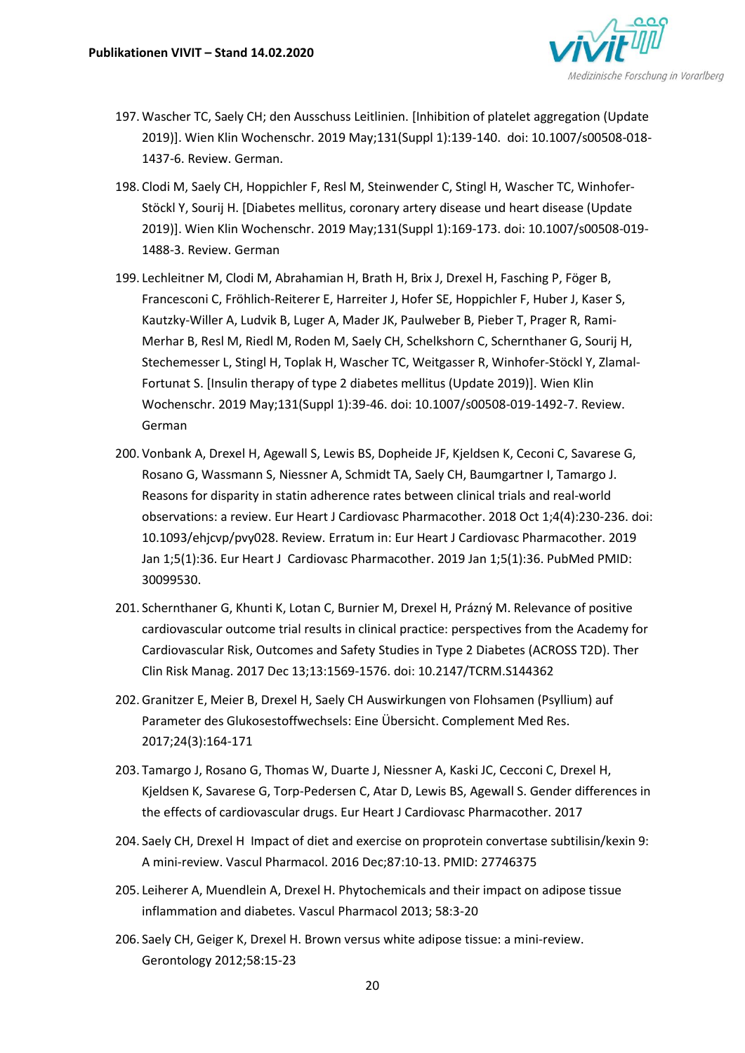197. Wascher TC, Saely CH; den Ausschuss Leitlinien. [Inhibition of platelet aggregation (Update 2019)]. Wien Klin Wochenschr. 2019 May;131(Suppl 1):139-140. doi: 10.1007/s00508-018-1437-6. Review. German.

198. Clodi M, Saely CH, Hoppichler F, Resl M, Steinwender C, Stingl H, Wascher TC, Winhofer-Stöckl Y, Sourij H. [Diabetes mellitus, coronary artery disease und heart disease (Update 2019)]. Wien Klin Wochenschr. 2019 May;131(Suppl 1):169-173. doi: 10.1007/s00508-019-1488-3. Review. German

199. Lechleitner M, Clodi M, Abrahamian H, Brath H, Brix J, Drexel H, Fasching P, Föger B, Francesconi C, Fröhlich-Reiterer E, Harreiter J, Hofer SE, Hoppichler F, Huber J, Kaser S, Kautzky-Willer A, Ludvik B, Luger A, Mader JK, Paulweber B, Pieber T, Prager R, Rami-Merhar B, Resl M, Riedl M, Roden M, Saely CH, Schelkshorn C, Schernthaner G, Sourij H, Stechemesser L, Stingl H, Toplak H, Wascher TC, Weitgasser R, Winhofer-Stöckl Y, Zlamal-Fortunat S. [Insulin therapy of type 2 diabetes mellitus (Update 2019)]. Wien Klin Wochenschr. 2019 May;131(Suppl 1):39-46. doi: 10.1007/s00508-019-1492-7. Review. German

200. Vonbank A, Drexel H, Agewall S, Lewis BS, Dopheide JF, Kjeldsen K, Ceconi C, Savarese G, Rosano G, Wassmann S, Niessner A, Schmidt TA, Saely CH, Baumgartner I, Tamargo J. Reasons for disparity in statin adherence rates between clinical trials and real-world observations: a review. Eur Heart J Cardiovasc Pharmacother. 2018 Oct 1;4(4):230-236. doi: 10.1093/ehjcvp/pvy028. Review. Erratum in: Eur Heart J Cardiovasc Pharmacother. 2019 Jan 1;5(1):36. Eur Heart J Cardiovasc Pharmacother. 2019 Jan 1;5(1):36. PubMed PMID: 30099530.

201. Schernthaner G, Khunti K, Lotan C, Burnier M, Drexel H, Prázný M. Relevance of positive cardiovascular outcome trial results in clinical practice: perspectives from the Academy for Cardiovascular Risk, Outcomes and Safety Studies in Type 2 Diabetes (ACROSS T2D). Ther Clin Risk Manag. 2017 Dec 13;13:1569-1576. doi: 10.2147/TCRM.S144362

202. Granitzer E, Meier B, Drexel H, Saely CH Auswirkungen von Flohsamen (Psyllium) auf Parameter des Glukosestoffwechsels: Eine Übersicht. Complement Med Res. 2017;24(3):164-171

203. Tamargo J, Rosano G, Thomas W, Duarte J, Niessner A, Kaski JC, Cecconi C, Drexel H, Kjeldsen K, Savarese G, Torp-Pedersen C, Atar D, Lewis BS, Agewall S. Gender differences in the effects of cardiovascular drugs. Eur Heart J Cardiovasc Pharmacother. 2017

204. Saely CH, Drexel H Impact of diet and exercise on proprotein convertase subtilisin/kexin 9: A mini-review. Vascul Pharmacol. 2016 Dec;87:10-13. PMID: 27746375

205. Leiherer A, Muendlein A, Drexel H. Phytochemicals and their impact on adipose tissue inflammation and diabetes. Vascul Pharmacol 2013; 58:3-20

206. Saely CH, Geiger K, Drexel H. Brown versus white adipose tissue: a mini-review. Gerontology 2012;58:15-23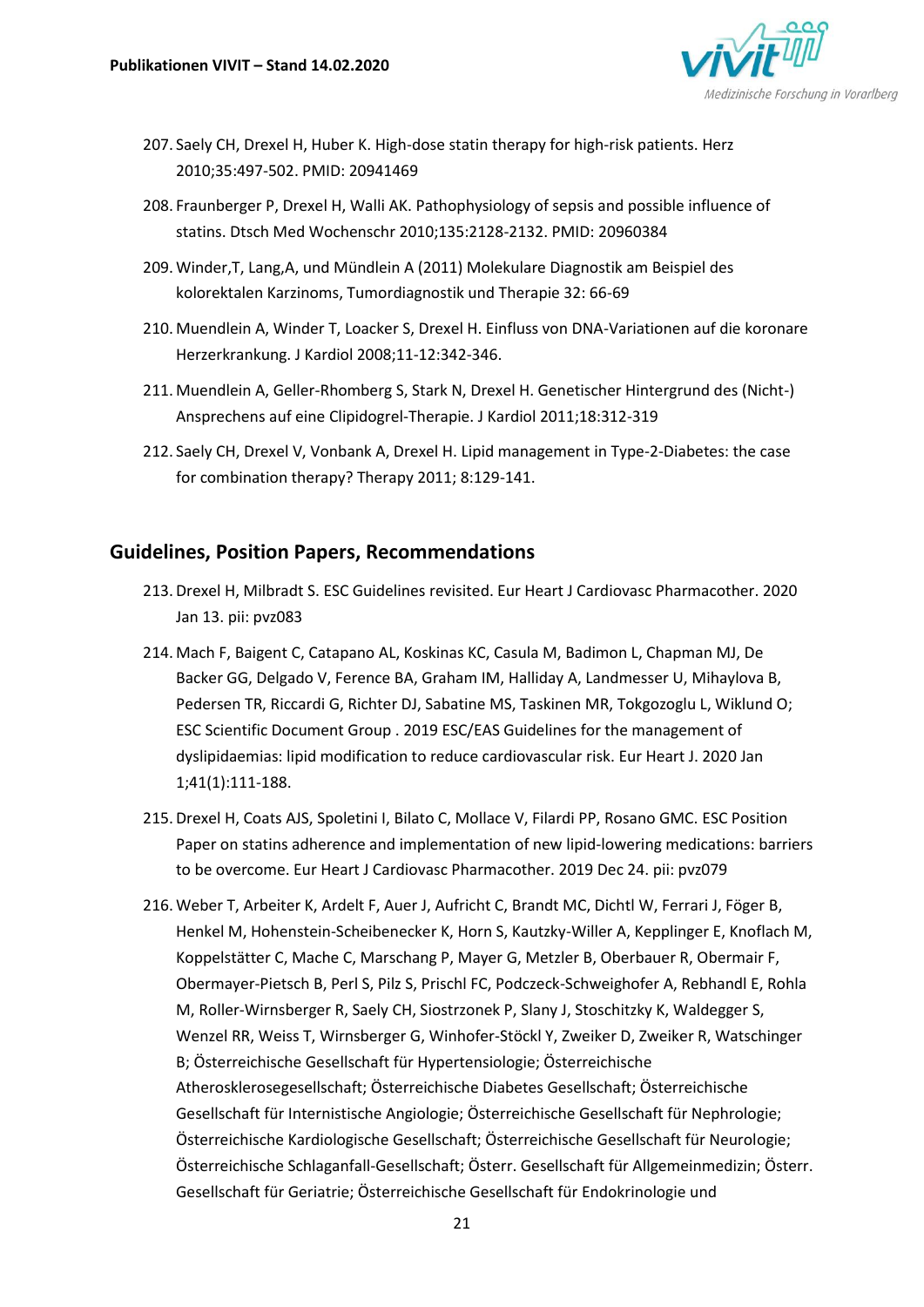207. Saely CH, Drexel H, Huber K. High-dose statin therapy for high-risk patients. Herz 2010;35:497-502. PMID: 20941469

208. Fraunberger P, Drexel H, Walli AK. Pathophysiology of sepsis and possible influence of statins. Dtsch Med Wochenschr 2010;135:2128-2132. PMID: 20960384

209. Winder,T, Lang,A, und Mündlein A (2011) Molekulare Diagnostik am Beispiel des kolorektalen Karzinoms, Tumordiagnostik und Therapie 32: 66-69

210. Muendlein A, Winder T, Loacker S, Drexel H. Einfluss von DNA-Variationen auf die koronare Herzerkrankung. J Kardiol 2008;11-12:342-346.

211. Muendlein A, Geller-Rhomberg S, Stark N, Drexel H. Genetischer Hintergrund des (Nicht-) Ansprechens auf eine Clipidogrel-Therapie. J Kardiol 2011;18:312-319

212. Saely CH, Drexel V, Vonbank A, Drexel H. Lipid management in Type-2-Diabetes: the case for combination therapy? Therapy 2011; 8:129-141.

## Guidelines, Position Papers, Recommendations

213. Drexel H, Milbradt S. ESC Guidelines revisited. Eur Heart J Cardiovasc Pharmacother. 2020 Jan 13. pii: pvz083

214. Mach F, Baigent C, Catapano AL, Koskinas KC, Casula M, Badimon L, Chapman MJ, De Backer GG, Delgado V, Ference BA, Graham IM, Halliday A, Landmesser U, Mihaylova B, Pedersen TR, Riccardi G, Richter DJ, Sabatine MS, Taskinen MR, Tokgozoglu L, Wiklund O; ESC Scientific Document Group . 2019 ESC/EAS Guidelines for the management of dyslipidaemias: lipid modification to reduce cardiovascular risk. Eur Heart J. 2020 Jan 1;41(1):111-188.

215. Drexel H, Coats AJS, Spoletini I, Bilato C, Mollace V, Filardi PP, Rosano GMC. ESC Position Paper on statins adherence and implementation of new lipid-lowering medications: barriers to be overcome. Eur Heart J Cardiovasc Pharmacother. 2019 Dec 24. pii: pvz079

216. Weber T, Arbeiter K, Ardelt F, Auer J, Aufricht C, Brandt MC, Dichtl W, Ferrari J, Föger B, Henkel M, Hohenstein-Scheibenecker K, Horn S, Kautzky-Willer A, Kepplinger E, Knoflach M, Koppelstätter C, Mache C, Marschang P, Mayer G, Metzler B, Oberbauer R, Obermair F, Obermayer-Pietsch B, Perl S, Pilz S, Prischl FC, Podczeck-Schweighofer A, Rebhandl E, Rohla M, Roller-Wirnsberger R, Saely CH, Siostrzonek P, Slany J, Stoschitzky K, Waldegger S, Wenzel RR, Weiss T, Wirnsberger G, Winhofer-Stöckl Y, Zweiker D, Zweiker R, Watschinger B; Österreichische Gesellschaft für Hypertensiologie; Österreichische Atherosklerosegesellschaft; Österreichische Diabetes Gesellschaft; Österreichische Gesellschaft für Internistische Angiologie; Österreichische Gesellschaft für Nephrologie; Österreichische Kardiologische Gesellschaft; Österreichische Gesellschaft für Neurologie; Österreichische Schlaganfall-Gesellschaft; Österr. Gesellschaft für Allgemeinmedizin; Österr. Gesellschaft für Geriatrie; Österreichische Gesellschaft für Endokrinologie und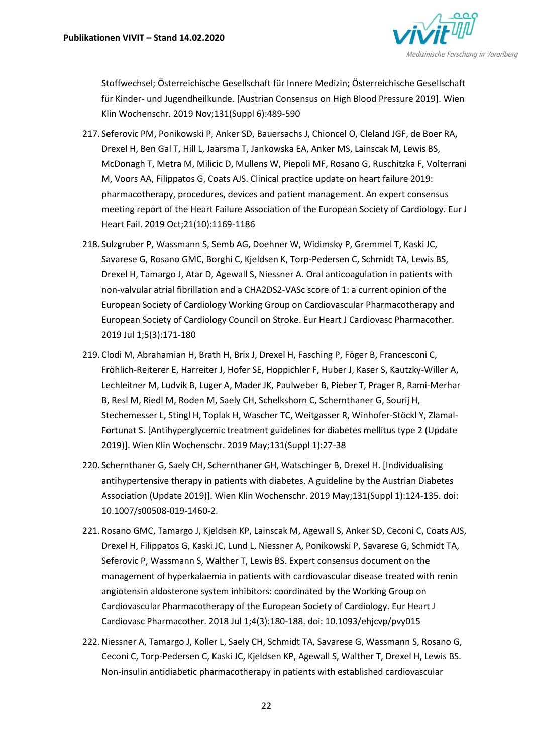Stoffwechsel; Österreichische Gesellschaft für Innere Medizin; Österreichische Gesellschaft für Kinder- und Jugendheilkunde. [Austrian Consensus on High Blood Pressure 2019]. Wien Klin Wochenschr. 2019 Nov;131(Suppl 6):489-590

217. Seferovic PM, Ponikowski P, Anker SD, Bauersachs J, Chioncel O, Cleland JGF, de Boer RA, Drexel H, Ben Gal T, Hill L, Jaarsma T, Jankowska EA, Anker MS, Lainscak M, Lewis BS, McDonagh T, Metra M, Milicic D, Mullens W, Piepoli MF, Rosano G, Ruschitzka F, Volterrani M, Voors AA, Filippatos G, Coats AJS. Clinical practice update on heart failure 2019: pharmacotherapy, procedures, devices and patient management. An expert consensus meeting report of the Heart Failure Association of the European Society of Cardiology. Eur J Heart Fail. 2019 Oct;21(10):1169-1186

218. Sulzgruber P, Wassmann S, Semb AG, Doehner W, Widimsky P, Gremmel T, Kaski JC, Savarese G, Rosano GMC, Borghi C, Kjeldsen K, Torp-Pedersen C, Schmidt TA, Lewis BS, Drexel H, Tamargo J, Atar D, Agewall S, Niessner A. Oral anticoagulation in patients with non-valvular atrial fibrillation and a CHA2DS2-VASc score of 1: a current opinion of the European Society of Cardiology Working Group on Cardiovascular Pharmacotherapy and European Society of Cardiology Council on Stroke. Eur Heart J Cardiovasc Pharmacother. 2019 Jul 1;5(3):171-180

219. Clodi M, Abrahamian H, Brath H, Brix J, Drexel H, Fasching P, Föger B, Francesconi C, Fröhlich-Reiterer E, Harreiter J, Hofer SE, Hoppichler F, Huber J, Kaser S, Kautzky-Willer A, Lechleitner M, Ludvik B, Luger A, Mader JK, Paulweber B, Pieber T, Prager R, Rami-Merhar B, Resl M, Riedl M, Roden M, Saely CH, Schelkshorn C, Schernthaner G, Sourij H, Stechemesser L, Stingl H, Toplak H, Wascher TC, Weitgasser R, Winhofer-Stöckl Y, Zlamal-Fortunat S. [Antihyperglycemic treatment guidelines for diabetes mellitus type 2 (Update 2019)]. Wien Klin Wochenschr. 2019 May;131(Suppl 1):27-38

220. Schernthaner G, Saely CH, Schernthaner GH, Watschinger B, Drexel H. [Individualising antihypertensive therapy in patients with diabetes. A guideline by the Austrian Diabetes Association (Update 2019)]. Wien Klin Wochenschr. 2019 May;131(Suppl 1):124-135. doi: 10.1007/s00508-019-1460-2.

221. Rosano GMC, Tamargo J, Kjeldsen KP, Lainscak M, Agewall S, Anker SD, Ceconi C, Coats AJS, Drexel H, Filippatos G, Kaski JC, Lund L, Niessner A, Ponikowski P, Savarese G, Schmidt TA, Seferovic P, Wassmann S, Walther T, Lewis BS. Expert consensus document on the management of hyperkalaemia in patients with cardiovascular disease treated with renin angiotensin aldosterone system inhibitors: coordinated by the Working Group on Cardiovascular Pharmacotherapy of the European Society of Cardiology. Eur Heart J Cardiovasc Pharmacother. 2018 Jul 1;4(3):180-188. doi: 10.1093/ehjcvp/pvy015

222. Niessner A, Tamargo J, Koller L, Saely CH, Schmidt TA, Savarese G, Wassmann S, Rosano G, Ceconi C, Torp-Pedersen C, Kaski JC, Kjeldsen KP, Agewall S, Walther T, Drexel H, Lewis BS. Non-insulin antidiabetic pharmacotherapy in patients with established cardiovascular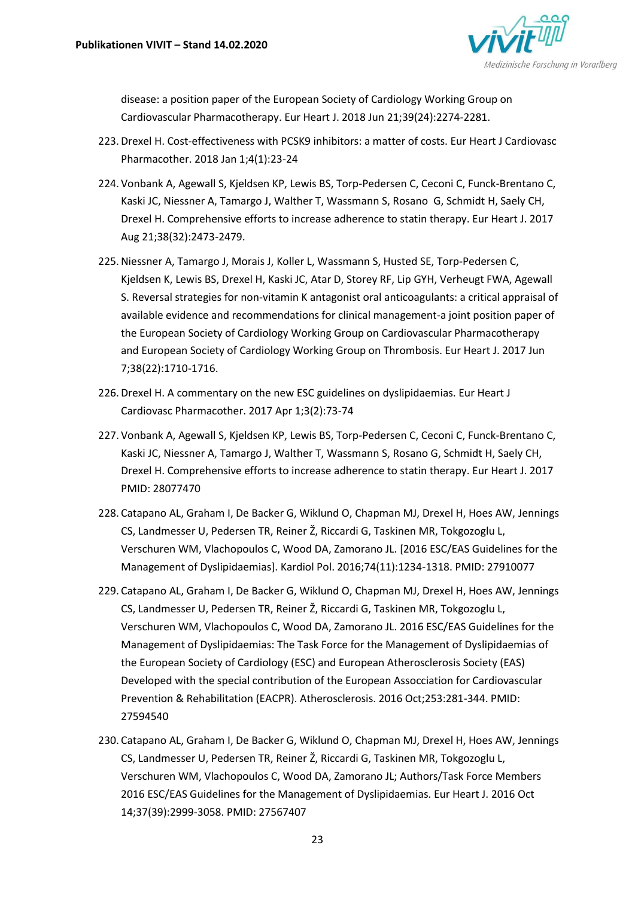disease: a position paper of the European Society of Cardiology Working Group on Cardiovascular Pharmacotherapy. Eur Heart J. 2018 Jun 21;39(24):2274-2281.

223. Drexel H. Cost-effectiveness with PCSK9 inhibitors: a matter of costs. Eur Heart J Cardiovasc Pharmacother. 2018 Jan 1;4(1):23-24

224. Vonbank A, Agewall S, Kjeldsen KP, Lewis BS, Torp-Pedersen C, Ceconi C, Funck-Brentano C, Kaski JC, Niessner A, Tamargo J, Walther T, Wassmann S, Rosano G, Schmidt H, Saely CH, Drexel H. Comprehensive efforts to increase adherence to statin therapy. Eur Heart J. 2017 Aug 21;38(32):2473-2479.

225. Niessner A, Tamargo J, Morais J, Koller L, Wassmann S, Husted SE, Torp-Pedersen C, Kjeldsen K, Lewis BS, Drexel H, Kaski JC, Atar D, Storey RF, Lip GYH, Verheugt FWA, Agewall S. Reversal strategies for non-vitamin K antagonist oral anticoagulants: a critical appraisal of available evidence and recommendations for clinical management-a joint position paper of the European Society of Cardiology Working Group on Cardiovascular Pharmacotherapy and European Society of Cardiology Working Group on Thrombosis. Eur Heart J. 2017 Jun 7;38(22):1710-1716.

226. Drexel H. A commentary on the new ESC guidelines on dyslipidaemias. Eur Heart J Cardiovasc Pharmacother. 2017 Apr 1;3(2):73-74

227. Vonbank A, Agewall S, Kjeldsen KP, Lewis BS, Torp-Pedersen C, Ceconi C, Funck-Brentano C, Kaski JC, Niessner A, Tamargo J, Walther T, Wassmann S, Rosano G, Schmidt H, Saely CH, Drexel H. Comprehensive efforts to increase adherence to statin therapy. Eur Heart J. 2017 PMID: 28077470

228. Catapano AL, Graham I, De Backer G, Wiklund O, Chapman MJ, Drexel H, Hoes AW, Jennings CS, Landmesser U, Pedersen TR, Reiner Ž, Riccardi G, Taskinen MR, Tokgozoglu L, Verschuren WM, Vlachopoulos C, Wood DA, Zamorano JL. [2016 ESC/EAS Guidelines for the Management of Dyslipidaemias]. Kardiol Pol. 2016;74(11):1234-1318. PMID: 27910077

229. Catapano AL, Graham I, De Backer G, Wiklund O, Chapman MJ, Drexel H, Hoes AW, Jennings CS, Landmesser U, Pedersen TR, Reiner Ž, Riccardi G, Taskinen MR, Tokgozoglu L, Verschuren WM, Vlachopoulos C, Wood DA, Zamorano JL. 2016 ESC/EAS Guidelines for the Management of Dyslipidaemias: The Task Force for the Management of Dyslipidaemias of the European Society of Cardiology (ESC) and European Atherosclerosis Society (EAS) Developed with the special contribution of the European Assocciation for Cardiovascular Prevention & Rehabilitation (EACPR). Atherosclerosis. 2016 Oct;253:281-344. PMID: 27594540

230. Catapano AL, Graham I, De Backer G, Wiklund O, Chapman MJ, Drexel H, Hoes AW, Jennings CS, Landmesser U, Pedersen TR, Reiner Ž, Riccardi G, Taskinen MR, Tokgozoglu L, Verschuren WM, Vlachopoulos C, Wood DA, Zamorano JL; Authors/Task Force Members 2016 ESC/EAS Guidelines for the Management of Dyslipidaemias. Eur Heart J. 2016 Oct 14;37(39):2999-3058. PMID: 27567407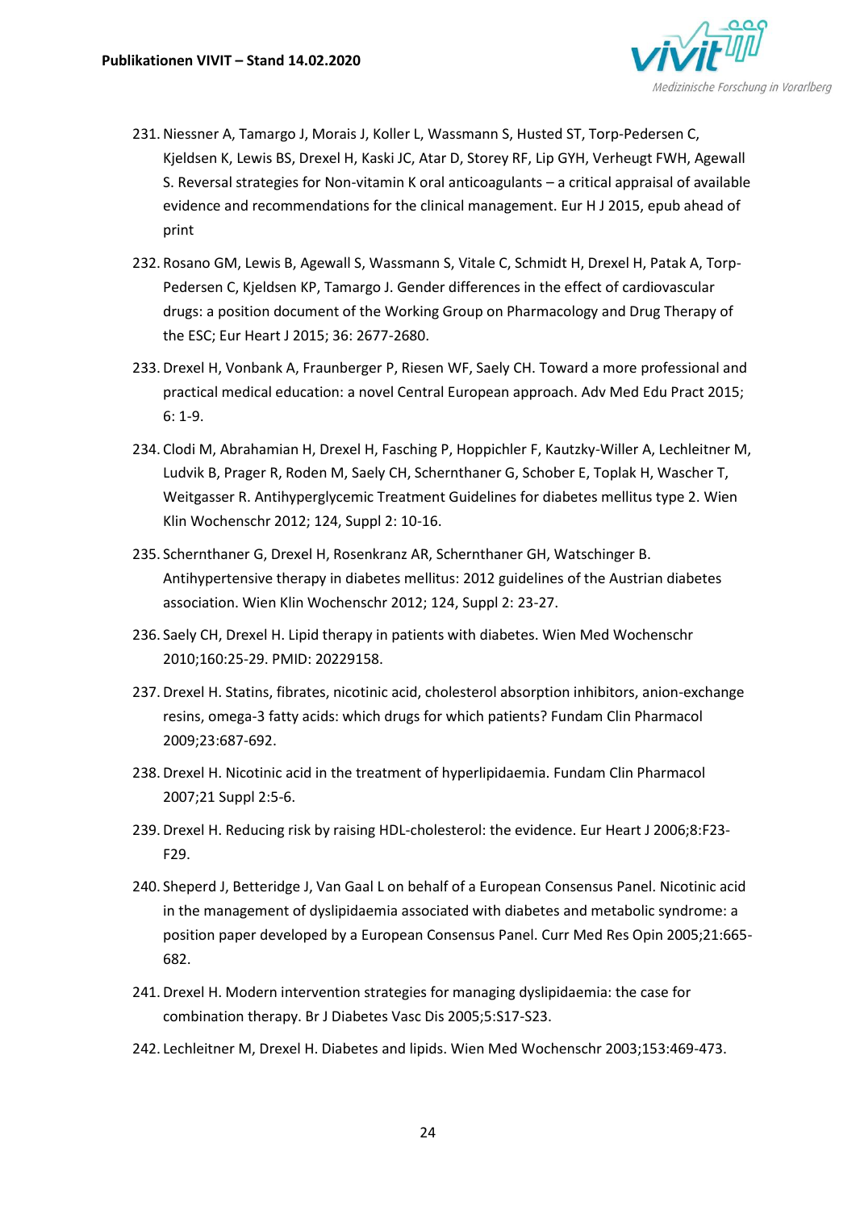231. Niessner A, Tamargo J, Morais J, Koller L, Wassmann S, Husted ST, Torp-Pedersen C, Kjeldsen K, Lewis BS, Drexel H, Kaski JC, Atar D, Storey RF, Lip GYH, Verheugt FWH, Agewall S. Reversal strategies for Non-vitamin K oral anticoagulants – a critical appraisal of available evidence and recommendations for the clinical management. Eur H J 2015, epub ahead of print

232. Rosano GM, Lewis B, Agewall S, Wassmann S, Vitale C, Schmidt H, Drexel H, Patak A, Torp-Pedersen C, Kjeldsen KP, Tamargo J. Gender differences in the effect of cardiovascular drugs: a position document of the Working Group on Pharmacology and Drug Therapy of the ESC; Eur Heart J 2015; 36: 2677-2680.

233. Drexel H, Vonbank A, Fraunberger P, Riesen WF, Saely CH. Toward a more professional and practical medical education: a novel Central European approach. Adv Med Edu Pract 2015; 6: 1-9.

234. Clodi M, Abrahamian H, Drexel H, Fasching P, Hoppichler F, Kautzky-Willer A, Lechleitner M, Ludvik B, Prager R, Roden M, Saely CH, Schernthaner G, Schober E, Toplak H, Wascher T, Weitgasser R. Antihyperglycemic Treatment Guidelines for diabetes mellitus type 2. Wien Klin Wochenschr 2012; 124, Suppl 2: 10-16.

235. Schernthaner G, Drexel H, Rosenkranz AR, Schernthaner GH, Watschinger B. Antihypertensive therapy in diabetes mellitus: 2012 guidelines of the Austrian diabetes association. Wien Klin Wochenschr 2012; 124, Suppl 2: 23-27.

236. Saely CH, Drexel H. Lipid therapy in patients with diabetes. Wien Med Wochenschr 2010;160:25-29. PMID: 20229158.

237. Drexel H. Statins, fibrates, nicotinic acid, cholesterol absorption inhibitors, anion-exchange resins, omega-3 fatty acids: which drugs for which patients? Fundam Clin Pharmacol 2009;23:687-692.

238. Drexel H. Nicotinic acid in the treatment of hyperlipidaemia. Fundam Clin Pharmacol 2007;21 Suppl 2:5-6.

239. Drexel H. Reducing risk by raising HDL-cholesterol: the evidence. Eur Heart J 2006;8:F23-F29.

240. Sheperd J, Betteridge J, Van Gaal L on behalf of a European Consensus Panel. Nicotinic acid in the management of dyslipidaemia associated with diabetes and metabolic syndrome: a position paper developed by a European Consensus Panel. Curr Med Res Opin 2005;21:665-682.

241. Drexel H. Modern intervention strategies for managing dyslipidaemia: the case for combination therapy. Br J Diabetes Vasc Dis 2005;5:S17-S23.

242. Lechleitner M, Drexel H. Diabetes and lipids. Wien Med Wochenschr 2003;153:469-473.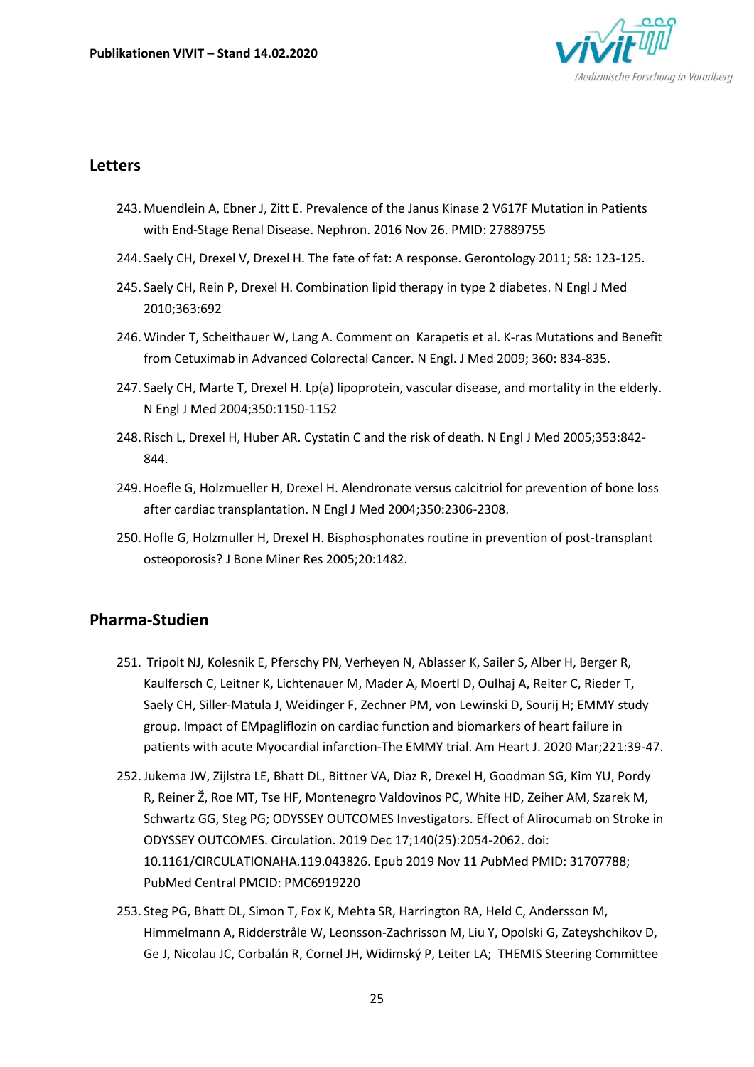## Letters

243. Muendlein A, Ebner J, Zitt E. Prevalence of the Janus Kinase 2 V617F Mutation in Patients with End-Stage Renal Disease. Nephron. 2016 Nov 26. PMID: 27889755
244. Saely CH, Drexel V, Drexel H. The fate of fat: A response. Gerontology 2011; 58: 123-125.
245. Saely CH, Rein P, Drexel H. Combination lipid therapy in type 2 diabetes. N Engl J Med 2010;363:692
246. Winder T, Scheithauer W, Lang A. Comment on Karapetis et al. K-ras Mutations and Benefit from Cetuximab in Advanced Colorectal Cancer. N Engl. J Med 2009; 360: 834-835.
247. Saely CH, Marte T, Drexel H. Lp(a) lipoprotein, vascular disease, and mortality in the elderly. N Engl J Med 2004;350:1150-1152
248. Risch L, Drexel H, Huber AR. Cystatin C and the risk of death. N Engl J Med 2005;353:842-844.
249. Hoefle G, Holzmueller H, Drexel H. Alendronate versus calcitriol for prevention of bone loss after cardiac transplantation. N Engl J Med 2004;350:2306-2308.
250. Hofle G, Holzmuller H, Drexel H. Bisphosphonates routine in prevention of post-transplant osteoporosis? J Bone Miner Res 2005;20:1482.

## Pharma-Studien

251. Tripolt NJ, Kolesnik E, Pferschy PN, Verheyen N, Ablasser K, Sailer S, Alber H, Berger R, Kaulfersch C, Leitner K, Lichtenauer M, Mader A, Moertl D, Oulhaj A, Reiter C, Rieder T, Saely CH, Siller-Matula J, Weidinger F, Zechner PM, von Lewinski D, Sourij H; EMMY study group. Impact of EMpagliflozin on cardiac function and biomarkers of heart failure in patients with acute Myocardial infarction-The EMMY trial. Am Heart J. 2020 Mar;221:39-47.
252. Jukema JW, Zijlstra LE, Bhatt DL, Bittner VA, Diaz R, Drexel H, Goodman SG, Kim YU, Pordy R, Reiner Ž, Roe MT, Tse HF, Montenegro Valdovinos PC, White HD, Zeiher AM, Szarek M, Schwartz GG, Steg PG; ODYSSEY OUTCOMES Investigators. Effect of Alirocumab on Stroke in ODYSSEY OUTCOMES. Circulation. 2019 Dec 17;140(25):2054-2062. doi: 10.1161/CIRCULATIONAHA.119.043826. Epub 2019 Nov 11 *P*ubMed PMID: 31707788; PubMed Central PMCID: PMC6919220
253. Steg PG, Bhatt DL, Simon T, Fox K, Mehta SR, Harrington RA, Held C, Andersson M, Himmelmann A, Ridderstråle W, Leonsson-Zachrisson M, Liu Y, Opolski G, Zateyshchikov D, Ge J, Nicolau JC, Corbalán R, Cornel JH, Widimský P, Leiter LA; THEMIS Steering Committee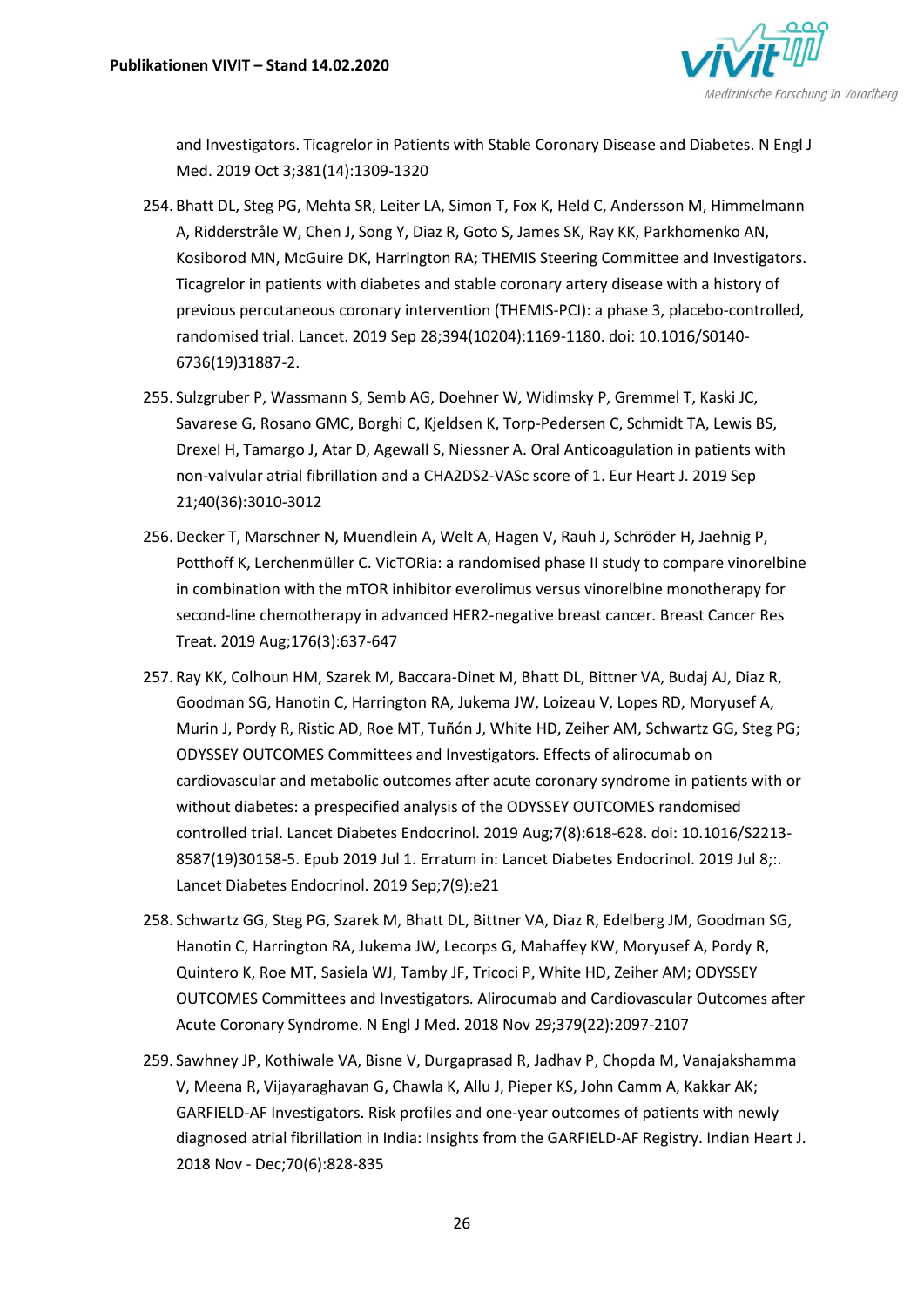and Investigators. Ticagrelor in Patients with Stable Coronary Disease and Diabetes. N Engl J Med. 2019 Oct 3;381(14):1309-1320

254. Bhatt DL, Steg PG, Mehta SR, Leiter LA, Simon T, Fox K, Held C, Andersson M, Himmelmann A, Ridderstråle W, Chen J, Song Y, Diaz R, Goto S, James SK, Ray KK, Parkhomenko AN, Kosiborod MN, McGuire DK, Harrington RA; THEMIS Steering Committee and Investigators. Ticagrelor in patients with diabetes and stable coronary artery disease with a history of previous percutaneous coronary intervention (THEMIS-PCI): a phase 3, placebo-controlled, randomised trial. Lancet. 2019 Sep 28;394(10204):1169-1180. doi: 10.1016/S0140-6736(19)31887-2.
255. Sulzgruber P, Wassmann S, Semb AG, Doehner W, Widimsky P, Gremmel T, Kaski JC, Savarese G, Rosano GMC, Borghi C, Kjeldsen K, Torp-Pedersen C, Schmidt TA, Lewis BS, Drexel H, Tamargo J, Atar D, Agewall S, Niessner A. Oral Anticoagulation in patients with non-valvular atrial fibrillation and a CHA2DS2-VASc score of 1. Eur Heart J. 2019 Sep 21;40(36):3010-3012
256. Decker T, Marschner N, Muendlein A, Welt A, Hagen V, Rauh J, Schröder H, Jaehnig P, Potthoff K, Lerchenmüller C. VicTORia: a randomised phase II study to compare vinorelbine in combination with the mTOR inhibitor everolimus versus vinorelbine monotherapy for second-line chemotherapy in advanced HER2-negative breast cancer. Breast Cancer Res Treat. 2019 Aug;176(3):637-647
257. Ray KK, Colhoun HM, Szarek M, Baccara-Dinet M, Bhatt DL, Bittner VA, Budaj AJ, Diaz R, Goodman SG, Hanotin C, Harrington RA, Jukema JW, Loizeau V, Lopes RD, Moryusef A, Murin J, Pordy R, Ristic AD, Roe MT, Tuñón J, White HD, Zeiher AM, Schwartz GG, Steg PG; ODYSSEY OUTCOMES Committees and Investigators. Effects of alirocumab on cardiovascular and metabolic outcomes after acute coronary syndrome in patients with or without diabetes: a prespecified analysis of the ODYSSEY OUTCOMES randomised controlled trial. Lancet Diabetes Endocrinol. 2019 Aug;7(8):618-628. doi: 10.1016/S2213-8587(19)30158-5. Epub 2019 Jul 1. Erratum in: Lancet Diabetes Endocrinol. 2019 Jul 8;:. Lancet Diabetes Endocrinol. 2019 Sep;7(9):e21
258. Schwartz GG, Steg PG, Szarek M, Bhatt DL, Bittner VA, Diaz R, Edelberg JM, Goodman SG, Hanotin C, Harrington RA, Jukema JW, Lecorps G, Mahaffey KW, Moryusef A, Pordy R, Quintero K, Roe MT, Sasiela WJ, Tamby JF, Tricoci P, White HD, Zeiher AM; ODYSSEY OUTCOMES Committees and Investigators. Alirocumab and Cardiovascular Outcomes after Acute Coronary Syndrome. N Engl J Med. 2018 Nov 29;379(22):2097-2107
259. Sawhney JP, Kothiwale VA, Bisne V, Durgaprasad R, Jadhav P, Chopda M, Vanajakshamma V, Meena R, Vijayaraghavan G, Chawla K, Allu J, Pieper KS, John Camm A, Kakkar AK; GARFIELD-AF Investigators. Risk profiles and one-year outcomes of patients with newly diagnosed atrial fibrillation in India: Insights from the GARFIELD-AF Registry. Indian Heart J. 2018 Nov - Dec;70(6):828-835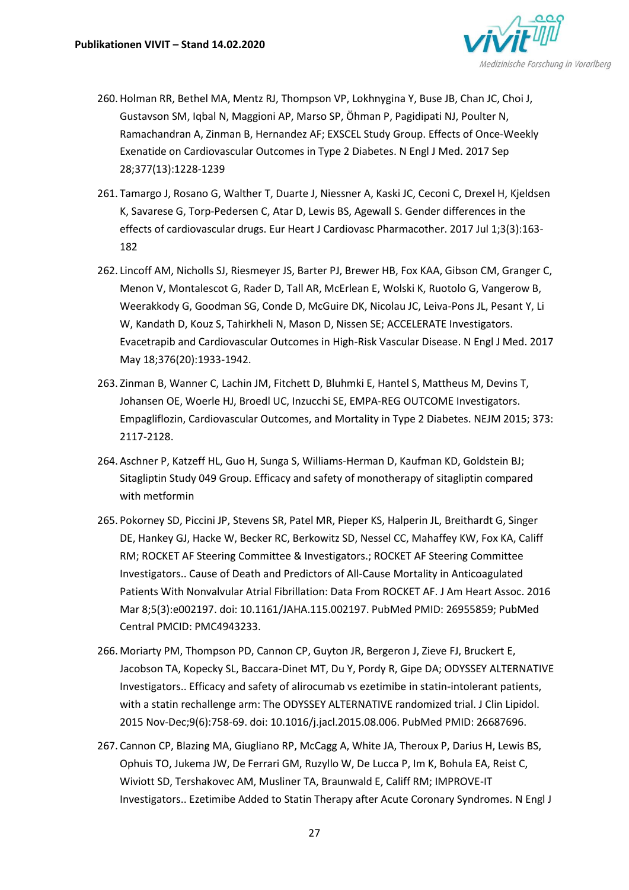260. Holman RR, Bethel MA, Mentz RJ, Thompson VP, Lokhnygina Y, Buse JB, Chan JC, Choi J, Gustavson SM, Iqbal N, Maggioni AP, Marso SP, Öhman P, Pagidipati NJ, Poulter N, Ramachandran A, Zinman B, Hernandez AF; EXSCEL Study Group. Effects of Once-Weekly Exenatide on Cardiovascular Outcomes in Type 2 Diabetes. N Engl J Med. 2017 Sep 28;377(13):1228-1239

261. Tamargo J, Rosano G, Walther T, Duarte J, Niessner A, Kaski JC, Ceconi C, Drexel H, Kjeldsen K, Savarese G, Torp-Pedersen C, Atar D, Lewis BS, Agewall S. Gender differences in the effects of cardiovascular drugs. Eur Heart J Cardiovasc Pharmacother. 2017 Jul 1;3(3):163-182

262. Lincoff AM, Nicholls SJ, Riesmeyer JS, Barter PJ, Brewer HB, Fox KAA, Gibson CM, Granger C, Menon V, Montalescot G, Rader D, Tall AR, McErlean E, Wolski K, Ruotolo G, Vangerow B, Weerakkody G, Goodman SG, Conde D, McGuire DK, Nicolau JC, Leiva-Pons JL, Pesant Y, Li W, Kandath D, Kouz S, Tahirkheli N, Mason D, Nissen SE; ACCELERATE Investigators. Evacetrapib and Cardiovascular Outcomes in High-Risk Vascular Disease. N Engl J Med. 2017 May 18;376(20):1933-1942.

263. Zinman B, Wanner C, Lachin JM, Fitchett D, Bluhmki E, Hantel S, Mattheus M, Devins T, Johansen OE, Woerle HJ, Broedl UC, Inzucchi SE, EMPA-REG OUTCOME Investigators. Empagliflozin, Cardiovascular Outcomes, and Mortality in Type 2 Diabetes. NEJM 2015; 373: 2117-2128.

264. Aschner P, Katzeff HL, Guo H, Sunga S, Williams-Herman D, Kaufman KD, Goldstein BJ; Sitagliptin Study 049 Group. Efficacy and safety of monotherapy of sitagliptin compared with metformin

265. Pokorney SD, Piccini JP, Stevens SR, Patel MR, Pieper KS, Halperin JL, Breithardt G, Singer DE, Hankey GJ, Hacke W, Becker RC, Berkowitz SD, Nessel CC, Mahaffey KW, Fox KA, Califf RM; ROCKET AF Steering Committee & Investigators.; ROCKET AF Steering Committee Investigators.. Cause of Death and Predictors of All-Cause Mortality in Anticoagulated Patients With Nonvalvular Atrial Fibrillation: Data From ROCKET AF. J Am Heart Assoc. 2016 Mar 8;5(3):e002197. doi: 10.1161/JAHA.115.002197. PubMed PMID: 26955859; PubMed Central PMCID: PMC4943233.

266. Moriarty PM, Thompson PD, Cannon CP, Guyton JR, Bergeron J, Zieve FJ, Bruckert E, Jacobson TA, Kopecky SL, Baccara-Dinet MT, Du Y, Pordy R, Gipe DA; ODYSSEY ALTERNATIVE Investigators.. Efficacy and safety of alirocumab vs ezetimibe in statin-intolerant patients, with a statin rechallenge arm: The ODYSSEY ALTERNATIVE randomized trial. J Clin Lipidol. 2015 Nov-Dec;9(6):758-69. doi: 10.1016/j.jacl.2015.08.006. PubMed PMID: 26687696.

267. Cannon CP, Blazing MA, Giugliano RP, McCagg A, White JA, Theroux P, Darius H, Lewis BS, Ophuis TO, Jukema JW, De Ferrari GM, Ruzyllo W, De Lucca P, Im K, Bohula EA, Reist C, Wiviott SD, Tershakovec AM, Musliner TA, Braunwald E, Califf RM; IMPROVE-IT Investigators.. Ezetimibe Added to Statin Therapy after Acute Coronary Syndromes. N Engl J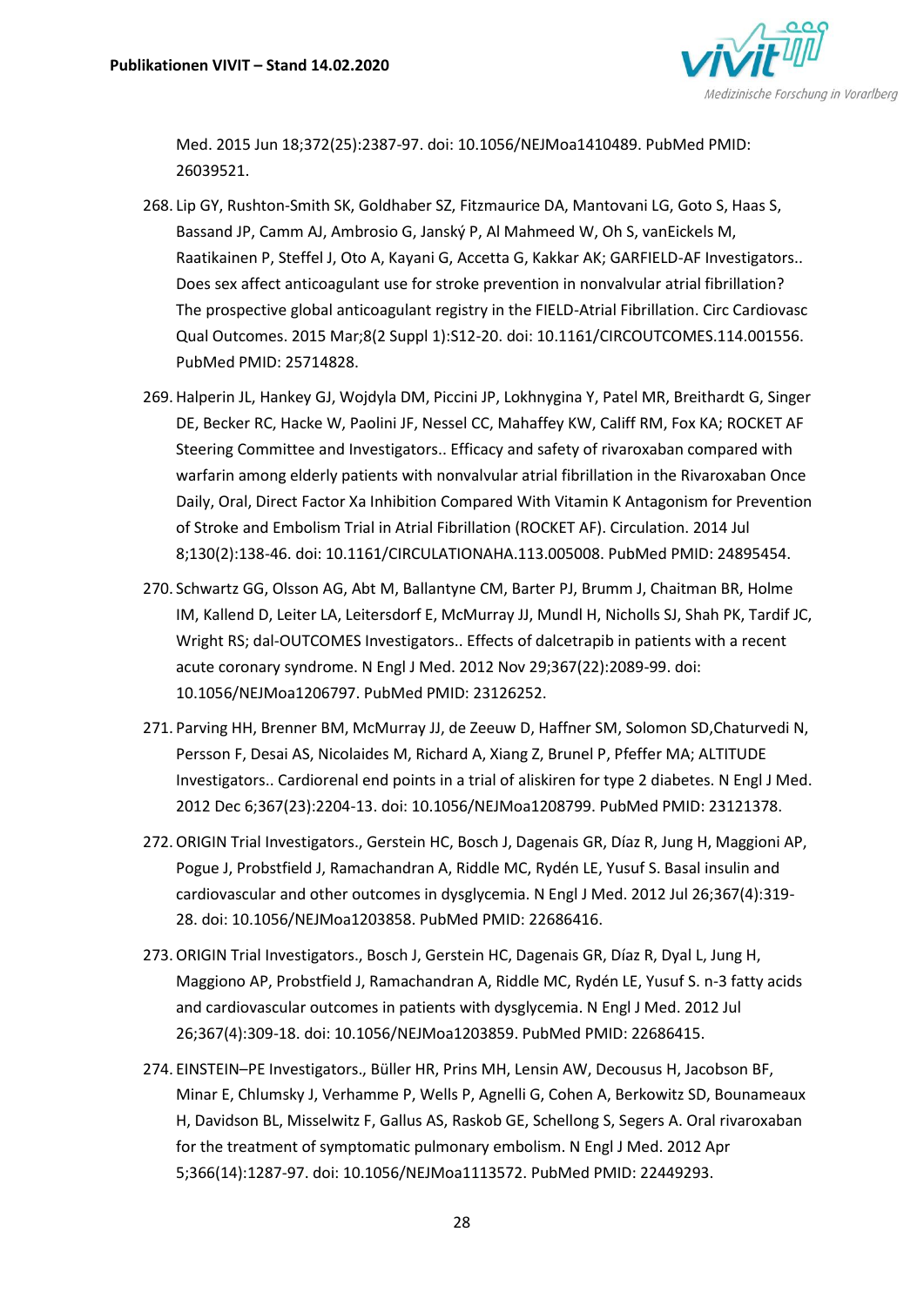Med. 2015 Jun 18;372(25):2387-97. doi: 10.1056/NEJMoa1410489. PubMed PMID: 26039521.

268. Lip GY, Rushton-Smith SK, Goldhaber SZ, Fitzmaurice DA, Mantovani LG, Goto S, Haas S, Bassand JP, Camm AJ, Ambrosio G, Janský P, Al Mahmeed W, Oh S, vanEickels M, Raatikainen P, Steffel J, Oto A, Kayani G, Accetta G, Kakkar AK; GARFIELD-AF Investigators.. Does sex affect anticoagulant use for stroke prevention in nonvalvular atrial fibrillation? The prospective global anticoagulant registry in the FIELD-Atrial Fibrillation. Circ Cardiovasc Qual Outcomes. 2015 Mar;8(2 Suppl 1):S12-20. doi: 10.1161/CIRCOUTCOMES.114.001556. PubMed PMID: 25714828.

269. Halperin JL, Hankey GJ, Wojdyla DM, Piccini JP, Lokhnygina Y, Patel MR, Breithardt G, Singer DE, Becker RC, Hacke W, Paolini JF, Nessel CC, Mahaffey KW, Califf RM, Fox KA; ROCKET AF Steering Committee and Investigators.. Efficacy and safety of rivaroxaban compared with warfarin among elderly patients with nonvalvular atrial fibrillation in the Rivaroxaban Once Daily, Oral, Direct Factor Xa Inhibition Compared With Vitamin K Antagonism for Prevention of Stroke and Embolism Trial in Atrial Fibrillation (ROCKET AF). Circulation. 2014 Jul 8;130(2):138-46. doi: 10.1161/CIRCULATIONAHA.113.005008. PubMed PMID: 24895454.

270. Schwartz GG, Olsson AG, Abt M, Ballantyne CM, Barter PJ, Brumm J, Chaitman BR, Holme IM, Kallend D, Leiter LA, Leitersdorf E, McMurray JJ, Mundl H, Nicholls SJ, Shah PK, Tardif JC, Wright RS; dal-OUTCOMES Investigators.. Effects of dalcetrapib in patients with a recent acute coronary syndrome. N Engl J Med. 2012 Nov 29;367(22):2089-99. doi: 10.1056/NEJMoa1206797. PubMed PMID: 23126252.

271. Parving HH, Brenner BM, McMurray JJ, de Zeeuw D, Haffner SM, Solomon SD,Chaturvedi N, Persson F, Desai AS, Nicolaides M, Richard A, Xiang Z, Brunel P, Pfeffer MA; ALTITUDE Investigators.. Cardiorenal end points in a trial of aliskiren for type 2 diabetes. N Engl J Med. 2012 Dec 6;367(23):2204-13. doi: 10.1056/NEJMoa1208799. PubMed PMID: 23121378.

272. ORIGIN Trial Investigators., Gerstein HC, Bosch J, Dagenais GR, Díaz R, Jung H, Maggioni AP, Pogue J, Probstfield J, Ramachandran A, Riddle MC, Rydén LE, Yusuf S. Basal insulin and cardiovascular and other outcomes in dysglycemia. N Engl J Med. 2012 Jul 26;367(4):319-28. doi: 10.1056/NEJMoa1203858. PubMed PMID: 22686416.

273. ORIGIN Trial Investigators., Bosch J, Gerstein HC, Dagenais GR, Díaz R, Dyal L, Jung H, Maggiono AP, Probstfield J, Ramachandran A, Riddle MC, Rydén LE, Yusuf S. n-3 fatty acids and cardiovascular outcomes in patients with dysglycemia. N Engl J Med. 2012 Jul 26;367(4):309-18. doi: 10.1056/NEJMoa1203859. PubMed PMID: 22686415.

274. EINSTEIN–PE Investigators., Büller HR, Prins MH, Lensin AW, Decousus H, Jacobson BF, Minar E, Chlumsky J, Verhamme P, Wells P, Agnelli G, Cohen A, Berkowitz SD, Bounameaux H, Davidson BL, Misselwitz F, Gallus AS, Raskob GE, Schellong S, Segers A. Oral rivaroxaban for the treatment of symptomatic pulmonary embolism. N Engl J Med. 2012 Apr 5;366(14):1287-97. doi: 10.1056/NEJMoa1113572. PubMed PMID: 22449293.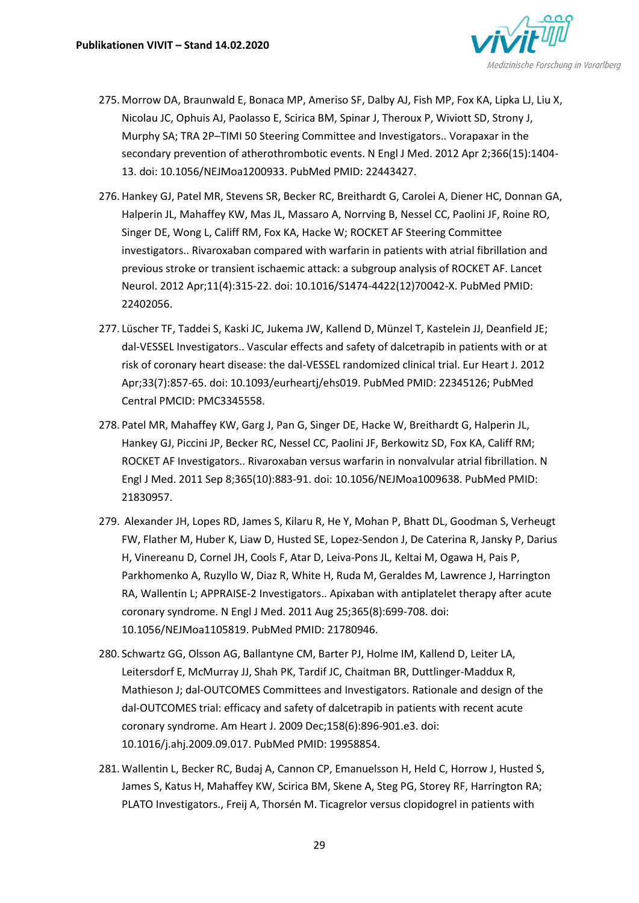275. Morrow DA, Braunwald E, Bonaca MP, Ameriso SF, Dalby AJ, Fish MP, Fox KA, Lipka LJ, Liu X, Nicolau JC, Ophuis AJ, Paolasso E, Scirica BM, Spinar J, Theroux P, Wiviott SD, Strony J, Murphy SA; TRA 2P–TIMI 50 Steering Committee and Investigators.. Vorapaxar in the secondary prevention of atherothrombotic events. N Engl J Med. 2012 Apr 2;366(15):1404-13. doi: 10.1056/NEJMoa1200933. PubMed PMID: 22443427.

276. Hankey GJ, Patel MR, Stevens SR, Becker RC, Breithardt G, Carolei A, Diener HC, Donnan GA, Halperin JL, Mahaffey KW, Mas JL, Massaro A, Norrving B, Nessel CC, Paolini JF, Roine RO, Singer DE, Wong L, Califf RM, Fox KA, Hacke W; ROCKET AF Steering Committee investigators.. Rivaroxaban compared with warfarin in patients with atrial fibrillation and previous stroke or transient ischaemic attack: a subgroup analysis of ROCKET AF. Lancet Neurol. 2012 Apr;11(4):315-22. doi: 10.1016/S1474-4422(12)70042-X. PubMed PMID: 22402056.

277. Lüscher TF, Taddei S, Kaski JC, Jukema JW, Kallend D, Münzel T, Kastelein JJ, Deanfield JE; dal-VESSEL Investigators.. Vascular effects and safety of dalcetrapib in patients with or at risk of coronary heart disease: the dal-VESSEL randomized clinical trial. Eur Heart J. 2012 Apr;33(7):857-65. doi: 10.1093/eurheartj/ehs019. PubMed PMID: 22345126; PubMed Central PMCID: PMC3345558.

278. Patel MR, Mahaffey KW, Garg J, Pan G, Singer DE, Hacke W, Breithardt G, Halperin JL, Hankey GJ, Piccini JP, Becker RC, Nessel CC, Paolini JF, Berkowitz SD, Fox KA, Califf RM; ROCKET AF Investigators.. Rivaroxaban versus warfarin in nonvalvular atrial fibrillation. N Engl J Med. 2011 Sep 8;365(10):883-91. doi: 10.1056/NEJMoa1009638. PubMed PMID: 21830957.

279. Alexander JH, Lopes RD, James S, Kilaru R, He Y, Mohan P, Bhatt DL, Goodman S, Verheugt FW, Flather M, Huber K, Liaw D, Husted SE, Lopez-Sendon J, De Caterina R, Jansky P, Darius H, Vinereanu D, Cornel JH, Cools F, Atar D, Leiva-Pons JL, Keltai M, Ogawa H, Pais P, Parkhomenko A, Ruzyllo W, Diaz R, White H, Ruda M, Geraldes M, Lawrence J, Harrington RA, Wallentin L; APPRAISE-2 Investigators.. Apixaban with antiplatelet therapy after acute coronary syndrome. N Engl J Med. 2011 Aug 25;365(8):699-708. doi: 10.1056/NEJMoa1105819. PubMed PMID: 21780946.

280. Schwartz GG, Olsson AG, Ballantyne CM, Barter PJ, Holme IM, Kallend D, Leiter LA, Leitersdorf E, McMurray JJ, Shah PK, Tardif JC, Chaitman BR, Duttlinger-Maddux R, Mathieson J; dal-OUTCOMES Committees and Investigators. Rationale and design of the dal-OUTCOMES trial: efficacy and safety of dalcetrapib in patients with recent acute coronary syndrome. Am Heart J. 2009 Dec;158(6):896-901.e3. doi: 10.1016/j.ahj.2009.09.017. PubMed PMID: 19958854.

281. Wallentin L, Becker RC, Budaj A, Cannon CP, Emanuelsson H, Held C, Horrow J, Husted S, James S, Katus H, Mahaffey KW, Scirica BM, Skene A, Steg PG, Storey RF, Harrington RA; PLATO Investigators., Freij A, Thorsén M. Ticagrelor versus clopidogrel in patients with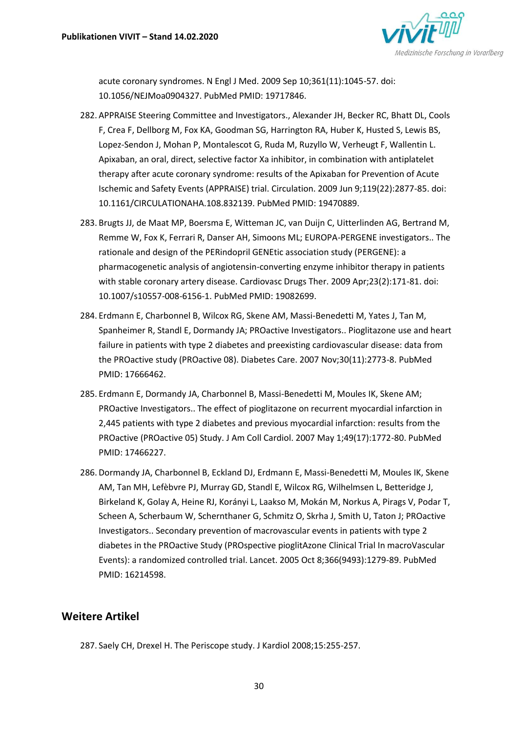acute coronary syndromes. N Engl J Med. 2009 Sep 10;361(11):1045-57. doi: 10.1056/NEJMoa0904327. PubMed PMID: 19717846.

282. APPRAISE Steering Committee and Investigators., Alexander JH, Becker RC, Bhatt DL, Cools F, Crea F, Dellborg M, Fox KA, Goodman SG, Harrington RA, Huber K, Husted S, Lewis BS, Lopez-Sendon J, Mohan P, Montalescot G, Ruda M, Ruzyllo W, Verheugt F, Wallentin L. Apixaban, an oral, direct, selective factor Xa inhibitor, in combination with antiplatelet therapy after acute coronary syndrome: results of the Apixaban for Prevention of Acute Ischemic and Safety Events (APPRAISE) trial. Circulation. 2009 Jun 9;119(22):2877-85. doi: 10.1161/CIRCULATIONAHA.108.832139. PubMed PMID: 19470889.

283. Brugts JJ, de Maat MP, Boersma E, Witteman JC, van Duijn C, Uitterlinden AG, Bertrand M, Remme W, Fox K, Ferrari R, Danser AH, Simoons ML; EUROPA-PERGENE investigators.. The rationale and design of the PERindopril GENEtic association study (PERGENE): a pharmacogenetic analysis of angiotensin-converting enzyme inhibitor therapy in patients with stable coronary artery disease. Cardiovasc Drugs Ther. 2009 Apr;23(2):171-81. doi: 10.1007/s10557-008-6156-1. PubMed PMID: 19082699.

284. Erdmann E, Charbonnel B, Wilcox RG, Skene AM, Massi-Benedetti M, Yates J, Tan M, Spanheimer R, Standl E, Dormandy JA; PROactive Investigators.. Pioglitazone use and heart failure in patients with type 2 diabetes and preexisting cardiovascular disease: data from the PROactive study (PROactive 08). Diabetes Care. 2007 Nov;30(11):2773-8. PubMed PMID: 17666462.

285. Erdmann E, Dormandy JA, Charbonnel B, Massi-Benedetti M, Moules IK, Skene AM; PROactive Investigators.. The effect of pioglitazone on recurrent myocardial infarction in 2,445 patients with type 2 diabetes and previous myocardial infarction: results from the PROactive (PROactive 05) Study. J Am Coll Cardiol. 2007 May 1;49(17):1772-80. PubMed PMID: 17466227.

286. Dormandy JA, Charbonnel B, Eckland DJ, Erdmann E, Massi-Benedetti M, Moules IK, Skene AM, Tan MH, Lefèbvre PJ, Murray GD, Standl E, Wilcox RG, Wilhelmsen L, Betteridge J, Birkeland K, Golay A, Heine RJ, Korányi L, Laakso M, Mokán M, Norkus A, Pirags V, Podar T, Scheen A, Scherbaum W, Schernthaner G, Schmitz O, Skrha J, Smith U, Taton J; PROactive Investigators.. Secondary prevention of macrovascular events in patients with type 2 diabetes in the PROactive Study (PROspective pioglitAzone Clinical Trial In macroVascular Events): a randomized controlled trial. Lancet. 2005 Oct 8;366(9493):1279-89. PubMed PMID: 16214598.

## Weitere Artikel

287. Saely CH, Drexel H. The Periscope study. J Kardiol 2008;15:255-257.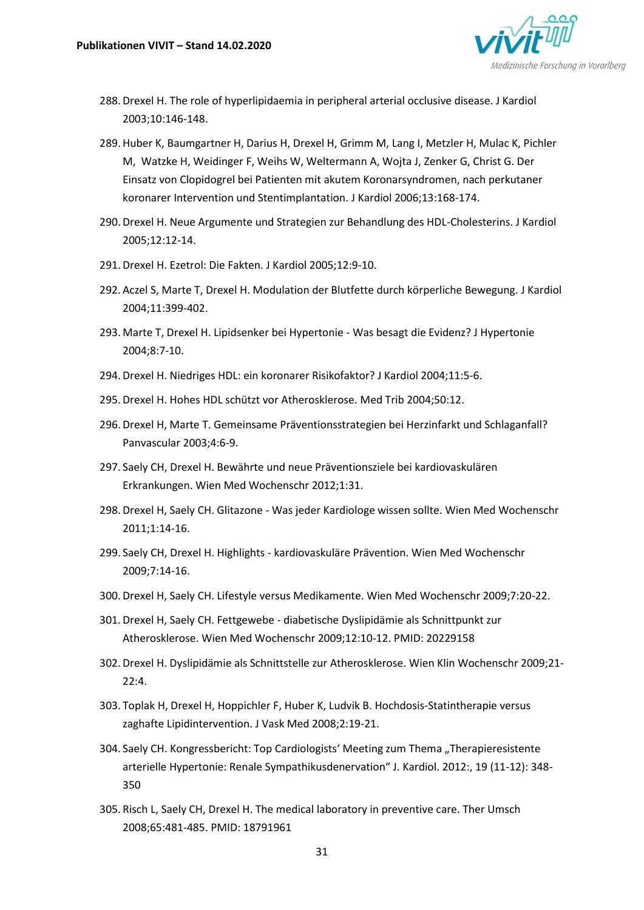288. Drexel H. The role of hyperlipidaemia in peripheral arterial occlusive disease. J Kardiol 2003;10:146-148.
289. Huber K, Baumgartner H, Darius H, Drexel H, Grimm M, Lang I, Metzler H, Mulac K, Pichler M, Watzke H, Weidinger F, Weihs W, Weltermann A, Wojta J, Zenker G, Christ G. Der Einsatz von Clopidogrel bei Patienten mit akutem Koronarsyndromen, nach perkutaner koronarer Intervention und Stentimplantation. J Kardiol 2006;13:168-174.
290. Drexel H. Neue Argumente und Strategien zur Behandlung des HDL-Cholesterins. J Kardiol 2005;12:12-14.
291. Drexel H. Ezetrol: Die Fakten. J Kardiol 2005;12:9-10.
292. Aczel S, Marte T, Drexel H. Modulation der Blutfette durch körperliche Bewegung. J Kardiol 2004;11:399-402.
293. Marte T, Drexel H. Lipidsenker bei Hypertonie - Was besagt die Evidenz? J Hypertonie 2004;8:7-10.
294. Drexel H. Niedriges HDL: ein koronarer Risikofaktor? J Kardiol 2004;11:5-6.
295. Drexel H. Hohes HDL schützt vor Atherosklerose. Med Trib 2004;50:12.
296. Drexel H, Marte T. Gemeinsame Präventionsstrategien bei Herzinfarkt und Schlaganfall? Panvascular 2003;4:6-9.
297. Saely CH, Drexel H. Bewährte und neue Präventionsziele bei kardiovaskulären Erkrankungen. Wien Med Wochenschr 2012;1:31.
298. Drexel H, Saely CH. Glitazone - Was jeder Kardiologe wissen sollte. Wien Med Wochenschr 2011;1:14-16.
299. Saely CH, Drexel H. Highlights - kardiovaskuläre Prävention. Wien Med Wochenschr 2009;7:14-16.
300. Drexel H, Saely CH. Lifestyle versus Medikamente. Wien Med Wochenschr 2009;7:20-22.
301. Drexel H, Saely CH. Fettgewebe - diabetische Dyslipidämie als Schnittpunkt zur Atherosklerose. Wien Med Wochenschr 2009;12:10-12. PMID: 20229158
302. Drexel H. Dyslipidämie als Schnittstelle zur Atherosklerose. Wien Klin Wochenschr 2009;21-22:4.
303. Toplak H, Drexel H, Hoppichler F, Huber K, Ludvik B. Hochdosis-Statintherapie versus zaghafte Lipidintervention. J Vask Med 2008;2:19-21.
304. Saely CH. Kongressbericht: Top Cardiologists' Meeting zum Thema „Therapieresistente arterielle Hypertonie: Renale Sympathikusdenervation" J. Kardiol. 2012:, 19 (11-12): 348-350
305. Risch L, Saely CH, Drexel H. The medical laboratory in preventive care. Ther Umsch 2008;65:481-485. PMID: 18791961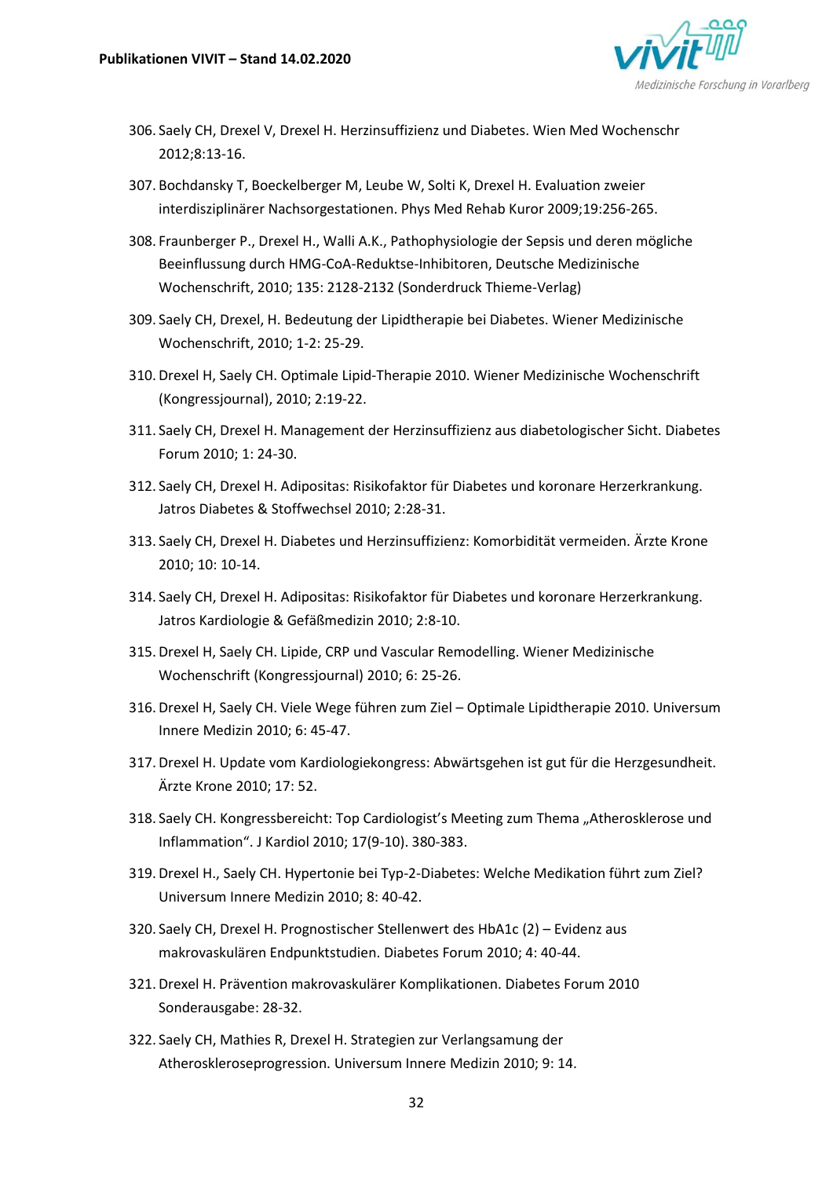306. Saely CH, Drexel V, Drexel H. Herzinsuffizienz und Diabetes. Wien Med Wochenschr 2012;8:13-16.

307. Bochdansky T, Boeckelberger M, Leube W, Solti K, Drexel H. Evaluation zweier interdisziplinärer Nachsorgestationen. Phys Med Rehab Kuror 2009;19:256-265.

308. Fraunberger P., Drexel H., Walli A.K., Pathophysiologie der Sepsis und deren mögliche Beeinflussung durch HMG-CoA-Reduktse-Inhibitoren, Deutsche Medizinische Wochenschrift, 2010; 135: 2128-2132 (Sonderdruck Thieme-Verlag)

309. Saely CH, Drexel, H. Bedeutung der Lipidtherapie bei Diabetes. Wiener Medizinische Wochenschrift, 2010; 1-2: 25-29.

310. Drexel H, Saely CH. Optimale Lipid-Therapie 2010. Wiener Medizinische Wochenschrift (Kongressjournal), 2010; 2:19-22.

311. Saely CH, Drexel H. Management der Herzinsuffizienz aus diabetologischer Sicht. Diabetes Forum 2010; 1: 24-30.

312. Saely CH, Drexel H. Adipositas: Risikofaktor für Diabetes und koronare Herzerkrankung. Jatros Diabetes & Stoffwechsel 2010; 2:28-31.

313. Saely CH, Drexel H. Diabetes und Herzinsuffizienz: Komorbidität vermeiden. Ärzte Krone 2010; 10: 10-14.

314. Saely CH, Drexel H. Adipositas: Risikofaktor für Diabetes und koronare Herzerkrankung. Jatros Kardiologie & Gefäßmedizin 2010; 2:8-10.

315. Drexel H, Saely CH. Lipide, CRP und Vascular Remodelling. Wiener Medizinische Wochenschrift (Kongressjournal) 2010; 6: 25-26.

316. Drexel H, Saely CH. Viele Wege führen zum Ziel – Optimale Lipidtherapie 2010. Universum Innere Medizin 2010; 6: 45-47.

317. Drexel H. Update vom Kardiologiekongress: Abwärtsgehen ist gut für die Herzgesundheit. Ärzte Krone 2010; 17: 52.

318. Saely CH. Kongressbereicht: Top Cardiologist's Meeting zum Thema „Atherosklerose und Inflammation". J Kardiol 2010; 17(9-10). 380-383.

319. Drexel H., Saely CH. Hypertonie bei Typ-2-Diabetes: Welche Medikation führt zum Ziel? Universum Innere Medizin 2010; 8: 40-42.

320. Saely CH, Drexel H. Prognostischer Stellenwert des HbA1c (2) – Evidenz aus makrovaskulären Endpunktstudien. Diabetes Forum 2010; 4: 40-44.

321. Drexel H. Prävention makrovaskulärer Komplikationen. Diabetes Forum 2010 Sonderausgabe: 28-32.

322. Saely CH, Mathies R, Drexel H. Strategien zur Verlangsamung der Atheroskleroseprogression. Universum Innere Medizin 2010; 9: 14.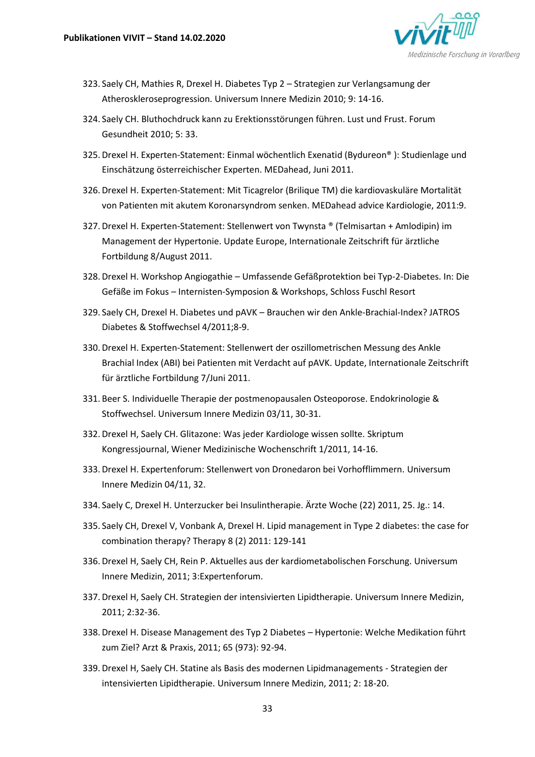323. Saely CH, Mathies R, Drexel H. Diabetes Typ 2 – Strategien zur Verlangsamung der Atheroskleroseprogression. Universum Innere Medizin 2010; 9: 14-16.
324. Saely CH. Bluthochdruck kann zu Erektionsstörungen führen. Lust und Frust. Forum Gesundheit 2010; 5: 33.
325. Drexel H. Experten-Statement: Einmal wöchentlich Exenatid (Bydureon® ): Studienlage und Einschätzung österreichischer Experten. MEDahead, Juni 2011.
326. Drexel H. Experten-Statement: Mit Ticagrelor (Brilique TM) die kardiovaskuläre Mortalität von Patienten mit akutem Koronarsyndrom senken. MEDahead advice Kardiologie, 2011:9.
327. Drexel H. Experten-Statement: Stellenwert von Twynsta ® (Telmisartan + Amlodipin) im Management der Hypertonie. Update Europe, Internationale Zeitschrift für ärztliche Fortbildung 8/August 2011.
328. Drexel H. Workshop Angiogathie – Umfassende Gefäßprotektion bei Typ-2-Diabetes. In: Die Gefäße im Fokus – Internisten-Symposion & Workshops, Schloss Fuschl Resort
329. Saely CH, Drexel H. Diabetes und pAVK – Brauchen wir den Ankle-Brachial-Index? JATROS Diabetes & Stoffwechsel 4/2011;8-9.
330. Drexel H. Experten-Statement: Stellenwert der oszillometrischen Messung des Ankle Brachial Index (ABI) bei Patienten mit Verdacht auf pAVK. Update, Internationale Zeitschrift für ärztliche Fortbildung 7/Juni 2011.
331. Beer S. Individuelle Therapie der postmenopausalen Osteoporose. Endokrinologie & Stoffwechsel. Universum Innere Medizin 03/11, 30-31.
332. Drexel H, Saely CH. Glitazone: Was jeder Kardiologe wissen sollte. Skriptum Kongressjournal, Wiener Medizinische Wochenschrift 1/2011, 14-16.
333. Drexel H. Expertenforum: Stellenwert von Dronedaron bei Vorhofflimmern. Universum Innere Medizin 04/11, 32.
334. Saely C, Drexel H. Unterzucker bei Insulintherapie. Ärzte Woche (22) 2011, 25. Jg.: 14.
335. Saely CH, Drexel V, Vonbank A, Drexel H. Lipid management in Type 2 diabetes: the case for combination therapy? Therapy 8 (2) 2011: 129-141
336. Drexel H, Saely CH, Rein P. Aktuelles aus der kardiometabolischen Forschung. Universum Innere Medizin, 2011; 3:Expertenforum.
337. Drexel H, Saely CH. Strategien der intensivierten Lipidtherapie. Universum Innere Medizin, 2011; 2:32-36.
338. Drexel H. Disease Management des Typ 2 Diabetes – Hypertonie: Welche Medikation führt zum Ziel? Arzt & Praxis, 2011; 65 (973): 92-94.
339. Drexel H, Saely CH. Statine als Basis des modernen Lipidmanagements - Strategien der intensivierten Lipidtherapie. Universum Innere Medizin, 2011; 2: 18-20.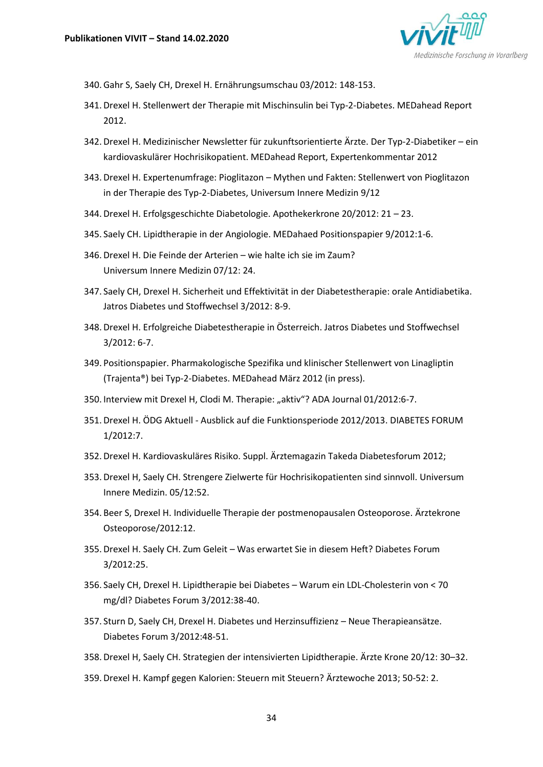340. Gahr S, Saely CH, Drexel H. Ernährungsumschau 03/2012: 148-153.
341. Drexel H. Stellenwert der Therapie mit Mischinsulin bei Typ-2-Diabetes. MEDahead Report 2012.
342. Drexel H. Medizinischer Newsletter für zukunftsorientierte Ärzte. Der Typ-2-Diabetiker – ein kardiovaskulärer Hochrisikopatient. MEDahead Report, Expertenkommentar 2012
343. Drexel H. Expertenumfrage: Pioglitazon – Mythen und Fakten: Stellenwert von Pioglitazon in der Therapie des Typ-2-Diabetes, Universum Innere Medizin 9/12
344. Drexel H. Erfolgsgeschichte Diabetologie. Apothekerkrone 20/2012: 21 – 23.
345. Saely CH. Lipidtherapie in der Angiologie. MEDahaed Positionspapier 9/2012:1-6.
346. Drexel H. Die Feinde der Arterien – wie halte ich sie im Zaum? Universum Innere Medizin 07/12: 24.
347. Saely CH, Drexel H. Sicherheit und Effektivität in der Diabetestherapie: orale Antidiabetika. Jatros Diabetes und Stoffwechsel 3/2012: 8-9.
348. Drexel H. Erfolgreiche Diabetestherapie in Österreich. Jatros Diabetes und Stoffwechsel 3/2012: 6-7.
349. Positionspapier. Pharmakologische Spezifika und klinischer Stellenwert von Linagliptin (Trajenta®) bei Typ-2-Diabetes. MEDahead März 2012 (in press).
350. Interview mit Drexel H, Clodi M. Therapie: „aktiv"? ADA Journal 01/2012:6-7.
351. Drexel H. ÖDG Aktuell - Ausblick auf die Funktionsperiode 2012/2013. DIABETES FORUM 1/2012:7.
352. Drexel H. Kardiovaskuläres Risiko. Suppl. Ärztemagazin Takeda Diabetesforum 2012;
353. Drexel H, Saely CH. Strengere Zielwerte für Hochrisikopatienten sind sinnvoll. Universum Innere Medizin. 05/12:52.
354. Beer S, Drexel H. Individuelle Therapie der postmenopausalen Osteoporose. Ärztekrone Osteoporose/2012:12.
355. Drexel H. Saely CH. Zum Geleit – Was erwartet Sie in diesem Heft? Diabetes Forum 3/2012:25.
356. Saely CH, Drexel H. Lipidtherapie bei Diabetes – Warum ein LDL-Cholesterin von < 70 mg/dl? Diabetes Forum 3/2012:38-40.
357. Sturn D, Saely CH, Drexel H. Diabetes und Herzinsuffizienz – Neue Therapieansätze. Diabetes Forum 3/2012:48-51.
358. Drexel H, Saely CH. Strategien der intensivierten Lipidtherapie. Ärzte Krone 20/12: 30–32.
359. Drexel H. Kampf gegen Kalorien: Steuern mit Steuern? Ärztewoche 2013; 50-52: 2.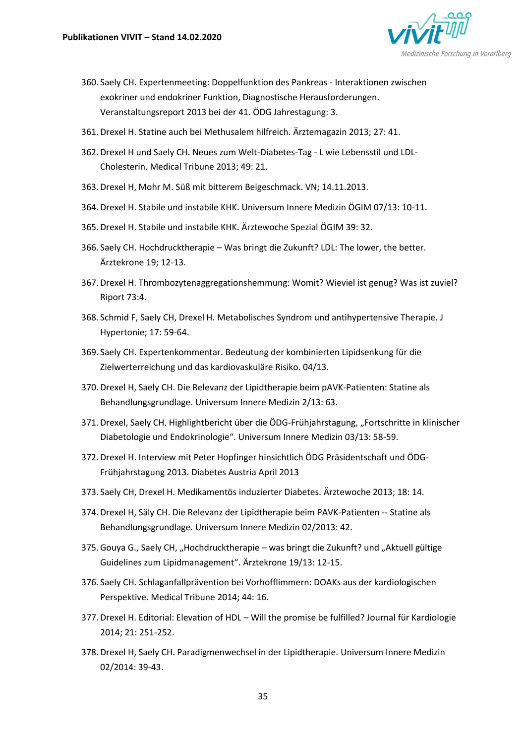360. Saely CH. Expertenmeeting: Doppelfunktion des Pankreas - Interaktionen zwischen exokriner und endokriner Funktion, Diagnostische Herausforderungen. Veranstaltungsreport 2013 bei der 41. ÖDG Jahrestagung: 3.
361. Drexel H. Statine auch bei Methusalem hilfreich. Ärztemagazin 2013; 27: 41.
362. Drexel H und Saely CH. Neues zum Welt-Diabetes-Tag - L wie Lebensstil und LDL-Cholesterin. Medical Tribune 2013; 49: 21.
363. Drexel H, Mohr M. Süß mit bitterem Beigeschmack. VN; 14.11.2013.
364. Drexel H. Stabile und instabile KHK. Universum Innere Medizin ÖGIM 07/13: 10-11.
365. Drexel H. Stabile und instabile KHK. Ärztewoche Spezial ÖGIM 39: 32.
366. Saely CH. Hochdrucktherapie – Was bringt die Zukunft? LDL: The lower, the better. Ärztekrone 19; 12-13.
367. Drexel H. Thrombozytenaggregationshemmung: Womit? Wieviel ist genug? Was ist zuviel? Riport 73:4.
368. Schmid F, Saely CH, Drexel H. Metabolisches Syndrom und antihypertensive Therapie. J Hypertonie; 17: 59-64.
369. Saely CH. Expertenkommentar. Bedeutung der kombinierten Lipidsenkung für die Zielwerterreichung und das kardiovaskuläre Risiko. 04/13.
370. Drexel H, Saely CH. Die Relevanz der Lipidtherapie beim pAVK-Patienten: Statine als Behandlungsgrundlage. Universum Innere Medizin 2/13: 63.
371. Drexel, Saely CH. Highlightbericht über die ÖDG-Frühjahrstagung, „Fortschritte in klinischer Diabetologie und Endokrinologie“. Universum Innere Medizin 03/13: 58-59.
372. Drexel H. Interview mit Peter Hopfinger hinsichtlich ÖDG Präsidentschaft und ÖDG-Frühjahrstagung 2013. Diabetes Austria April 2013
373. Saely CH, Drexel H. Medikamentös induzierter Diabetes. Ärztewoche 2013; 18: 14.
374. Drexel H, Säly CH. Die Relevanz der Lipidtherapie beim PAVK-Patienten -- Statine als Behandlungsgrundlage. Universum Innere Medizin 02/2013: 42.
375. Gouya G., Saely CH, „Hochdrucktherapie – was bringt die Zukunft? und „Aktuell gültige Guidelines zum Lipidmanagement“. Ärztekrone 19/13: 12-15.
376. Saely CH. Schlaganfallprävention bei Vorhofflimmern: DOAKs aus der kardiologischen Perspektive. Medical Tribune 2014; 44: 16.
377. Drexel H. Editorial: Elevation of HDL – Will the promise be fulfilled? Journal für Kardiologie 2014; 21: 251-252.
378. Drexel H, Saely CH. Paradigmenwechsel in der Lipidtherapie. Universum Innere Medizin 02/2014: 39-43.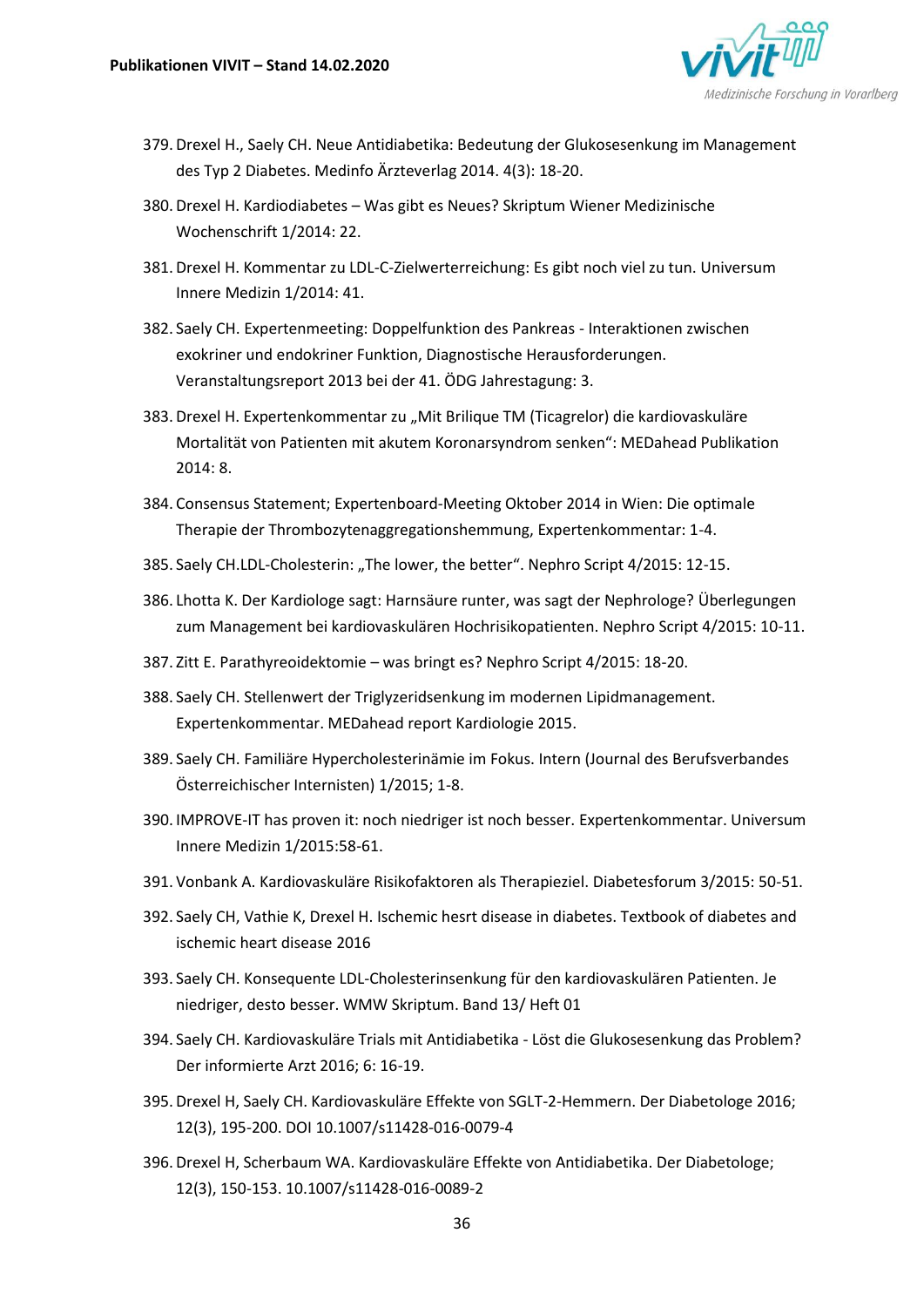379. Drexel H., Saely CH. Neue Antidiabetika: Bedeutung der Glukosesenkung im Management des Typ 2 Diabetes. Medinfo Ärzteverlag 2014. 4(3): 18-20.
380. Drexel H. Kardiodiabetes – Was gibt es Neues? Skriptum Wiener Medizinische Wochenschrift 1/2014: 22.
381. Drexel H. Kommentar zu LDL-C-Zielwerterreichung: Es gibt noch viel zu tun. Universum Innere Medizin 1/2014: 41.
382. Saely CH. Expertenmeeting: Doppelfunktion des Pankreas - Interaktionen zwischen exokriner und endokriner Funktion, Diagnostische Herausforderungen. Veranstaltungsreport 2013 bei der 41. ÖDG Jahrestagung: 3.
383. Drexel H. Expertenkommentar zu „Mit Brilique TM (Ticagrelor) die kardiovaskuläre Mortalität von Patienten mit akutem Koronarsyndrom senken": MEDahead Publikation 2014: 8.
384. Consensus Statement; Expertenboard-Meeting Oktober 2014 in Wien: Die optimale Therapie der Thrombozytenaggregationshemmung, Expertenkommentar: 1-4.
385. Saely CH.LDL-Cholesterin: „The lower, the better". Nephro Script 4/2015: 12-15.
386. Lhotta K. Der Kardiologe sagt: Harnsäure runter, was sagt der Nephrologe? Überlegungen zum Management bei kardiovaskulären Hochrisikopatienten. Nephro Script 4/2015: 10-11.
387. Zitt E. Parathyreoidektomie – was bringt es? Nephro Script 4/2015: 18-20.
388. Saely CH. Stellenwert der Triglyzeridsenkung im modernen Lipidmanagement. Expertenkommentar. MEDahead report Kardiologie 2015.
389. Saely CH. Familiäre Hypercholesterinämie im Fokus. Intern (Journal des Berufsverbandes Österreichischer Internisten) 1/2015; 1-8.
390. IMPROVE-IT has proven it: noch niedriger ist noch besser. Expertenkommentar. Universum Innere Medizin 1/2015:58-61.
391. Vonbank A. Kardiovaskuläre Risikofaktoren als Therapieziel. Diabetesforum 3/2015: 50-51.
392. Saely CH, Vathie K, Drexel H. Ischemic hesrt disease in diabetes. Textbook of diabetes and ischemic heart disease 2016
393. Saely CH. Konsequente LDL-Cholesterinsenkung für den kardiovaskulären Patienten. Je niedriger, desto besser. WMW Skriptum. Band 13/ Heft 01
394. Saely CH. Kardiovaskuläre Trials mit Antidiabetika - Löst die Glukosesenkung das Problem? Der informierte Arzt 2016; 6: 16-19.
395. Drexel H, Saely CH. Kardiovaskuläre Effekte von SGLT-2-Hemmern. Der Diabetologe 2016; 12(3), 195-200. DOI 10.1007/s11428-016-0079-4
396. Drexel H, Scherbaum WA. Kardiovaskuläre Effekte von Antidiabetika. Der Diabetologe; 12(3), 150-153. 10.1007/s11428-016-0089-2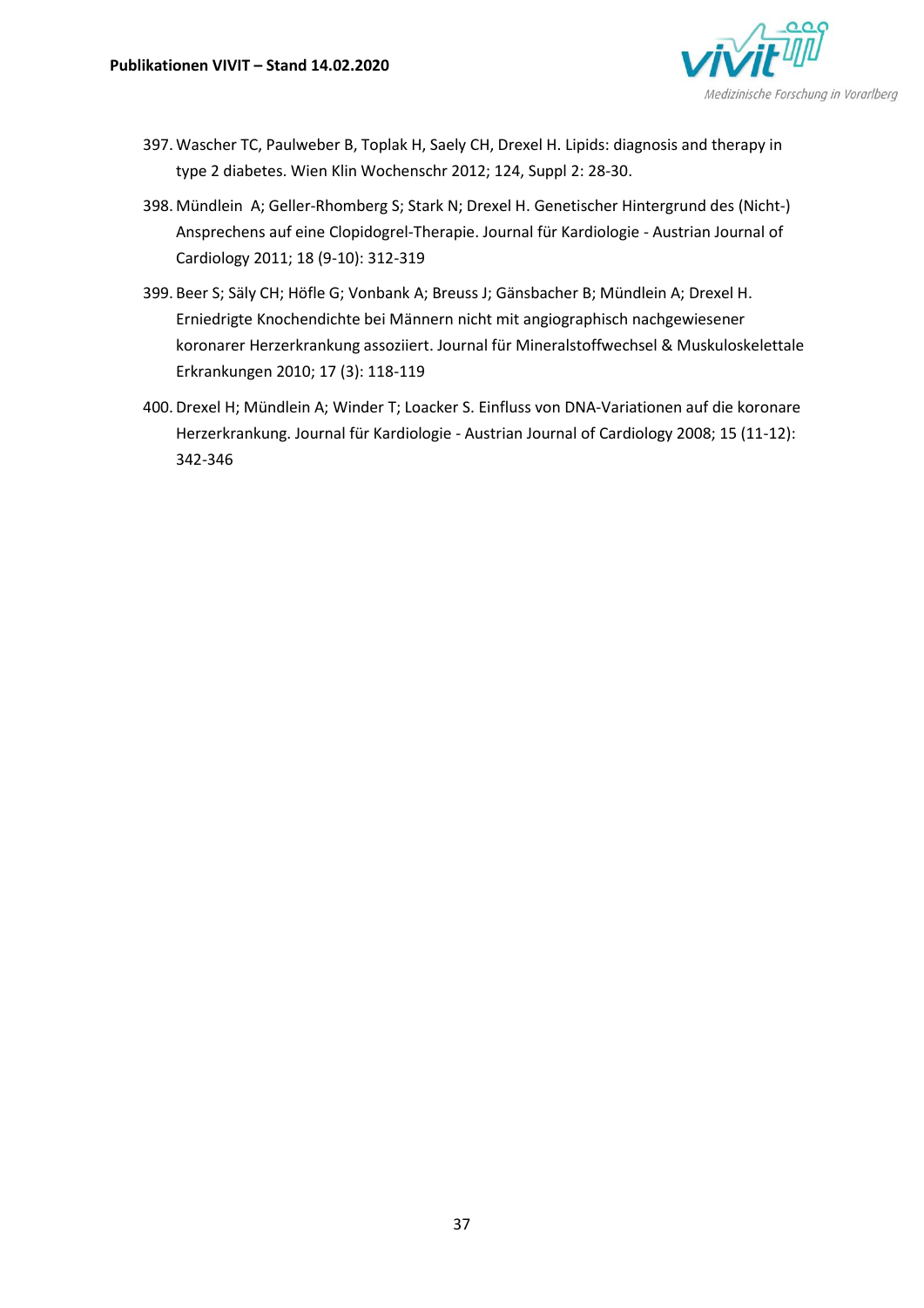397. Wascher TC, Paulweber B, Toplak H, Saely CH, Drexel H. Lipids: diagnosis and therapy in type 2 diabetes. Wien Klin Wochenschr 2012; 124, Suppl 2: 28-30.
398. Mündlein A; Geller-Rhomberg S; Stark N; Drexel H. Genetischer Hintergrund des (Nicht-) Ansprechens auf eine Clopidogrel-Therapie. Journal für Kardiologie - Austrian Journal of Cardiology 2011; 18 (9-10): 312-319
399. Beer S; Säly CH; Höfle G; Vonbank A; Breuss J; Gänsbacher B; Mündlein A; Drexel H. Erniedrigte Knochendichte bei Männern nicht mit angiographisch nachgewiesener koronarer Herzerkrankung assoziiert. Journal für Mineralstoffwechsel & Muskuloskelettale Erkrankungen 2010; 17 (3): 118-119
400. Drexel H; Mündlein A; Winder T; Loacker S. Einfluss von DNA-Variationen auf die koronare Herzerkrankung. Journal für Kardiologie - Austrian Journal of Cardiology 2008; 15 (11-12): 342-346